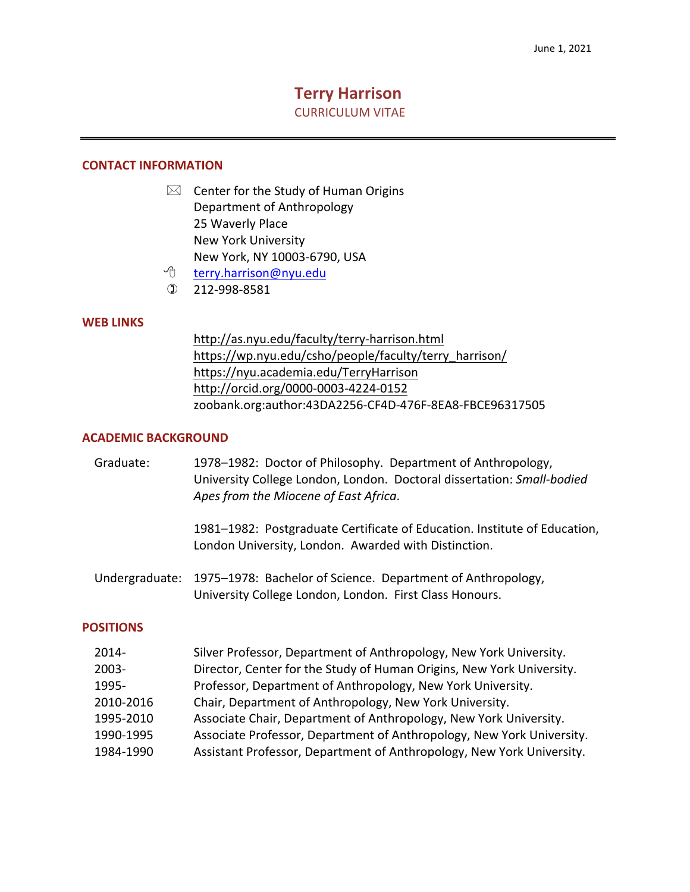June 1, 2021

# Terry Harrison

CURRICULUM VITAE

---

## CONTACT INFORMATION

Center for the Study of Human Origins
Department of Anthropology
25 Waverly Place
New York University
New York, NY 10003-6790, USA

terry.harrison@nyu.edu

212-998-8581

## WEB LINKS

http://as.nyu.edu/faculty/terry-harrison.html
https://wp.nyu.edu/csho/people/faculty/terry_harrison/
https://nyu.academia.edu/TerryHarrison
http://orcid.org/0000-0003-4224-0152
zoobank.org:author:43DA2256-CF4D-476F-8EA8-FBCE96317505

## ACADEMIC BACKGROUND

Graduate: 1978–1982: Doctor of Philosophy. Department of Anthropology, University College London, London. Doctoral dissertation: *Small-bodied Apes from the Miocene of East Africa*.

1981–1982: Postgraduate Certificate of Education. Institute of Education, London University, London. Awarded with Distinction.

Undergraduate: 1975–1978: Bachelor of Science. Department of Anthropology, University College London, London. First Class Honours.

## POSITIONS

| | |
|---|---|
| 2014- | Silver Professor, Department of Anthropology, New York University. |
| 2003- | Director, Center for the Study of Human Origins, New York University. |
| 1995- | Professor, Department of Anthropology, New York University. |
| 2010-2016 | Chair, Department of Anthropology, New York University. |
| 1995-2010 | Associate Chair, Department of Anthropology, New York University. |
| 1990-1995 | Associate Professor, Department of Anthropology, New York University. |
| 1984-1990 | Assistant Professor, Department of Anthropology, New York University. |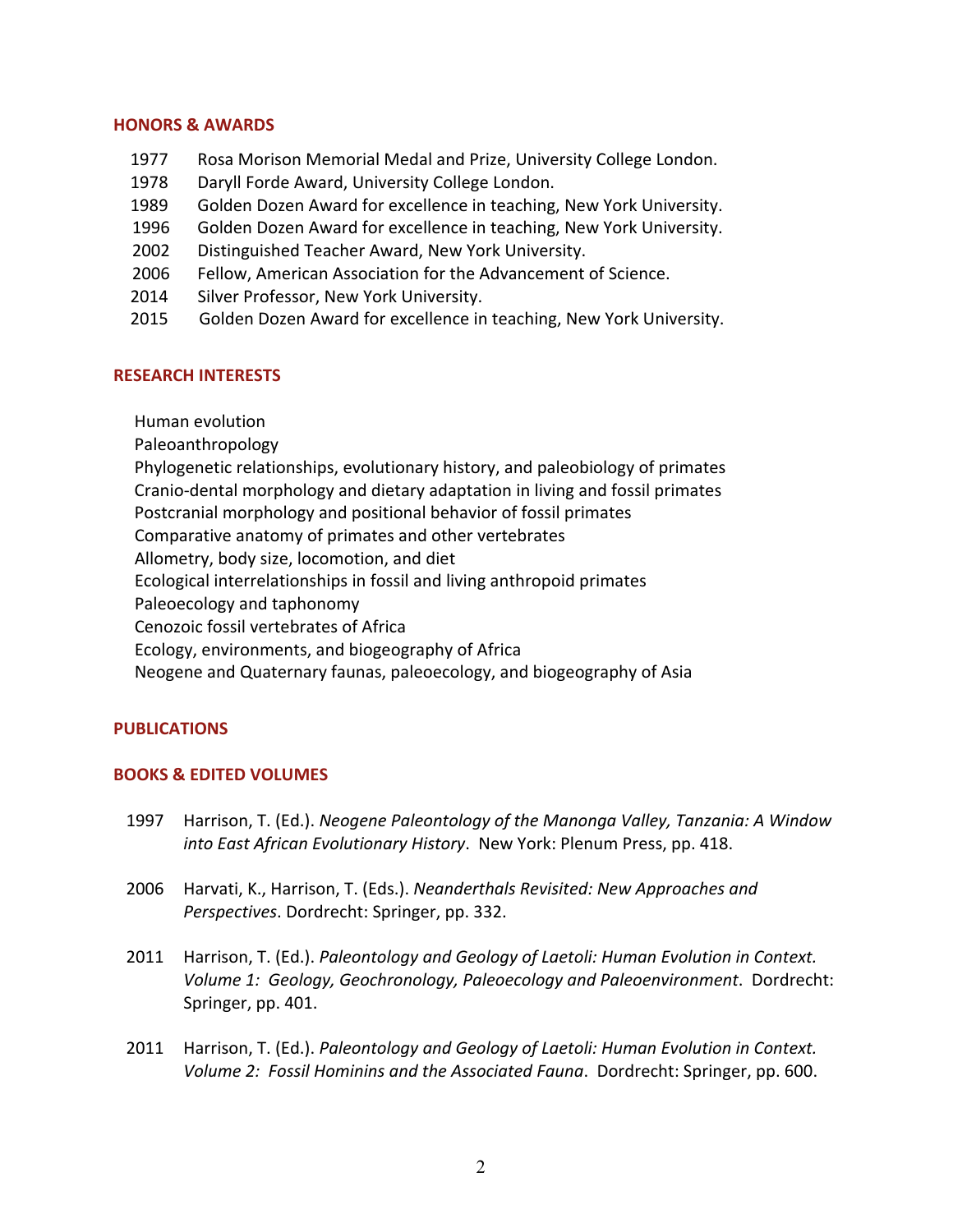## HONORS & AWARDS

- 1977 Rosa Morison Memorial Medal and Prize, University College London.
- 1978 Daryll Forde Award, University College London.
- 1989 Golden Dozen Award for excellence in teaching, New York University.
- 1996 Golden Dozen Award for excellence in teaching, New York University.
- 2002 Distinguished Teacher Award, New York University.
- 2006 Fellow, American Association for the Advancement of Science.
- 2014 Silver Professor, New York University.
- 2015 Golden Dozen Award for excellence in teaching, New York University.

## RESEARCH INTERESTS

Human evolution
Paleoanthropology
Phylogenetic relationships, evolutionary history, and paleobiology of primates
Cranio-dental morphology and dietary adaptation in living and fossil primates
Postcranial morphology and positional behavior of fossil primates
Comparative anatomy of primates and other vertebrates
Allometry, body size, locomotion, and diet
Ecological interrelationships in fossil and living anthropoid primates
Paleoecology and taphonomy
Cenozoic fossil vertebrates of Africa
Ecology, environments, and biogeography of Africa
Neogene and Quaternary faunas, paleoecology, and biogeography of Asia

## PUBLICATIONS

## BOOKS & EDITED VOLUMES

1997 Harrison, T. (Ed.). *Neogene Paleontology of the Manonga Valley, Tanzania: A Window into East African Evolutionary History*. New York: Plenum Press, pp. 418.

2006 Harvati, K., Harrison, T. (Eds.). *Neanderthals Revisited: New Approaches and Perspectives*. Dordrecht: Springer, pp. 332.

2011 Harrison, T. (Ed.). *Paleontology and Geology of Laetoli: Human Evolution in Context. Volume 1: Geology, Geochronology, Paleoecology and Paleoenvironment*. Dordrecht: Springer, pp. 401.

2011 Harrison, T. (Ed.). *Paleontology and Geology of Laetoli: Human Evolution in Context. Volume 2: Fossil Hominins and the Associated Fauna*. Dordrecht: Springer, pp. 600.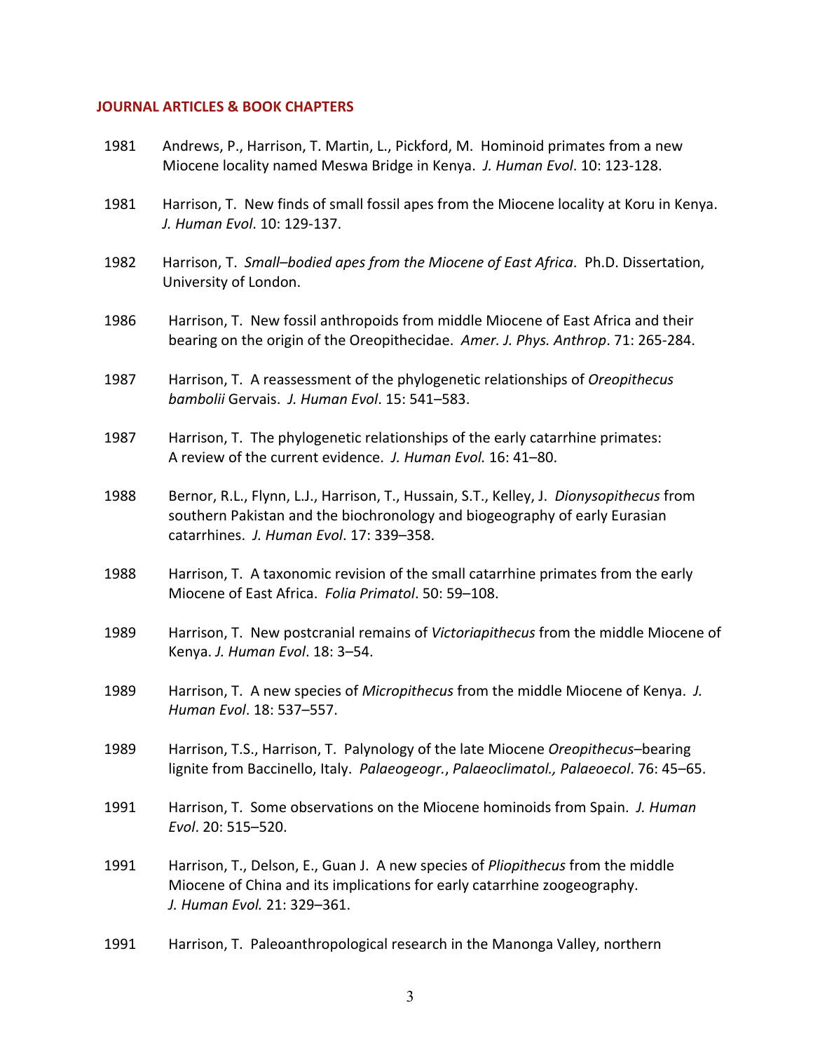### JOURNAL ARTICLES & BOOK CHAPTERS

1981 Andrews, P., Harrison, T. Martin, L., Pickford, M. Hominoid primates from a new Miocene locality named Meswa Bridge in Kenya. *J. Human Evol*. 10: 123-128.

1981 Harrison, T. New finds of small fossil apes from the Miocene locality at Koru in Kenya. *J. Human Evol*. 10: 129-137.

1982 Harrison, T. *Small–bodied apes from the Miocene of East Africa*. Ph.D. Dissertation, University of London.

1986 Harrison, T. New fossil anthropoids from middle Miocene of East Africa and their bearing on the origin of the Oreopithecidae. *Amer. J. Phys. Anthrop*. 71: 265-284.

1987 Harrison, T. A reassessment of the phylogenetic relationships of *Oreopithecus bambolii* Gervais. *J. Human Evol*. 15: 541–583.

1987 Harrison, T. The phylogenetic relationships of the early catarrhine primates: A review of the current evidence. *J. Human Evol.* 16: 41–80.

1988 Bernor, R.L., Flynn, L.J., Harrison, T., Hussain, S.T., Kelley, J. *Dionysopithecus* from southern Pakistan and the biochronology and biogeography of early Eurasian catarrhines. *J. Human Evol*. 17: 339–358.

1988 Harrison, T. A taxonomic revision of the small catarrhine primates from the early Miocene of East Africa. *Folia Primatol*. 50: 59–108.

1989 Harrison, T. New postcranial remains of *Victoriapithecus* from the middle Miocene of Kenya. *J. Human Evol*. 18: 3–54.

1989 Harrison, T. A new species of *Micropithecus* from the middle Miocene of Kenya. *J. Human Evol*. 18: 537–557.

1989 Harrison, T.S., Harrison, T. Palynology of the late Miocene *Oreopithecus*–bearing lignite from Baccinello, Italy. *Palaeogeogr., Palaeoclimatol., Palaeoecol*. 76: 45–65.

1991 Harrison, T. Some observations on the Miocene hominoids from Spain. *J. Human Evol*. 20: 515–520.

1991 Harrison, T., Delson, E., Guan J. A new species of *Pliopithecus* from the middle Miocene of China and its implications for early catarrhine zoogeography. *J. Human Evol.* 21: 329–361.

1991 Harrison, T. Paleoanthropological research in the Manonga Valley, northern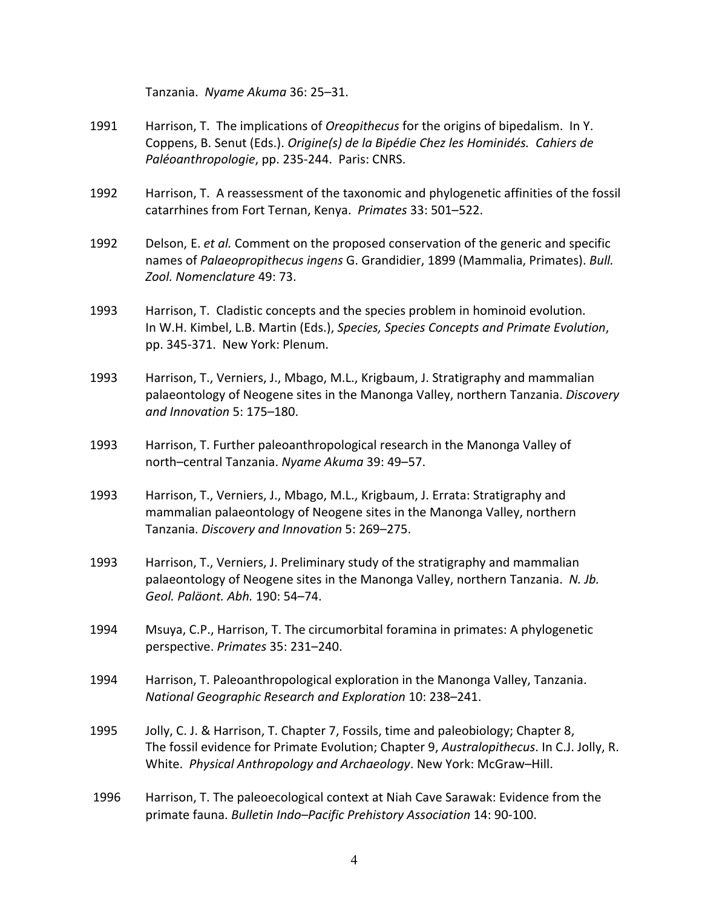Tanzania. *Nyame Akuma* 36: 25–31.

1991 Harrison, T. The implications of *Oreopithecus* for the origins of bipedalism. In Y. Coppens, B. Senut (Eds.). *Origine(s) de la Bipédie Chez les Hominidés. Cahiers de Paléoanthropologie*, pp. 235-244. Paris: CNRS.

1992 Harrison, T. A reassessment of the taxonomic and phylogenetic affinities of the fossil catarrhines from Fort Ternan, Kenya. *Primates* 33: 501–522.

1992 Delson, E. *et al.* Comment on the proposed conservation of the generic and specific names of *Palaeopropithecus ingens* G. Grandidier, 1899 (Mammalia, Primates). *Bull. Zool. Nomenclature* 49: 73.

1993 Harrison, T. Cladistic concepts and the species problem in hominoid evolution. In W.H. Kimbel, L.B. Martin (Eds.), *Species, Species Concepts and Primate Evolution*, pp. 345-371. New York: Plenum.

1993 Harrison, T., Verniers, J., Mbago, M.L., Krigbaum, J. Stratigraphy and mammalian palaeontology of Neogene sites in the Manonga Valley, northern Tanzania. *Discovery and Innovation* 5: 175–180.

1993 Harrison, T. Further paleoanthropological research in the Manonga Valley of north–central Tanzania. *Nyame Akuma* 39: 49–57.

1993 Harrison, T., Verniers, J., Mbago, M.L., Krigbaum, J. Errata: Stratigraphy and mammalian palaeontology of Neogene sites in the Manonga Valley, northern Tanzania. *Discovery and Innovation* 5: 269–275.

1993 Harrison, T., Verniers, J. Preliminary study of the stratigraphy and mammalian palaeontology of Neogene sites in the Manonga Valley, northern Tanzania. *N. Jb. Geol. Paläont. Abh.* 190: 54–74.

1994 Msuya, C.P., Harrison, T. The circumorbital foramina in primates: A phylogenetic perspective. *Primates* 35: 231–240.

1994 Harrison, T. Paleoanthropological exploration in the Manonga Valley, Tanzania. *National Geographic Research and Exploration* 10: 238–241.

1995 Jolly, C. J. & Harrison, T. Chapter 7, Fossils, time and paleobiology; Chapter 8, The fossil evidence for Primate Evolution; Chapter 9, *Australopithecus*. In C.J. Jolly, R. White. *Physical Anthropology and Archaeology*. New York: McGraw–Hill.

1996 Harrison, T. The paleoecological context at Niah Cave Sarawak: Evidence from the primate fauna. *Bulletin Indo–Pacific Prehistory Association* 14: 90-100.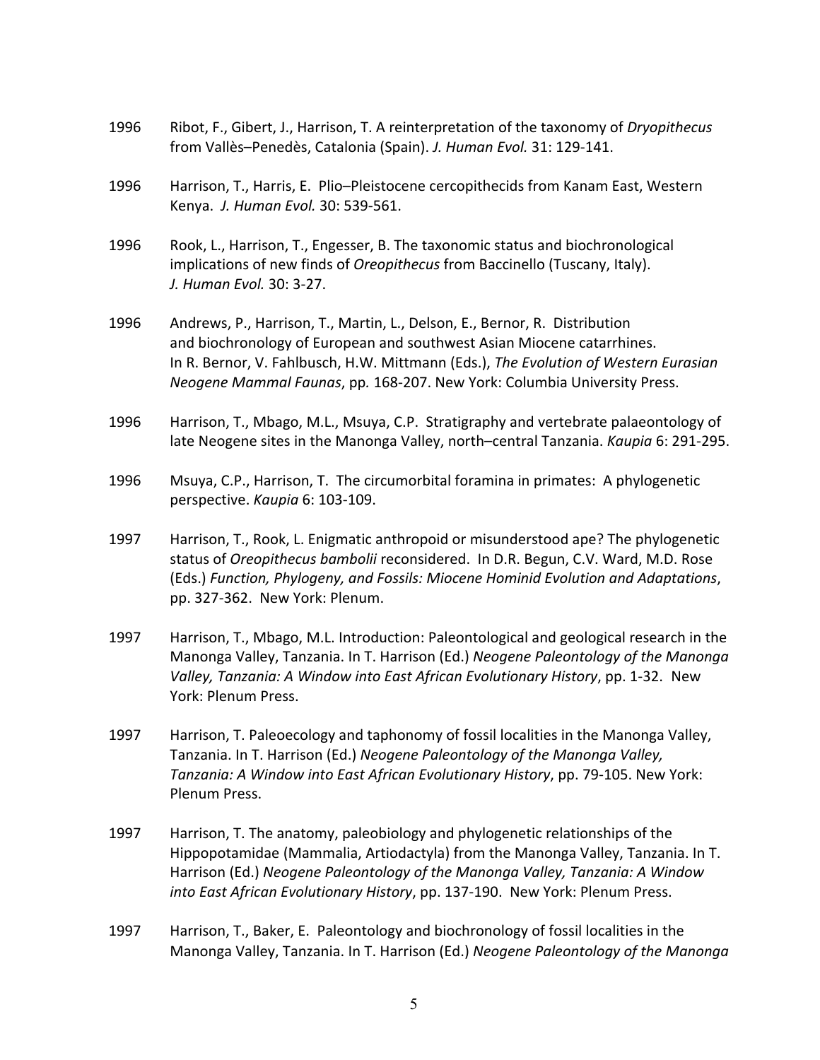1996 Ribot, F., Gibert, J., Harrison, T. A reinterpretation of the taxonomy of *Dryopithecus* from Vallès–Penedès, Catalonia (Spain). *J. Human Evol.* 31: 129-141.

1996 Harrison, T., Harris, E. Plio–Pleistocene cercopithecids from Kanam East, Western Kenya. *J. Human Evol.* 30: 539-561.

1996 Rook, L., Harrison, T., Engesser, B. The taxonomic status and biochronological implications of new finds of *Oreopithecus* from Baccinello (Tuscany, Italy). *J. Human Evol.* 30: 3-27.

1996 Andrews, P., Harrison, T., Martin, L., Delson, E., Bernor, R. Distribution and biochronology of European and southwest Asian Miocene catarrhines. In R. Bernor, V. Fahlbusch, H.W. Mittmann (Eds.), *The Evolution of Western Eurasian Neogene Mammal Faunas*, pp. 168-207. New York: Columbia University Press.

1996 Harrison, T., Mbago, M.L., Msuya, C.P. Stratigraphy and vertebrate palaeontology of late Neogene sites in the Manonga Valley, north–central Tanzania. *Kaupia* 6: 291-295.

1996 Msuya, C.P., Harrison, T. The circumorbital foramina in primates: A phylogenetic perspective. *Kaupia* 6: 103-109.

1997 Harrison, T., Rook, L. Enigmatic anthropoid or misunderstood ape? The phylogenetic status of *Oreopithecus bambolii* reconsidered. In D.R. Begun, C.V. Ward, M.D. Rose (Eds.) *Function, Phylogeny, and Fossils: Miocene Hominid Evolution and Adaptations*, pp. 327-362. New York: Plenum.

1997 Harrison, T., Mbago, M.L. Introduction: Paleontological and geological research in the Manonga Valley, Tanzania. In T. Harrison (Ed.) *Neogene Paleontology of the Manonga Valley, Tanzania: A Window into East African Evolutionary History*, pp. 1-32. New York: Plenum Press.

1997 Harrison, T. Paleoecology and taphonomy of fossil localities in the Manonga Valley, Tanzania. In T. Harrison (Ed.) *Neogene Paleontology of the Manonga Valley, Tanzania: A Window into East African Evolutionary History*, pp. 79-105. New York: Plenum Press.

1997 Harrison, T. The anatomy, paleobiology and phylogenetic relationships of the Hippopotamidae (Mammalia, Artiodactyla) from the Manonga Valley, Tanzania. In T. Harrison (Ed.) *Neogene Paleontology of the Manonga Valley, Tanzania: A Window into East African Evolutionary History*, pp. 137-190. New York: Plenum Press.

1997 Harrison, T., Baker, E. Paleontology and biochronology of fossil localities in the Manonga Valley, Tanzania. In T. Harrison (Ed.) *Neogene Paleontology of the Manonga*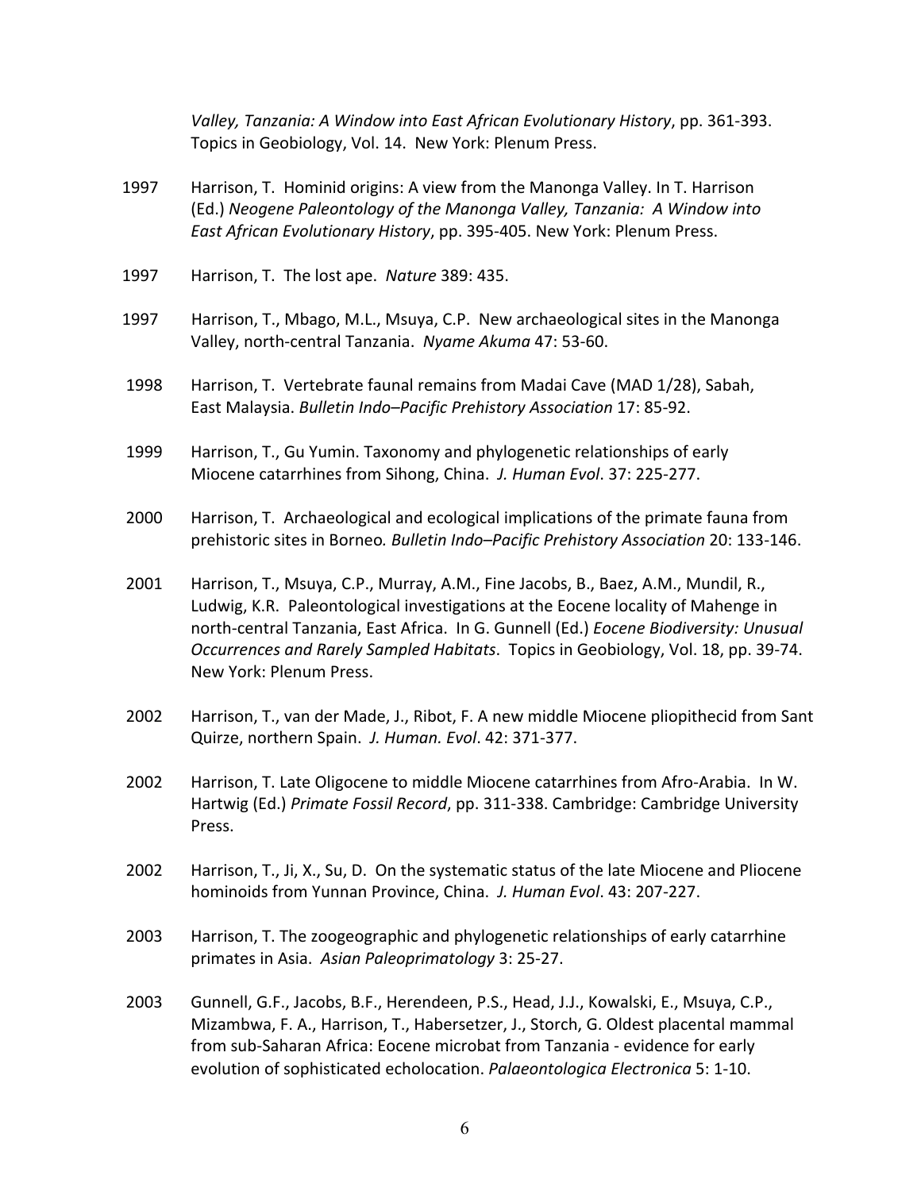*Valley, Tanzania: A Window into East African Evolutionary History*, pp. 361-393. Topics in Geobiology, Vol. 14. New York: Plenum Press.

1997 Harrison, T. Hominid origins: A view from the Manonga Valley. In T. Harrison (Ed.) *Neogene Paleontology of the Manonga Valley, Tanzania: A Window into East African Evolutionary History*, pp. 395-405. New York: Plenum Press.

1997 Harrison, T. The lost ape. *Nature* 389: 435.

1997 Harrison, T., Mbago, M.L., Msuya, C.P. New archaeological sites in the Manonga Valley, north-central Tanzania. *Nyame Akuma* 47: 53-60.

1998 Harrison, T. Vertebrate faunal remains from Madai Cave (MAD 1/28), Sabah, East Malaysia. *Bulletin Indo–Pacific Prehistory Association* 17: 85-92.

1999 Harrison, T., Gu Yumin. Taxonomy and phylogenetic relationships of early Miocene catarrhines from Sihong, China. *J. Human Evol*. 37: 225-277.

2000 Harrison, T. Archaeological and ecological implications of the primate fauna from prehistoric sites in Borneo*. Bulletin Indo–Pacific Prehistory Association* 20: 133-146.

2001 Harrison, T., Msuya, C.P., Murray, A.M., Fine Jacobs, B., Baez, A.M., Mundil, R., Ludwig, K.R. Paleontological investigations at the Eocene locality of Mahenge in north-central Tanzania, East Africa. In G. Gunnell (Ed.) *Eocene Biodiversity: Unusual Occurrences and Rarely Sampled Habitats*. Topics in Geobiology, Vol. 18, pp. 39-74. New York: Plenum Press.

2002 Harrison, T., van der Made, J., Ribot, F. A new middle Miocene pliopithecid from Sant Quirze, northern Spain. *J. Human. Evol*. 42: 371-377.

2002 Harrison, T. Late Oligocene to middle Miocene catarrhines from Afro-Arabia. In W. Hartwig (Ed.) *Primate Fossil Record*, pp. 311-338. Cambridge: Cambridge University Press.

2002 Harrison, T., Ji, X., Su, D. On the systematic status of the late Miocene and Pliocene hominoids from Yunnan Province, China. *J. Human Evol*. 43: 207-227.

2003 Harrison, T. The zoogeographic and phylogenetic relationships of early catarrhine primates in Asia. *Asian Paleoprimatology* 3: 25-27.

2003 Gunnell, G.F., Jacobs, B.F., Herendeen, P.S., Head, J.J., Kowalski, E., Msuya, C.P., Mizambwa, F. A., Harrison, T., Habersetzer, J., Storch, G. Oldest placental mammal from sub-Saharan Africa: Eocene microbat from Tanzania - evidence for early evolution of sophisticated echolocation. *Palaeontologica Electronica* 5: 1-10.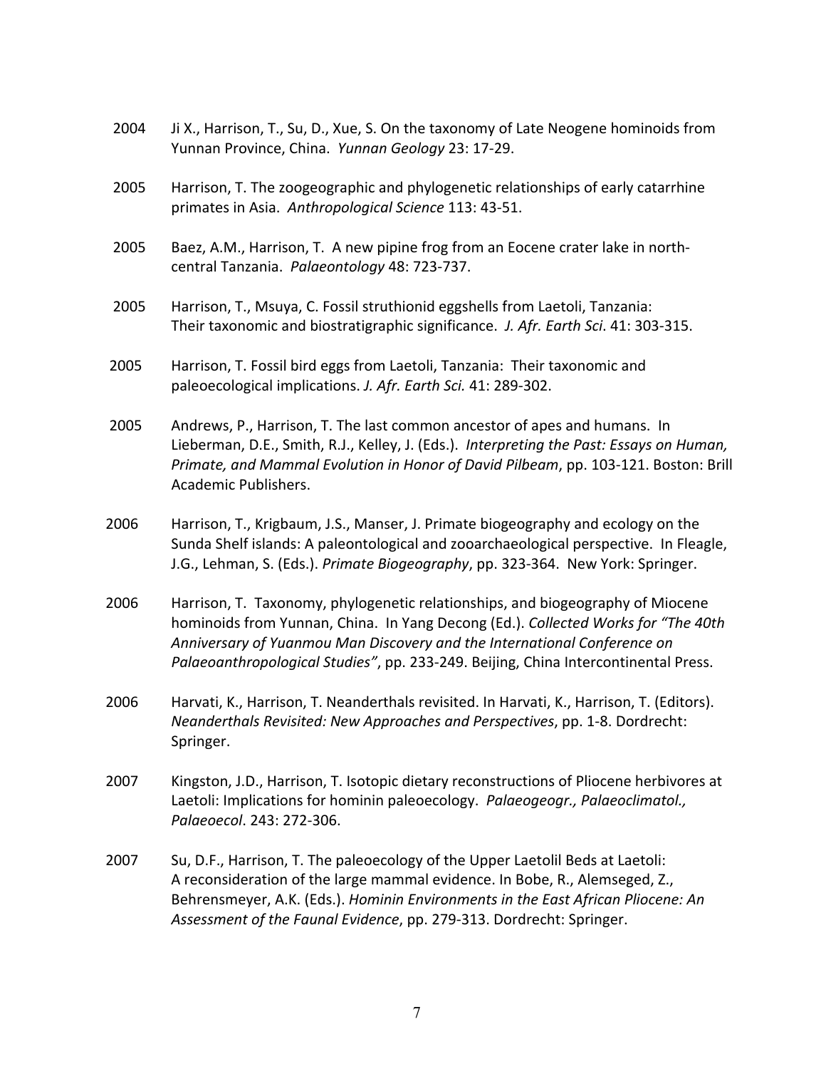2004 Ji X., Harrison, T., Su, D., Xue, S. On the taxonomy of Late Neogene hominoids from Yunnan Province, China. *Yunnan Geology* 23: 17-29.

2005 Harrison, T. The zoogeographic and phylogenetic relationships of early catarrhine primates in Asia. *Anthropological Science* 113: 43-51.

2005 Baez, A.M., Harrison, T. A new pipine frog from an Eocene crater lake in north-central Tanzania. *Palaeontology* 48: 723-737.

2005 Harrison, T., Msuya, C. Fossil struthionid eggshells from Laetoli, Tanzania: Their taxonomic and biostratigraphic significance. *J. Afr. Earth Sci*. 41: 303-315.

2005 Harrison, T. Fossil bird eggs from Laetoli, Tanzania: Their taxonomic and paleoecological implications. *J. Afr. Earth Sci.* 41: 289-302.

2005 Andrews, P., Harrison, T. The last common ancestor of apes and humans. In Lieberman, D.E., Smith, R.J., Kelley, J. (Eds.). *Interpreting the Past: Essays on Human, Primate, and Mammal Evolution in Honor of David Pilbeam*, pp. 103-121. Boston: Brill Academic Publishers.

2006 Harrison, T., Krigbaum, J.S., Manser, J. Primate biogeography and ecology on the Sunda Shelf islands: A paleontological and zooarchaeological perspective. In Fleagle, J.G., Lehman, S. (Eds.). *Primate Biogeography*, pp. 323-364. New York: Springer.

2006 Harrison, T. Taxonomy, phylogenetic relationships, and biogeography of Miocene hominoids from Yunnan, China. In Yang Decong (Ed.). *Collected Works for "The 40th Anniversary of Yuanmou Man Discovery and the International Conference on Palaeoanthropological Studies"*, pp. 233-249. Beijing, China Intercontinental Press.

2006 Harvati, K., Harrison, T. Neanderthals revisited. In Harvati, K., Harrison, T. (Editors). *Neanderthals Revisited: New Approaches and Perspectives*, pp. 1-8. Dordrecht: Springer.

2007 Kingston, J.D., Harrison, T. Isotopic dietary reconstructions of Pliocene herbivores at Laetoli: Implications for hominin paleoecology. *Palaeogeogr., Palaeoclimatol., Palaeoecol*. 243: 272-306.

2007 Su, D.F., Harrison, T. The paleoecology of the Upper Laetolil Beds at Laetoli: A reconsideration of the large mammal evidence. In Bobe, R., Alemseged, Z., Behrensmeyer, A.K. (Eds.). *Hominin Environments in the East African Pliocene: An Assessment of the Faunal Evidence*, pp. 279-313. Dordrecht: Springer.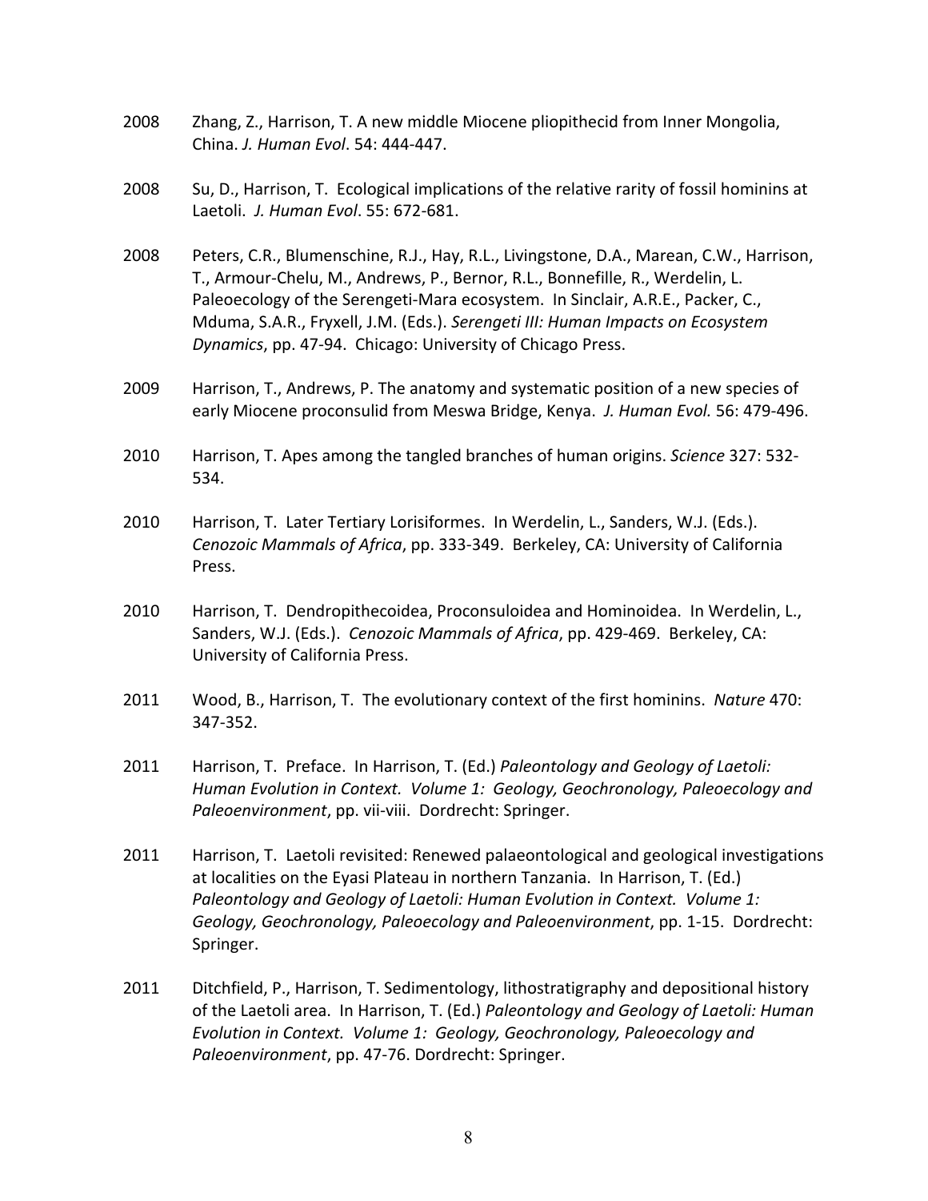2008 Zhang, Z., Harrison, T. A new middle Miocene pliopithecid from Inner Mongolia, China. *J. Human Evol*. 54: 444-447.

2008 Su, D., Harrison, T. Ecological implications of the relative rarity of fossil hominins at Laetoli. *J. Human Evol*. 55: 672-681.

2008 Peters, C.R., Blumenschine, R.J., Hay, R.L., Livingstone, D.A., Marean, C.W., Harrison, T., Armour-Chelu, M., Andrews, P., Bernor, R.L., Bonnefille, R., Werdelin, L. Paleoecology of the Serengeti-Mara ecosystem. In Sinclair, A.R.E., Packer, C., Mduma, S.A.R., Fryxell, J.M. (Eds.). *Serengeti III: Human Impacts on Ecosystem Dynamics*, pp. 47-94. Chicago: University of Chicago Press.

2009 Harrison, T., Andrews, P. The anatomy and systematic position of a new species of early Miocene proconsulid from Meswa Bridge, Kenya. *J. Human Evol.* 56: 479-496.

2010 Harrison, T. Apes among the tangled branches of human origins. *Science* 327: 532-534.

2010 Harrison, T. Later Tertiary Lorisiformes. In Werdelin, L., Sanders, W.J. (Eds.). *Cenozoic Mammals of Africa*, pp. 333-349. Berkeley, CA: University of California Press.

2010 Harrison, T. Dendropithecoidea, Proconsuloidea and Hominoidea. In Werdelin, L., Sanders, W.J. (Eds.). *Cenozoic Mammals of Africa*, pp. 429-469. Berkeley, CA: University of California Press.

2011 Wood, B., Harrison, T. The evolutionary context of the first hominins. *Nature* 470: 347-352.

2011 Harrison, T. Preface. In Harrison, T. (Ed.) *Paleontology and Geology of Laetoli: Human Evolution in Context. Volume 1: Geology, Geochronology, Paleoecology and Paleoenvironment*, pp. vii-viii. Dordrecht: Springer.

2011 Harrison, T. Laetoli revisited: Renewed palaeontological and geological investigations at localities on the Eyasi Plateau in northern Tanzania. In Harrison, T. (Ed.) *Paleontology and Geology of Laetoli: Human Evolution in Context. Volume 1: Geology, Geochronology, Paleoecology and Paleoenvironment*, pp. 1-15. Dordrecht: Springer.

2011 Ditchfield, P., Harrison, T. Sedimentology, lithostratigraphy and depositional history of the Laetoli area. In Harrison, T. (Ed.) *Paleontology and Geology of Laetoli: Human Evolution in Context. Volume 1: Geology, Geochronology, Paleoecology and Paleoenvironment*, pp. 47-76. Dordrecht: Springer.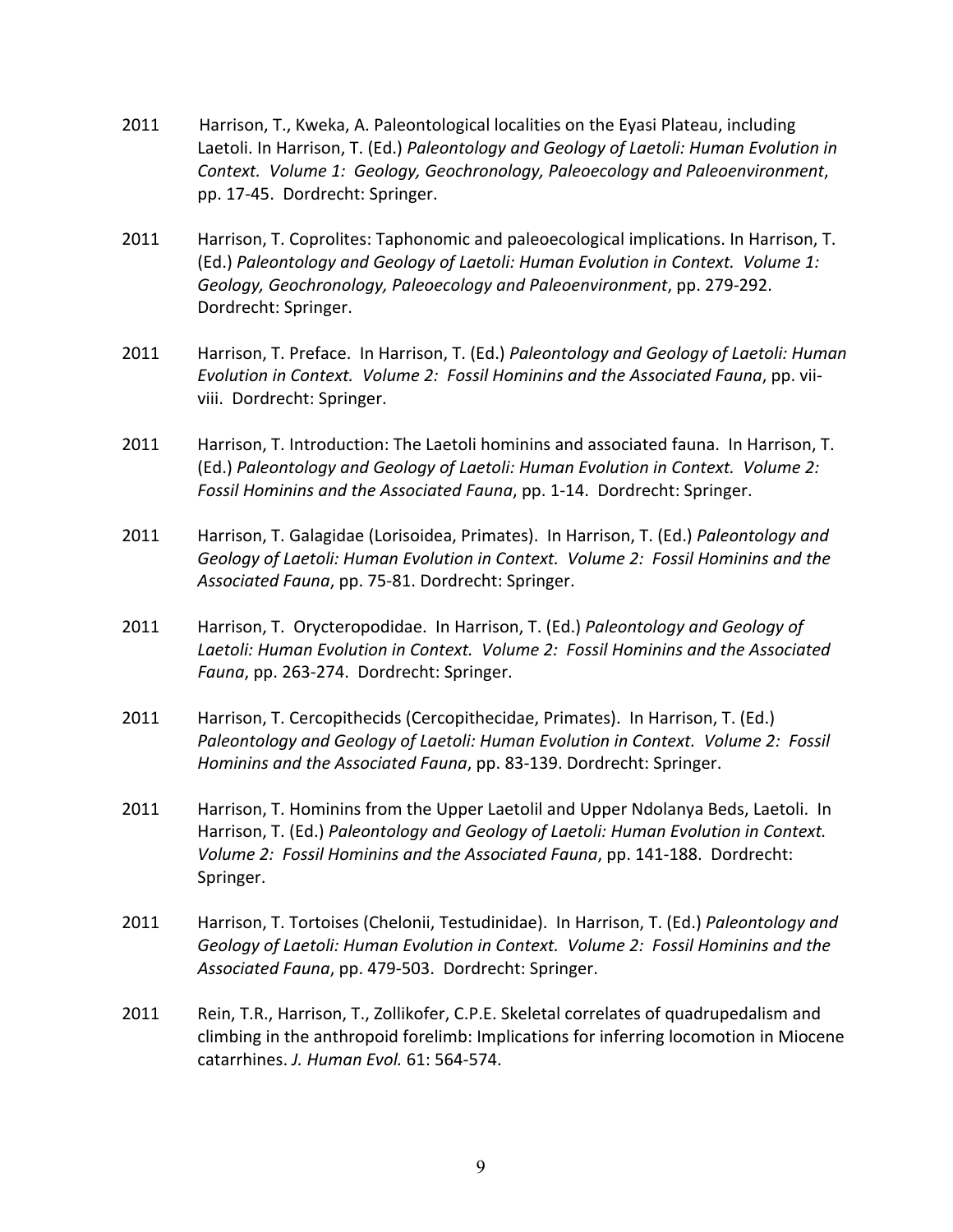2011 Harrison, T., Kweka, A. Paleontological localities on the Eyasi Plateau, including Laetoli. In Harrison, T. (Ed.) *Paleontology and Geology of Laetoli: Human Evolution in Context. Volume 1: Geology, Geochronology, Paleoecology and Paleoenvironment*, pp. 17-45. Dordrecht: Springer.

2011 Harrison, T. Coprolites: Taphonomic and paleoecological implications. In Harrison, T. (Ed.) *Paleontology and Geology of Laetoli: Human Evolution in Context. Volume 1: Geology, Geochronology, Paleoecology and Paleoenvironment*, pp. 279-292. Dordrecht: Springer.

2011 Harrison, T. Preface. In Harrison, T. (Ed.) *Paleontology and Geology of Laetoli: Human Evolution in Context. Volume 2: Fossil Hominins and the Associated Fauna*, pp. vii-viii. Dordrecht: Springer.

2011 Harrison, T. Introduction: The Laetoli hominins and associated fauna. In Harrison, T. (Ed.) *Paleontology and Geology of Laetoli: Human Evolution in Context. Volume 2: Fossil Hominins and the Associated Fauna*, pp. 1-14. Dordrecht: Springer.

2011 Harrison, T. Galagidae (Lorisoidea, Primates). In Harrison, T. (Ed.) *Paleontology and Geology of Laetoli: Human Evolution in Context. Volume 2: Fossil Hominins and the Associated Fauna*, pp. 75-81. Dordrecht: Springer.

2011 Harrison, T. Orycteropodidae. In Harrison, T. (Ed.) *Paleontology and Geology of Laetoli: Human Evolution in Context. Volume 2: Fossil Hominins and the Associated Fauna*, pp. 263-274. Dordrecht: Springer.

2011 Harrison, T. Cercopithecids (Cercopithecidae, Primates). In Harrison, T. (Ed.) *Paleontology and Geology of Laetoli: Human Evolution in Context. Volume 2: Fossil Hominins and the Associated Fauna*, pp. 83-139. Dordrecht: Springer.

2011 Harrison, T. Hominins from the Upper Laetolil and Upper Ndolanya Beds, Laetoli. In Harrison, T. (Ed.) *Paleontology and Geology of Laetoli: Human Evolution in Context. Volume 2: Fossil Hominins and the Associated Fauna*, pp. 141-188. Dordrecht: Springer.

2011 Harrison, T. Tortoises (Chelonii, Testudinidae). In Harrison, T. (Ed.) *Paleontology and Geology of Laetoli: Human Evolution in Context. Volume 2: Fossil Hominins and the Associated Fauna*, pp. 479-503. Dordrecht: Springer.

2011 Rein, T.R., Harrison, T., Zollikofer, C.P.E. Skeletal correlates of quadrupedalism and climbing in the anthropoid forelimb: Implications for inferring locomotion in Miocene catarrhines. *J. Human Evol.* 61: 564-574.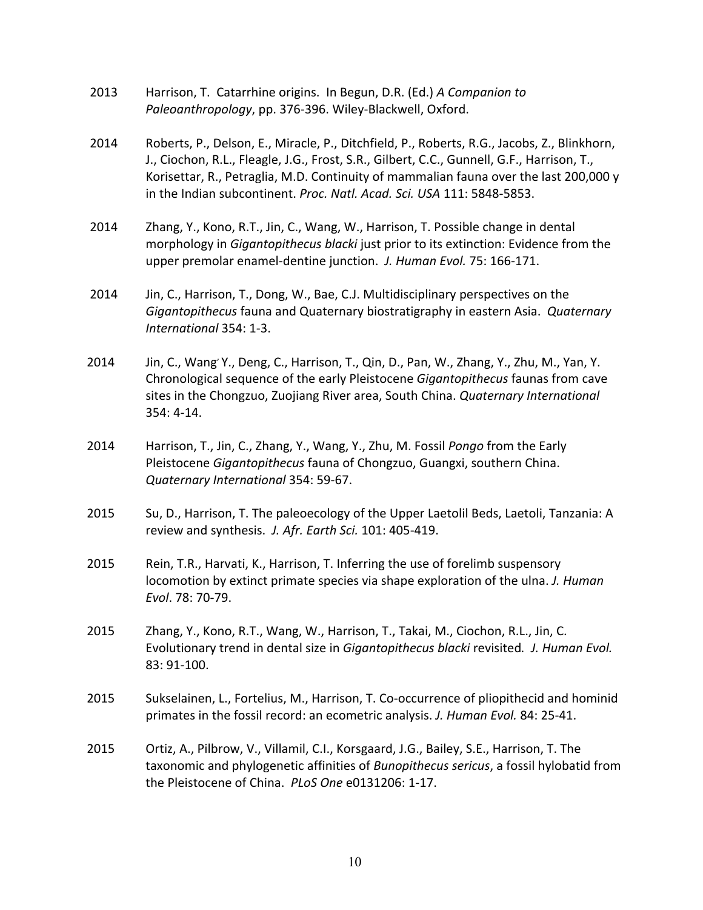2013 Harrison, T. Catarrhine origins. In Begun, D.R. (Ed.) *A Companion to Paleoanthropology*, pp. 376-396. Wiley-Blackwell, Oxford.

2014 Roberts, P., Delson, E., Miracle, P., Ditchfield, P., Roberts, R.G., Jacobs, Z., Blinkhorn, J., Ciochon, R.L., Fleagle, J.G., Frost, S.R., Gilbert, C.C., Gunnell, G.F., Harrison, T., Korisettar, R., Petraglia, M.D. Continuity of mammalian fauna over the last 200,000 y in the Indian subcontinent. *Proc. Natl. Acad. Sci. USA* 111: 5848-5853.

2014 Zhang, Y., Kono, R.T., Jin, C., Wang, W., Harrison, T. Possible change in dental morphology in *Gigantopithecus blacki* just prior to its extinction: Evidence from the upper premolar enamel-dentine junction. *J. Human Evol.* 75: 166-171.

2014 Jin, C., Harrison, T., Dong, W., Bae, C.J. Multidisciplinary perspectives on the *Gigantopithecus* fauna and Quaternary biostratigraphy in eastern Asia. *Quaternary International* 354: 1-3.

2014 Jin, C., Wang' Y., Deng, C., Harrison, T., Qin, D., Pan, W., Zhang, Y., Zhu, M., Yan, Y. Chronological sequence of the early Pleistocene *Gigantopithecus* faunas from cave sites in the Chongzuo, Zuojiang River area, South China. *Quaternary International* 354: 4-14.

2014 Harrison, T., Jin, C., Zhang, Y., Wang, Y., Zhu, M. Fossil *Pongo* from the Early Pleistocene *Gigantopithecus* fauna of Chongzuo, Guangxi, southern China. *Quaternary International* 354: 59-67.

2015 Su, D., Harrison, T. The paleoecology of the Upper Laetolil Beds, Laetoli, Tanzania: A review and synthesis. *J. Afr. Earth Sci.* 101: 405-419.

2015 Rein, T.R., Harvati, K., Harrison, T. Inferring the use of forelimb suspensory locomotion by extinct primate species via shape exploration of the ulna. *J. Human Evol*. 78: 70-79.

2015 Zhang, Y., Kono, R.T., Wang, W., Harrison, T., Takai, M., Ciochon, R.L., Jin, C. Evolutionary trend in dental size in *Gigantopithecus blacki* revisited. *J. Human Evol.* 83: 91-100.

2015 Sukselainen, L., Fortelius, M., Harrison, T. Co-occurrence of pliopithecid and hominid primates in the fossil record: an ecometric analysis. *J. Human Evol.* 84: 25-41.

2015 Ortiz, A., Pilbrow, V., Villamil, C.I., Korsgaard, J.G., Bailey, S.E., Harrison, T. The taxonomic and phylogenetic affinities of *Bunopithecus sericus*, a fossil hylobatid from the Pleistocene of China. *PLoS One* e0131206: 1-17.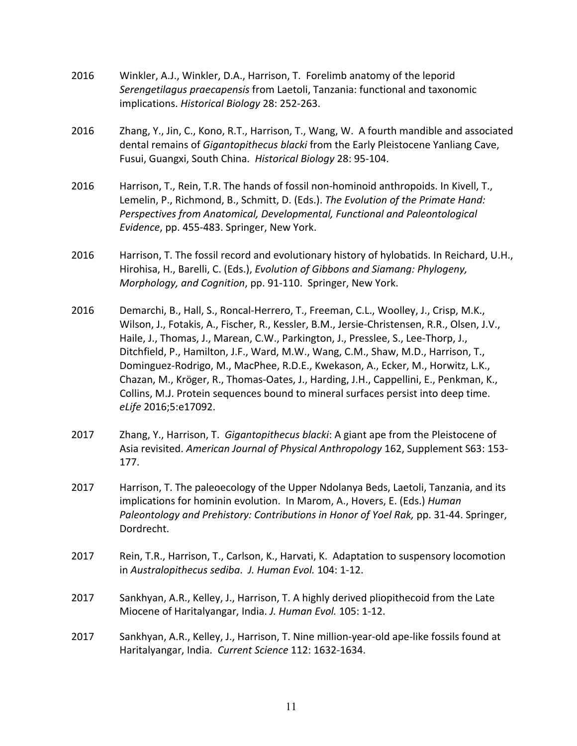2016 Winkler, A.J., Winkler, D.A., Harrison, T. Forelimb anatomy of the leporid *Serengetilagus praecapensis* from Laetoli, Tanzania: functional and taxonomic implications. *Historical Biology* 28: 252-263.

2016 Zhang, Y., Jin, C., Kono, R.T., Harrison, T., Wang, W. A fourth mandible and associated dental remains of *Gigantopithecus blacki* from the Early Pleistocene Yanliang Cave, Fusui, Guangxi, South China. *Historical Biology* 28: 95-104.

2016 Harrison, T., Rein, T.R. The hands of fossil non-hominoid anthropoids. In Kivell, T., Lemelin, P., Richmond, B., Schmitt, D. (Eds.). *The Evolution of the Primate Hand: Perspectives from Anatomical, Developmental, Functional and Paleontological Evidence*, pp. 455-483. Springer, New York.

2016 Harrison, T. The fossil record and evolutionary history of hylobatids. In Reichard, U.H., Hirohisa, H., Barelli, C. (Eds.), *Evolution of Gibbons and Siamang: Phylogeny, Morphology, and Cognition*, pp. 91-110. Springer, New York.

2016 Demarchi, B., Hall, S., Roncal-Herrero, T., Freeman, C.L., Woolley, J., Crisp, M.K., Wilson, J., Fotakis, A., Fischer, R., Kessler, B.M., Jersie-Christensen, R.R., Olsen, J.V., Haile, J., Thomas, J., Marean, C.W., Parkington, J., Presslee, S., Lee-Thorp, J., Ditchfield, P., Hamilton, J.F., Ward, M.W., Wang, C.M., Shaw, M.D., Harrison, T., Dominguez-Rodrigo, M., MacPhee, R.D.E., Kwekason, A., Ecker, M., Horwitz, L.K., Chazan, M., Kröger, R., Thomas-Oates, J., Harding, J.H., Cappellini, E., Penkman, K., Collins, M.J. Protein sequences bound to mineral surfaces persist into deep time. *eLife* 2016;5:e17092.

2017 Zhang, Y., Harrison, T. *Gigantopithecus blacki*: A giant ape from the Pleistocene of Asia revisited. *American Journal of Physical Anthropology* 162, Supplement S63: 153-177.

2017 Harrison, T. The paleoecology of the Upper Ndolanya Beds, Laetoli, Tanzania, and its implications for hominin evolution. In Marom, A., Hovers, E. (Eds.) *Human Paleontology and Prehistory: Contributions in Honor of Yoel Rak,* pp. 31-44. Springer, Dordrecht.

2017 Rein, T.R., Harrison, T., Carlson, K., Harvati, K. Adaptation to suspensory locomotion in *Australopithecus sediba*. *J. Human Evol.* 104: 1-12.

2017 Sankhyan, A.R., Kelley, J., Harrison, T. A highly derived pliopithecoid from the Late Miocene of Haritalyangar, India. *J. Human Evol.* 105: 1-12.

2017 Sankhyan, A.R., Kelley, J., Harrison, T. Nine million-year-old ape-like fossils found at Haritalyangar, India. *Current Science* 112: 1632-1634.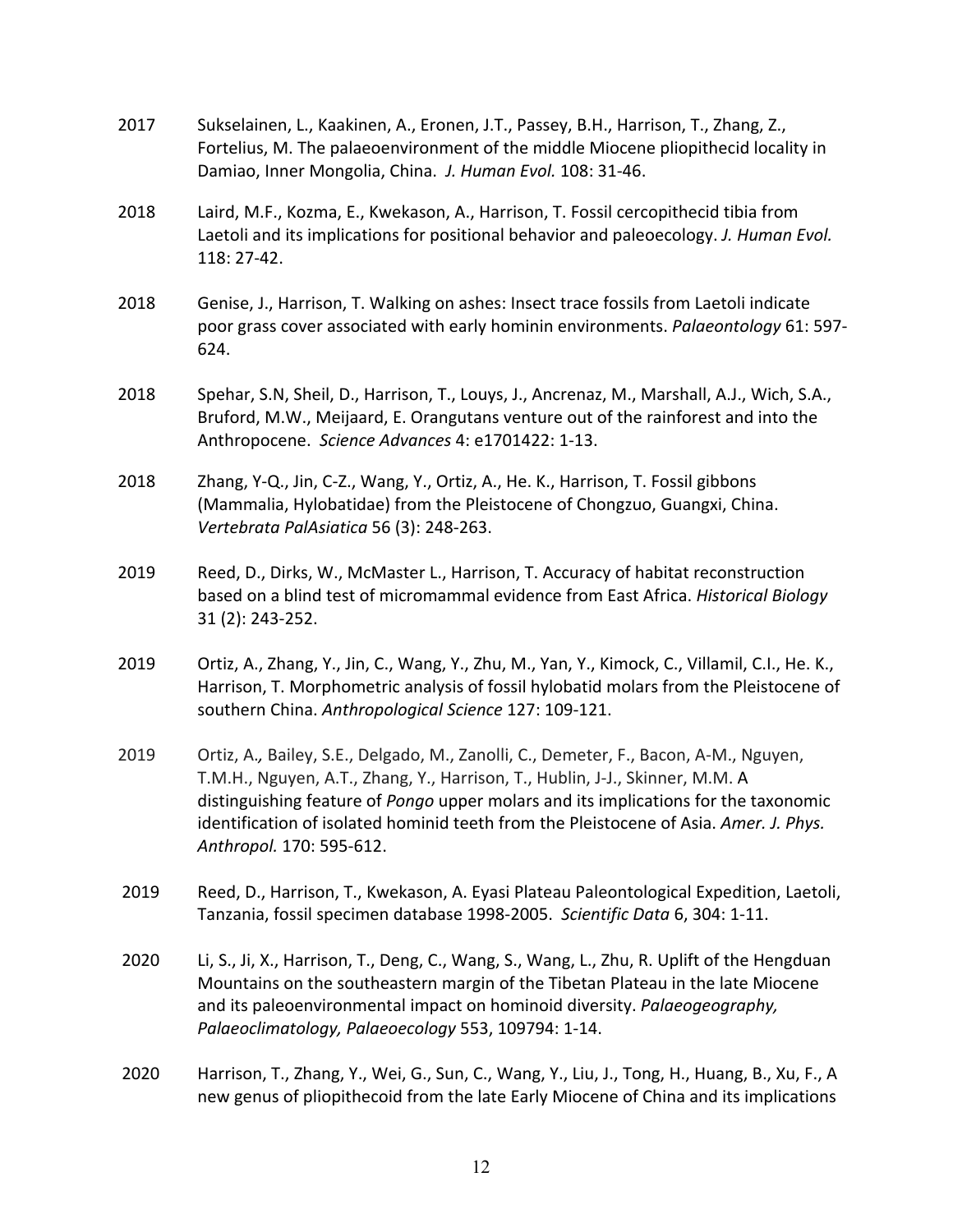2017 Sukselainen, L., Kaakinen, A., Eronen, J.T., Passey, B.H., Harrison, T., Zhang, Z., Fortelius, M. The palaeoenvironment of the middle Miocene pliopithecid locality in Damiao, Inner Mongolia, China. *J. Human Evol.* 108: 31-46.

2018 Laird, M.F., Kozma, E., Kwekason, A., Harrison, T. Fossil cercopithecid tibia from Laetoli and its implications for positional behavior and paleoecology. *J. Human Evol.* 118: 27-42.

2018 Genise, J., Harrison, T. Walking on ashes: Insect trace fossils from Laetoli indicate poor grass cover associated with early hominin environments. *Palaeontology* 61: 597-624.

2018 Spehar, S.N, Sheil, D., Harrison, T., Louys, J., Ancrenaz, M., Marshall, A.J., Wich, S.A., Bruford, M.W., Meijaard, E. Orangutans venture out of the rainforest and into the Anthropocene. *Science Advances* 4: e1701422: 1-13.

2018 Zhang, Y-Q., Jin, C-Z., Wang, Y., Ortiz, A., He. K., Harrison, T. Fossil gibbons (Mammalia, Hylobatidae) from the Pleistocene of Chongzuo, Guangxi, China. *Vertebrata PalAsiatica* 56 (3): 248-263.

2019 Reed, D., Dirks, W., McMaster L., Harrison, T. Accuracy of habitat reconstruction based on a blind test of micromammal evidence from East Africa. *Historical Biology* 31 (2): 243-252.

2019 Ortiz, A., Zhang, Y., Jin, C., Wang, Y., Zhu, M., Yan, Y., Kimock, C., Villamil, C.I., He. K., Harrison, T. Morphometric analysis of fossil hylobatid molars from the Pleistocene of southern China. *Anthropological Science* 127: 109-121.

2019 Ortiz, A., Bailey, S.E., Delgado, M., Zanolli, C., Demeter, F., Bacon, A-M., Nguyen, T.M.H., Nguyen, A.T., Zhang, Y., Harrison, T., Hublin, J-J., Skinner, M.M. A distinguishing feature of *Pongo* upper molars and its implications for the taxonomic identification of isolated hominid teeth from the Pleistocene of Asia. *Amer. J. Phys. Anthropol.* 170: 595-612.

2019 Reed, D., Harrison, T., Kwekason, A. Eyasi Plateau Paleontological Expedition, Laetoli, Tanzania, fossil specimen database 1998-2005. *Scientific Data* 6, 304: 1-11.

2020 Li, S., Ji, X., Harrison, T., Deng, C., Wang, S., Wang, L., Zhu, R. Uplift of the Hengduan Mountains on the southeastern margin of the Tibetan Plateau in the late Miocene and its paleoenvironmental impact on hominoid diversity. *Palaeogeography, Palaeoclimatology, Palaeoecology* 553, 109794: 1-14.

2020 Harrison, T., Zhang, Y., Wei, G., Sun, C., Wang, Y., Liu, J., Tong, H., Huang, B., Xu, F., A new genus of pliopithecoid from the late Early Miocene of China and its implications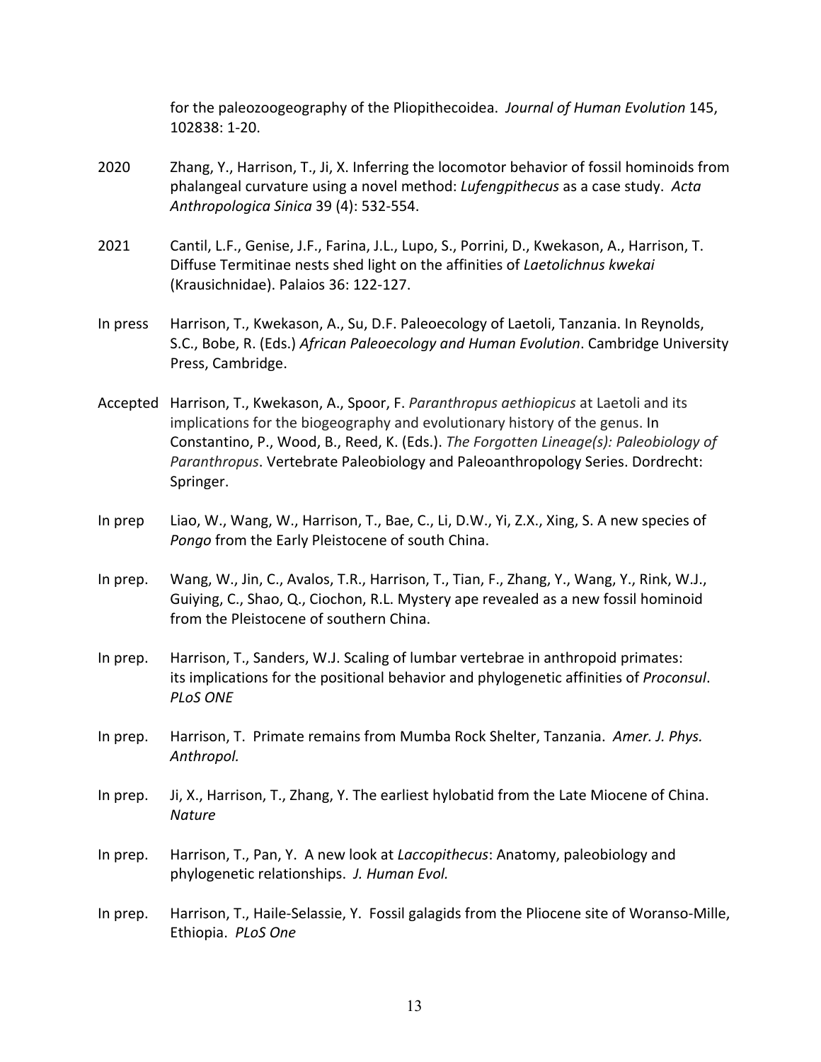for the paleozoogeography of the Pliopithecoidea. *Journal of Human Evolution* 145, 102838: 1-20.

2020 Zhang, Y., Harrison, T., Ji, X. Inferring the locomotor behavior of fossil hominoids from phalangeal curvature using a novel method: *Lufengpithecus* as a case study. *Acta Anthropologica Sinica* 39 (4): 532-554.

2021 Cantil, L.F., Genise, J.F., Farina, J.L., Lupo, S., Porrini, D., Kwekason, A., Harrison, T. Diffuse Termitinae nests shed light on the affinities of *Laetolichnus kwekai* (Krausichnidae). Palaios 36: 122-127.

In press Harrison, T., Kwekason, A., Su, D.F. Paleoecology of Laetoli, Tanzania. In Reynolds, S.C., Bobe, R. (Eds.) *African Paleoecology and Human Evolution*. Cambridge University Press, Cambridge.

Accepted Harrison, T., Kwekason, A., Spoor, F. *Paranthropus aethiopicus* at Laetoli and its implications for the biogeography and evolutionary history of the genus. In Constantino, P., Wood, B., Reed, K. (Eds.). *The Forgotten Lineage(s): Paleobiology of Paranthropus*. Vertebrate Paleobiology and Paleoanthropology Series. Dordrecht: Springer.

In prep Liao, W., Wang, W., Harrison, T., Bae, C., Li, D.W., Yi, Z.X., Xing, S. A new species of *Pongo* from the Early Pleistocene of south China.

In prep. Wang, W., Jin, C., Avalos, T.R., Harrison, T., Tian, F., Zhang, Y., Wang, Y., Rink, W.J., Guiying, C., Shao, Q., Ciochon, R.L. Mystery ape revealed as a new fossil hominoid from the Pleistocene of southern China.

In prep. Harrison, T., Sanders, W.J. Scaling of lumbar vertebrae in anthropoid primates: its implications for the positional behavior and phylogenetic affinities of *Proconsul*. *PLoS ONE*

In prep. Harrison, T. Primate remains from Mumba Rock Shelter, Tanzania. *Amer. J. Phys. Anthropol.*

In prep. Ji, X., Harrison, T., Zhang, Y. The earliest hylobatid from the Late Miocene of China. *Nature*

In prep. Harrison, T., Pan, Y. A new look at *Laccopithecus*: Anatomy, paleobiology and phylogenetic relationships. *J. Human Evol.*

In prep. Harrison, T., Haile-Selassie, Y. Fossil galagids from the Pliocene site of Woranso-Mille, Ethiopia. *PLoS One*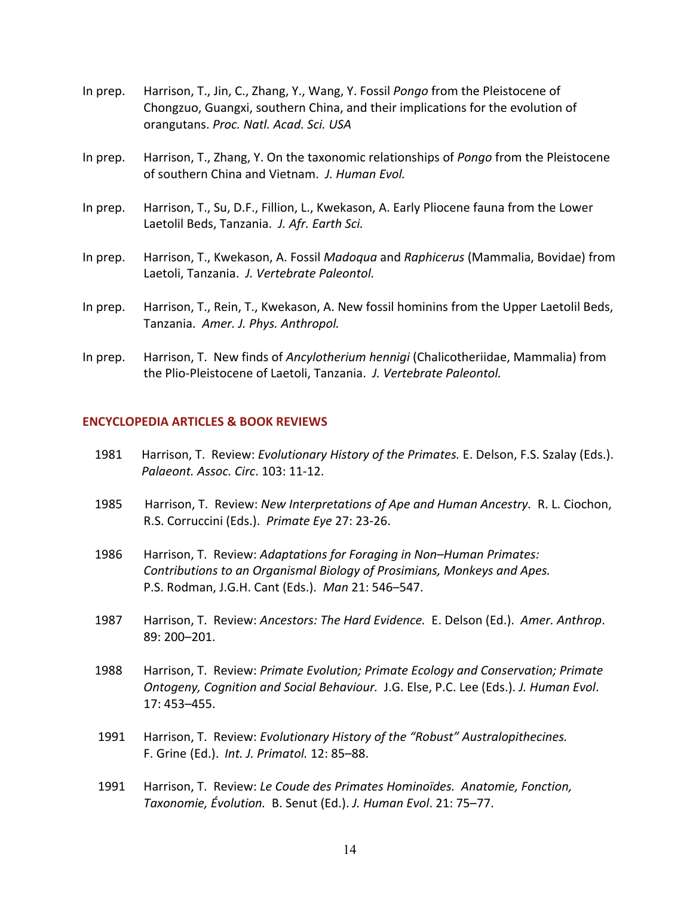In prep. Harrison, T., Jin, C., Zhang, Y., Wang, Y. Fossil *Pongo* from the Pleistocene of Chongzuo, Guangxi, southern China, and their implications for the evolution of orangutans. *Proc. Natl. Acad. Sci. USA*

In prep. Harrison, T., Zhang, Y. On the taxonomic relationships of *Pongo* from the Pleistocene of southern China and Vietnam. *J. Human Evol.*

In prep. Harrison, T., Su, D.F., Fillion, L., Kwekason, A. Early Pliocene fauna from the Lower Laetolil Beds, Tanzania. *J. Afr. Earth Sci.*

In prep. Harrison, T., Kwekason, A. Fossil *Madoqua* and *Raphicerus* (Mammalia, Bovidae) from Laetoli, Tanzania. *J. Vertebrate Paleontol.*

In prep. Harrison, T., Rein, T., Kwekason, A. New fossil hominins from the Upper Laetolil Beds, Tanzania. *Amer. J. Phys. Anthropol.*

In prep. Harrison, T. New finds of *Ancylotherium hennigi* (Chalicotheriidae, Mammalia) from the Plio-Pleistocene of Laetoli, Tanzania. *J. Vertebrate Paleontol.*

## ENCYCLOPEDIA ARTICLES & BOOK REVIEWS

1981 Harrison, T. Review: *Evolutionary History of the Primates.* E. Delson, F.S. Szalay (Eds.). *Palaeont. Assoc. Circ*. 103: 11-12.

1985 Harrison, T. Review: *New Interpretations of Ape and Human Ancestry.* R. L. Ciochon, R.S. Corruccini (Eds.). *Primate Eye* 27: 23-26.

1986 Harrison, T. Review: *Adaptations for Foraging in Non–Human Primates: Contributions to an Organismal Biology of Prosimians, Monkeys and Apes.* P.S. Rodman, J.G.H. Cant (Eds.). *Man* 21: 546–547.

1987 Harrison, T. Review: *Ancestors: The Hard Evidence.* E. Delson (Ed.). *Amer. Anthrop*. 89: 200–201.

1988 Harrison, T. Review: *Primate Evolution; Primate Ecology and Conservation; Primate Ontogeny, Cognition and Social Behaviour.* J.G. Else, P.C. Lee (Eds.). *J. Human Evol*. 17: 453–455.

1991 Harrison, T. Review: *Evolutionary History of the "Robust" Australopithecines.* F. Grine (Ed.). *Int. J. Primatol.* 12: 85–88.

1991 Harrison, T. Review: *Le Coude des Primates Hominoïdes. Anatomie, Fonction, Taxonomie, Évolution.* B. Senut (Ed.). *J. Human Evol*. 21: 75–77.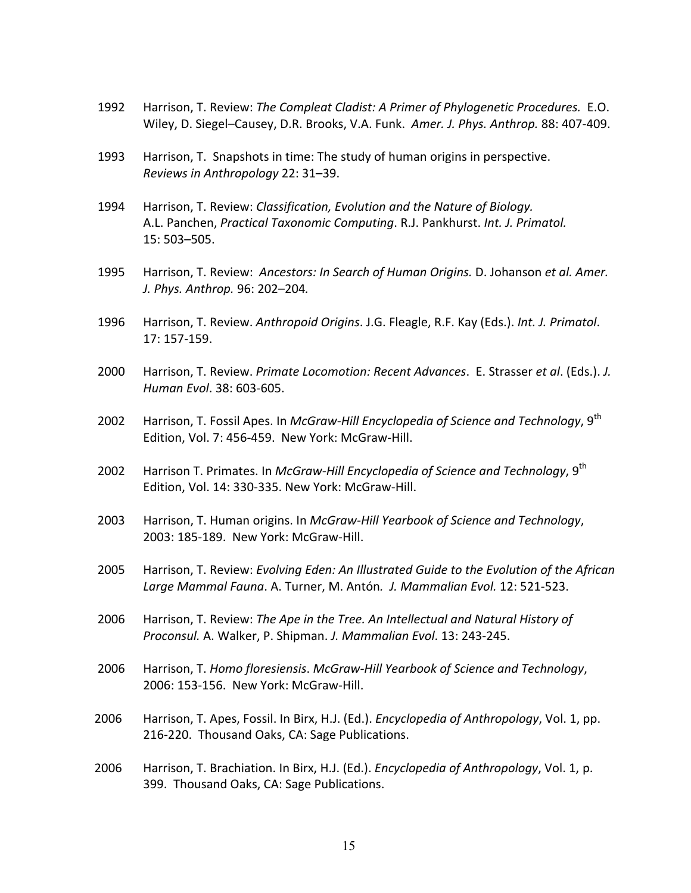1992 Harrison, T. Review: *The Compleat Cladist: A Primer of Phylogenetic Procedures.* E.O. Wiley, D. Siegel–Causey, D.R. Brooks, V.A. Funk. *Amer. J. Phys. Anthrop.* 88: 407-409.

1993 Harrison, T. Snapshots in time: The study of human origins in perspective. *Reviews in Anthropology* 22: 31–39.

1994 Harrison, T. Review: *Classification, Evolution and the Nature of Biology.* A.L. Panchen, *Practical Taxonomic Computing*. R.J. Pankhurst. *Int. J. Primatol.* 15: 503–505.

1995 Harrison, T. Review: *Ancestors: In Search of Human Origins.* D. Johanson *et al. Amer. J. Phys. Anthrop.* 96: 202–204*.*

1996 Harrison, T. Review. *Anthropoid Origins*. J.G. Fleagle, R.F. Kay (Eds.). *Int. J. Primatol*. 17: 157-159.

2000 Harrison, T. Review. *Primate Locomotion: Recent Advances*. E. Strasser *et al*. (Eds.). *J. Human Evol*. 38: 603-605.

2002 Harrison, T. Fossil Apes. In *McGraw-Hill Encyclopedia of Science and Technology*, 9th Edition, Vol. 7: 456-459. New York: McGraw-Hill.

2002 Harrison T. Primates. In *McGraw-Hill Encyclopedia of Science and Technology*, 9th Edition, Vol. 14: 330-335. New York: McGraw-Hill.

2003 Harrison, T. Human origins. In *McGraw-Hill Yearbook of Science and Technology*, 2003: 185-189. New York: McGraw-Hill.

2005 Harrison, T. Review: *Evolving Eden: An Illustrated Guide to the Evolution of the African Large Mammal Fauna*. A. Turner, M. Antón*. J. Mammalian Evol.* 12: 521-523.

2006 Harrison, T. Review: *The Ape in the Tree. An Intellectual and Natural History of Proconsul.* A. Walker, P. Shipman. *J. Mammalian Evol*. 13: 243-245.

2006 Harrison, T. *Homo floresiensis*. *McGraw-Hill Yearbook of Science and Technology*, 2006: 153-156. New York: McGraw-Hill.

2006 Harrison, T. Apes, Fossil. In Birx, H.J. (Ed.). *Encyclopedia of Anthropology*, Vol. 1, pp. 216-220. Thousand Oaks, CA: Sage Publications.

2006 Harrison, T. Brachiation. In Birx, H.J. (Ed.). *Encyclopedia of Anthropology*, Vol. 1, p. 399. Thousand Oaks, CA: Sage Publications.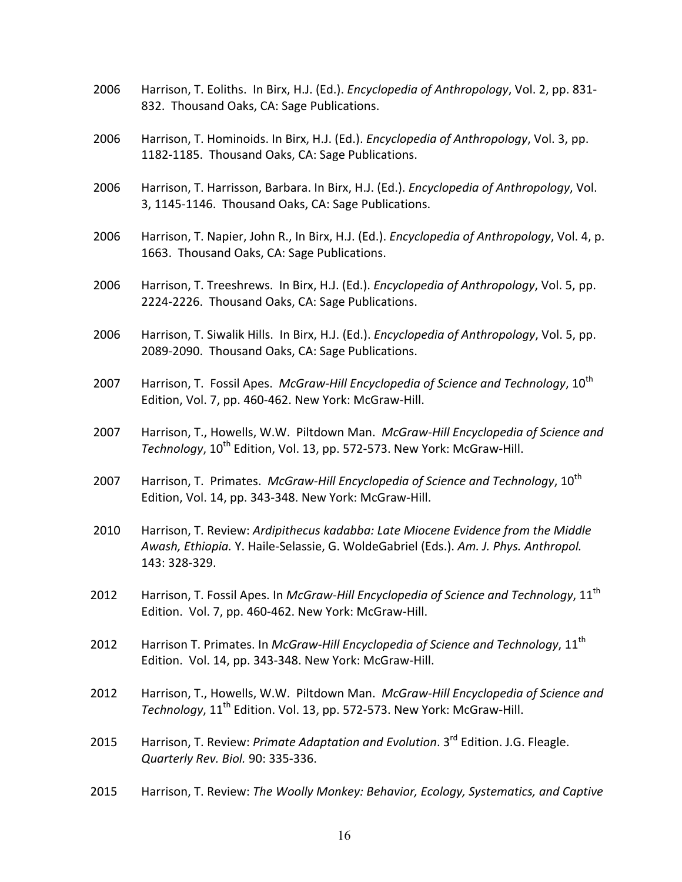2006 Harrison, T. Eoliths. In Birx, H.J. (Ed.). *Encyclopedia of Anthropology*, Vol. 2, pp. 831-832. Thousand Oaks, CA: Sage Publications.

2006 Harrison, T. Hominoids. In Birx, H.J. (Ed.). *Encyclopedia of Anthropology*, Vol. 3, pp. 1182-1185. Thousand Oaks, CA: Sage Publications.

2006 Harrison, T. Harrisson, Barbara. In Birx, H.J. (Ed.). *Encyclopedia of Anthropology*, Vol. 3, 1145-1146. Thousand Oaks, CA: Sage Publications.

2006 Harrison, T. Napier, John R., In Birx, H.J. (Ed.). *Encyclopedia of Anthropology*, Vol. 4, p. 1663. Thousand Oaks, CA: Sage Publications.

2006 Harrison, T. Treeshrews. In Birx, H.J. (Ed.). *Encyclopedia of Anthropology*, Vol. 5, pp. 2224-2226. Thousand Oaks, CA: Sage Publications.

2006 Harrison, T. Siwalik Hills. In Birx, H.J. (Ed.). *Encyclopedia of Anthropology*, Vol. 5, pp. 2089-2090. Thousand Oaks, CA: Sage Publications.

2007 Harrison, T. Fossil Apes. *McGraw-Hill Encyclopedia of Science and Technology*, 10th Edition, Vol. 7, pp. 460-462. New York: McGraw-Hill.

2007 Harrison, T., Howells, W.W. Piltdown Man. *McGraw-Hill Encyclopedia of Science and Technology*, 10th Edition, Vol. 13, pp. 572-573. New York: McGraw-Hill.

2007 Harrison, T. Primates. *McGraw-Hill Encyclopedia of Science and Technology*, 10th Edition, Vol. 14, pp. 343-348. New York: McGraw-Hill.

2010 Harrison, T. Review: *Ardipithecus kadabba: Late Miocene Evidence from the Middle Awash, Ethiopia.* Y. Haile-Selassie, G. WoldeGabriel (Eds.). *Am. J. Phys. Anthropol.* 143: 328-329.

2012 Harrison, T. Fossil Apes. In *McGraw-Hill Encyclopedia of Science and Technology*, 11th Edition. Vol. 7, pp. 460-462. New York: McGraw-Hill.

2012 Harrison T. Primates. In *McGraw-Hill Encyclopedia of Science and Technology*, 11th Edition. Vol. 14, pp. 343-348. New York: McGraw-Hill.

2012 Harrison, T., Howells, W.W. Piltdown Man. *McGraw-Hill Encyclopedia of Science and Technology*, 11th Edition. Vol. 13, pp. 572-573. New York: McGraw-Hill.

2015 Harrison, T. Review: *Primate Adaptation and Evolution*. 3rd Edition. J.G. Fleagle. *Quarterly Rev. Biol.* 90: 335-336.

2015 Harrison, T. Review: *The Woolly Monkey: Behavior, Ecology, Systematics, and Captive*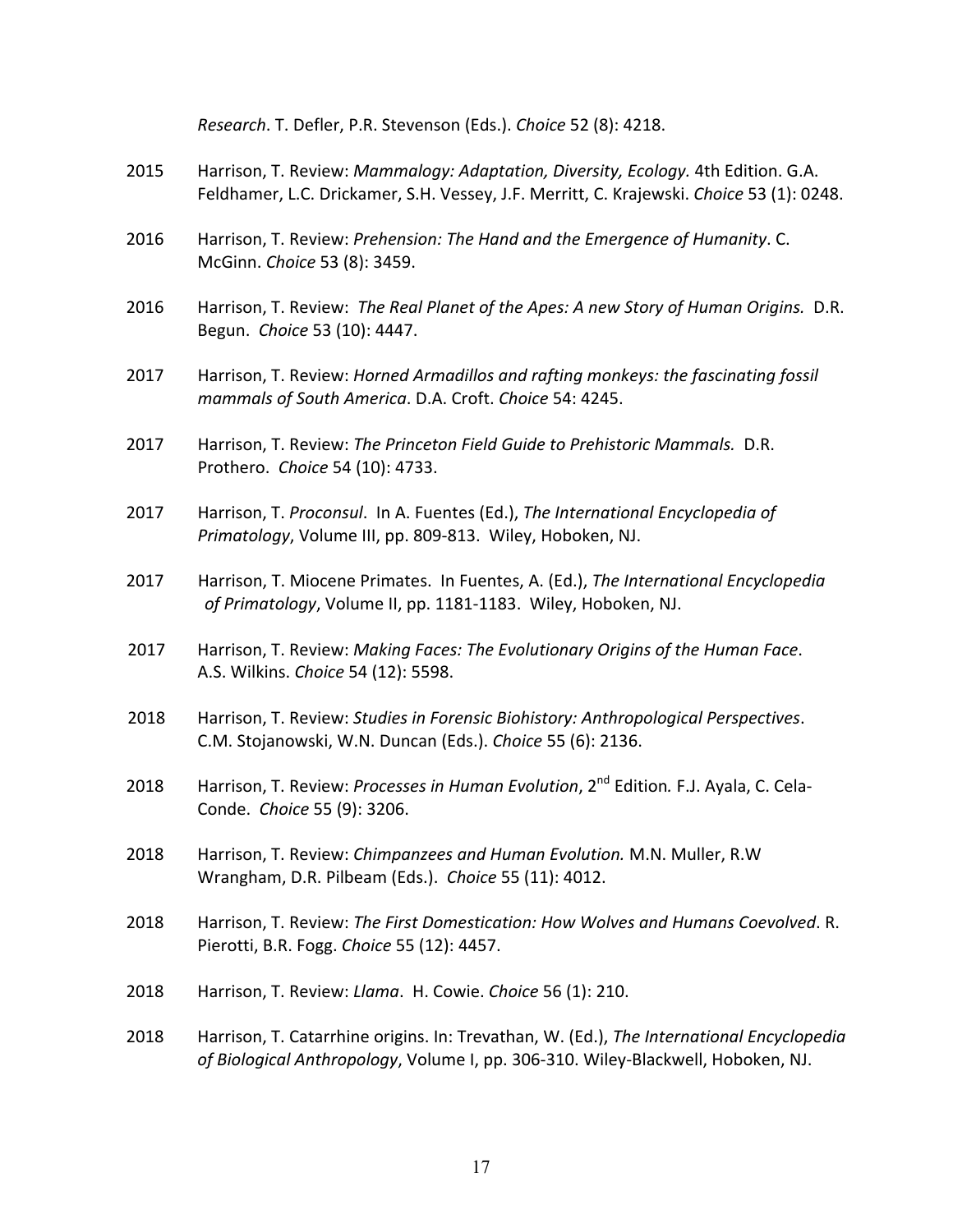*Research*. T. Defler, P.R. Stevenson (Eds.). *Choice* 52 (8): 4218.

2015 Harrison, T. Review: *Mammalogy: Adaptation, Diversity, Ecology.* 4th Edition. G.A. Feldhamer, L.C. Drickamer, S.H. Vessey, J.F. Merritt, C. Krajewski. *Choice* 53 (1): 0248.

2016 Harrison, T. Review: *Prehension: The Hand and the Emergence of Humanity*. C. McGinn. *Choice* 53 (8): 3459.

2016 Harrison, T. Review: *The Real Planet of the Apes: A new Story of Human Origins.* D.R. Begun. *Choice* 53 (10): 4447.

2017 Harrison, T. Review: *Horned Armadillos and rafting monkeys: the fascinating fossil mammals of South America*. D.A. Croft. *Choice* 54: 4245.

2017 Harrison, T. Review: *The Princeton Field Guide to Prehistoric Mammals.* D.R. Prothero. *Choice* 54 (10): 4733.

2017 Harrison, T. *Proconsul*. In A. Fuentes (Ed.), *The International Encyclopedia of Primatology*, Volume III, pp. 809-813. Wiley, Hoboken, NJ.

2017 Harrison, T. Miocene Primates. In Fuentes, A. (Ed.), *The International Encyclopedia of Primatology*, Volume II, pp. 1181-1183. Wiley, Hoboken, NJ.

2017 Harrison, T. Review: *Making Faces: The Evolutionary Origins of the Human Face*. A.S. Wilkins. *Choice* 54 (12): 5598.

2018 Harrison, T. Review: *Studies in Forensic Biohistory: Anthropological Perspectives*. C.M. Stojanowski, W.N. Duncan (Eds.). *Choice* 55 (6): 2136.

2018 Harrison, T. Review: *Processes in Human Evolution*, 2nd Edition*.* F.J. Ayala, C. Cela-Conde. *Choice* 55 (9): 3206.

2018 Harrison, T. Review: *Chimpanzees and Human Evolution.* M.N. Muller, R.W Wrangham, D.R. Pilbeam (Eds.). *Choice* 55 (11): 4012.

2018 Harrison, T. Review: *The First Domestication: How Wolves and Humans Coevolved*. R. Pierotti, B.R. Fogg. *Choice* 55 (12): 4457.

2018 Harrison, T. Review: *Llama*. H. Cowie. *Choice* 56 (1): 210.

2018 Harrison, T. Catarrhine origins. In: Trevathan, W. (Ed.), *The International Encyclopedia of Biological Anthropology*, Volume I, pp. 306-310. Wiley-Blackwell, Hoboken, NJ.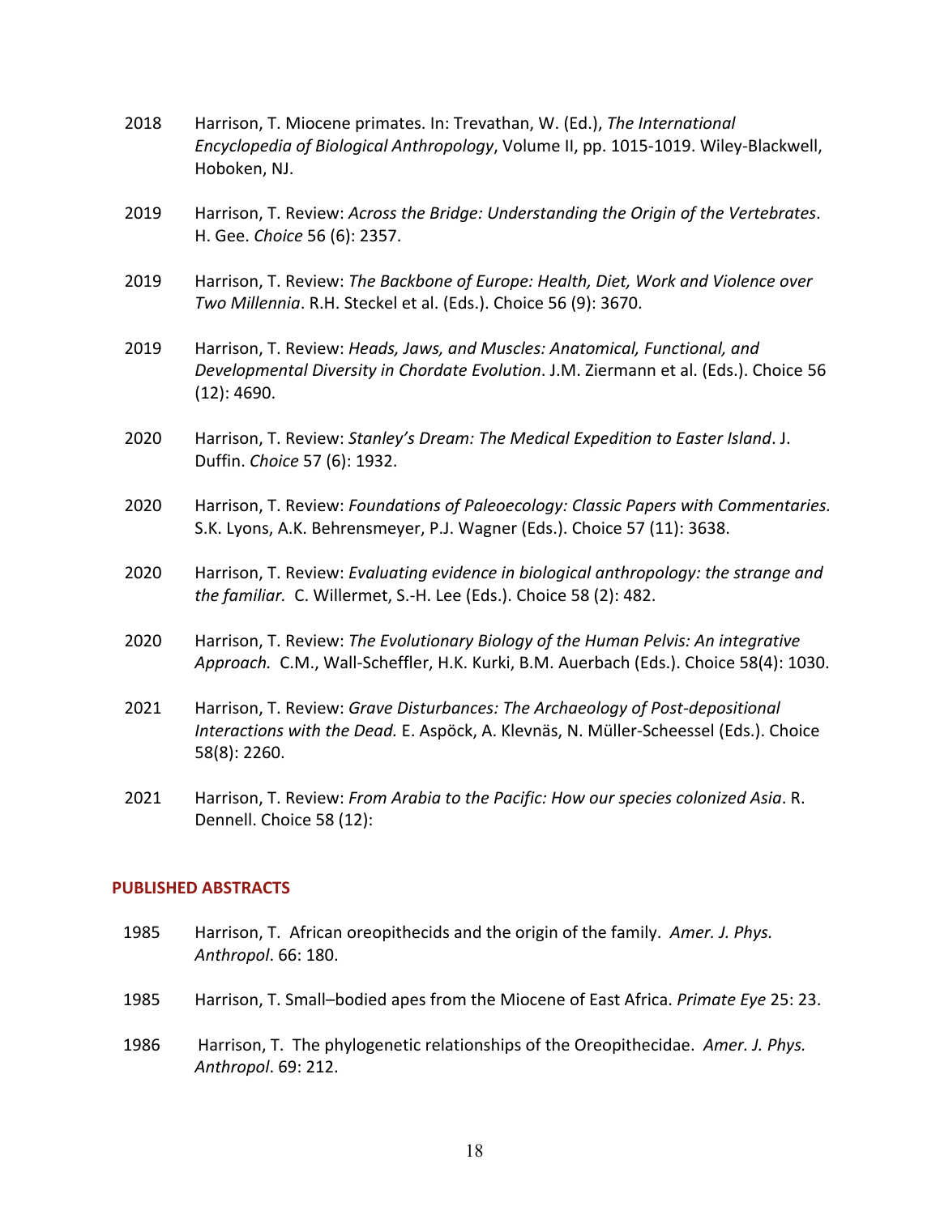2018 Harrison, T. Miocene primates. In: Trevathan, W. (Ed.), *The International Encyclopedia of Biological Anthropology*, Volume II, pp. 1015-1019. Wiley-Blackwell, Hoboken, NJ.

2019 Harrison, T. Review: *Across the Bridge: Understanding the Origin of the Vertebrates*. H. Gee. *Choice* 56 (6): 2357.

2019 Harrison, T. Review: *The Backbone of Europe: Health, Diet, Work and Violence over Two Millennia*. R.H. Steckel et al. (Eds.). Choice 56 (9): 3670.

2019 Harrison, T. Review: *Heads, Jaws, and Muscles: Anatomical, Functional, and Developmental Diversity in Chordate Evolution*. J.M. Ziermann et al. (Eds.). Choice 56 (12): 4690.

2020 Harrison, T. Review: *Stanley's Dream: The Medical Expedition to Easter Island*. J. Duffin. *Choice* 57 (6): 1932.

2020 Harrison, T. Review: *Foundations of Paleoecology: Classic Papers with Commentaries.* S.K. Lyons, A.K. Behrensmeyer, P.J. Wagner (Eds.). Choice 57 (11): 3638.

2020 Harrison, T. Review: *Evaluating evidence in biological anthropology: the strange and the familiar.* C. Willermet, S.-H. Lee (Eds.). Choice 58 (2): 482.

2020 Harrison, T. Review: *The Evolutionary Biology of the Human Pelvis: An integrative Approach.* C.M., Wall-Scheffler, H.K. Kurki, B.M. Auerbach (Eds.). Choice 58(4): 1030.

2021 Harrison, T. Review: *Grave Disturbances: The Archaeology of Post-depositional Interactions with the Dead.* E. Aspöck, A. Klevnäs, N. Müller-Scheessel (Eds.). Choice 58(8): 2260.

2021 Harrison, T. Review: *From Arabia to the Pacific: How our species colonized Asia*. R. Dennell. Choice 58 (12):

## PUBLISHED ABSTRACTS

1985 Harrison, T. African oreopithecids and the origin of the family. *Amer. J. Phys. Anthropol*. 66: 180.

1985 Harrison, T. Small–bodied apes from the Miocene of East Africa. *Primate Eye* 25: 23.

1986 Harrison, T. The phylogenetic relationships of the Oreopithecidae. *Amer. J. Phys. Anthropol*. 69: 212.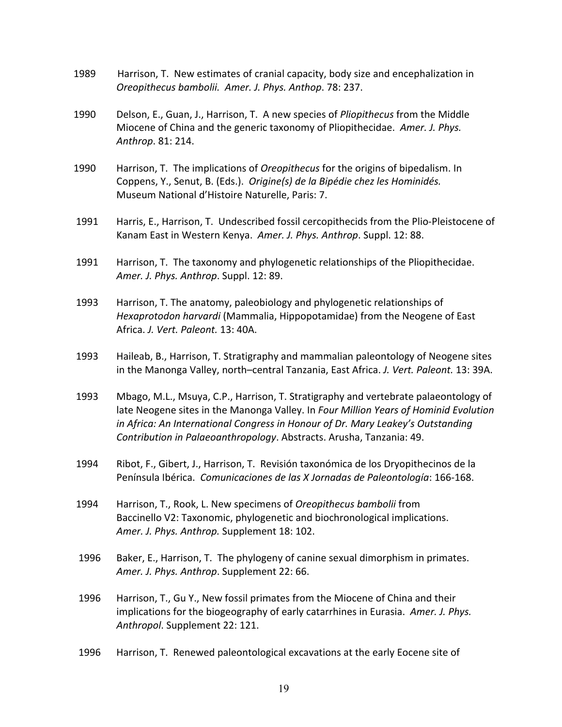1989 Harrison, T. New estimates of cranial capacity, body size and encephalization in *Oreopithecus bambolii. Amer. J. Phys. Anthop*. 78: 237.

1990 Delson, E., Guan, J., Harrison, T. A new species of *Pliopithecus* from the Middle Miocene of China and the generic taxonomy of Pliopithecidae. *Amer. J. Phys. Anthrop*. 81: 214.

1990 Harrison, T. The implications of *Oreopithecus* for the origins of bipedalism. In Coppens, Y., Senut, B. (Eds.). *Origine(s) de la Bipédie chez les Hominidés.* Museum National d'Histoire Naturelle, Paris: 7.

1991 Harris, E., Harrison, T. Undescribed fossil cercopithecids from the Plio-Pleistocene of Kanam East in Western Kenya. *Amer. J. Phys. Anthrop*. Suppl. 12: 88.

1991 Harrison, T. The taxonomy and phylogenetic relationships of the Pliopithecidae. *Amer. J. Phys. Anthrop*. Suppl. 12: 89.

1993 Harrison, T. The anatomy, paleobiology and phylogenetic relationships of *Hexaprotodon harvardi* (Mammalia, Hippopotamidae) from the Neogene of East Africa. *J. Vert. Paleont.* 13: 40A.

1993 Haileab, B., Harrison, T. Stratigraphy and mammalian paleontology of Neogene sites in the Manonga Valley, north–central Tanzania, East Africa. *J. Vert. Paleont.* 13: 39A.

1993 Mbago, M.L., Msuya, C.P., Harrison, T. Stratigraphy and vertebrate palaeontology of late Neogene sites in the Manonga Valley. In *Four Million Years of Hominid Evolution in Africa: An International Congress in Honour of Dr. Mary Leakey's Outstanding Contribution in Palaeoanthropology*. Abstracts. Arusha, Tanzania: 49.

1994 Ribot, F., Gibert, J., Harrison, T. Revisión taxonómica de los Dryopithecinos de la Península Ibérica. *Comunicaciones de las X Jornadas de Paleontología*: 166-168.

1994 Harrison, T., Rook, L. New specimens of *Oreopithecus bambolii* from Baccinello V2: Taxonomic, phylogenetic and biochronological implications. *Amer. J. Phys. Anthrop.* Supplement 18: 102.

1996 Baker, E., Harrison, T. The phylogeny of canine sexual dimorphism in primates. *Amer. J. Phys. Anthrop*. Supplement 22: 66.

1996 Harrison, T., Gu Y., New fossil primates from the Miocene of China and their implications for the biogeography of early catarrhines in Eurasia. *Amer. J. Phys. Anthropol*. Supplement 22: 121.

1996 Harrison, T. Renewed paleontological excavations at the early Eocene site of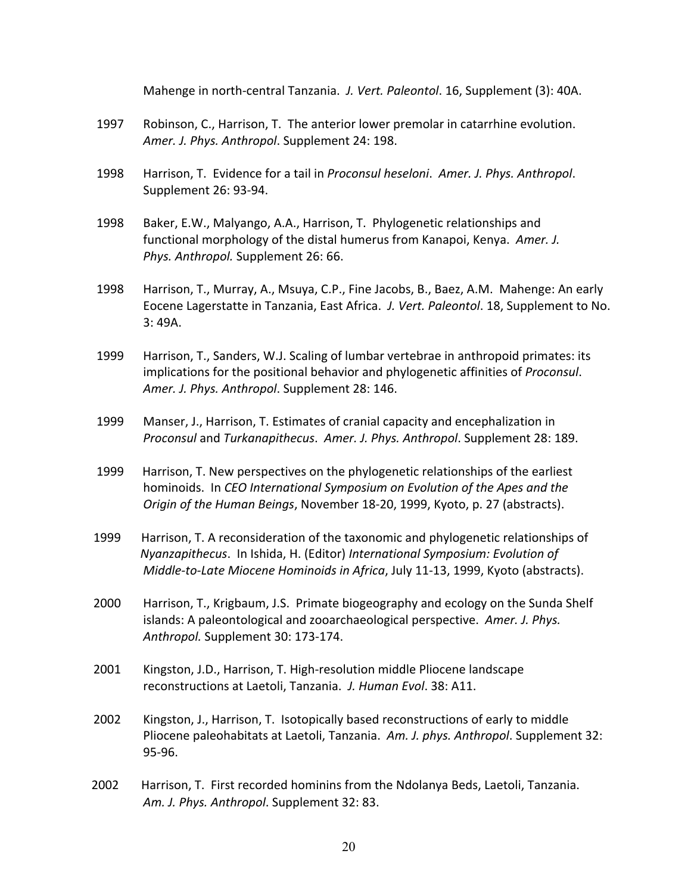Mahenge in north-central Tanzania. *J. Vert. Paleontol*. 16, Supplement (3): 40A.

1997 Robinson, C., Harrison, T. The anterior lower premolar in catarrhine evolution. *Amer. J. Phys. Anthropol*. Supplement 24: 198.

1998 Harrison, T. Evidence for a tail in *Proconsul heseloni*. *Amer. J. Phys. Anthropol*. Supplement 26: 93-94.

1998 Baker, E.W., Malyango, A.A., Harrison, T. Phylogenetic relationships and functional morphology of the distal humerus from Kanapoi, Kenya. *Amer. J. Phys. Anthropol.* Supplement 26: 66.

1998 Harrison, T., Murray, A., Msuya, C.P., Fine Jacobs, B., Baez, A.M. Mahenge: An early Eocene Lagerstatte in Tanzania, East Africa. *J. Vert. Paleontol*. 18, Supplement to No. 3: 49A.

1999 Harrison, T., Sanders, W.J. Scaling of lumbar vertebrae in anthropoid primates: its implications for the positional behavior and phylogenetic affinities of *Proconsul*. *Amer. J. Phys. Anthropol*. Supplement 28: 146.

1999 Manser, J., Harrison, T. Estimates of cranial capacity and encephalization in *Proconsul* and *Turkanapithecus*. *Amer. J. Phys. Anthropol*. Supplement 28: 189.

1999 Harrison, T. New perspectives on the phylogenetic relationships of the earliest hominoids. In *CEO International Symposium on Evolution of the Apes and the Origin of the Human Beings*, November 18-20, 1999, Kyoto, p. 27 (abstracts).

1999 Harrison, T. A reconsideration of the taxonomic and phylogenetic relationships of *Nyanzapithecus*. In Ishida, H. (Editor) *International Symposium: Evolution of Middle-to-Late Miocene Hominoids in Africa*, July 11-13, 1999, Kyoto (abstracts).

2000 Harrison, T., Krigbaum, J.S. Primate biogeography and ecology on the Sunda Shelf islands: A paleontological and zooarchaeological perspective. *Amer. J. Phys. Anthropol.* Supplement 30: 173-174.

2001 Kingston, J.D., Harrison, T. High-resolution middle Pliocene landscape reconstructions at Laetoli, Tanzania. *J. Human Evol*. 38: A11.

2002 Kingston, J., Harrison, T. Isotopically based reconstructions of early to middle Pliocene paleohabitats at Laetoli, Tanzania. *Am. J. phys. Anthropol*. Supplement 32: 95-96.

2002 Harrison, T. First recorded hominins from the Ndolanya Beds, Laetoli, Tanzania. *Am. J. Phys. Anthropol*. Supplement 32: 83.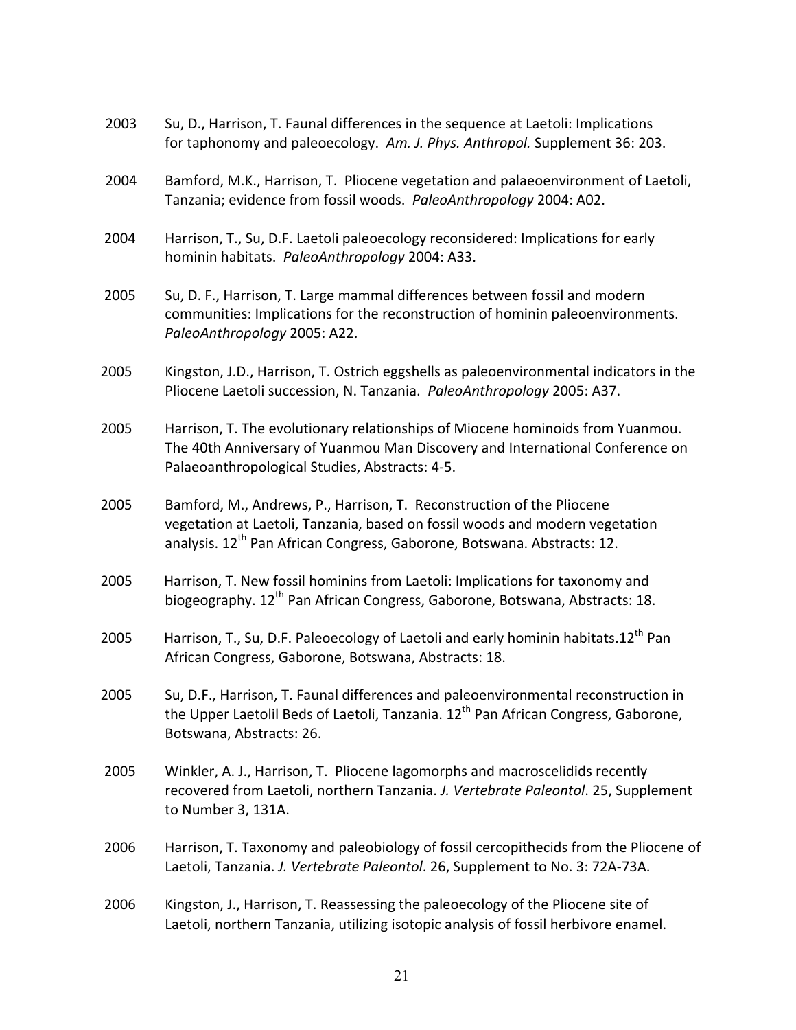2003 Su, D., Harrison, T. Faunal differences in the sequence at Laetoli: Implications for taphonomy and paleoecology. *Am. J. Phys. Anthropol.* Supplement 36: 203.

2004 Bamford, M.K., Harrison, T. Pliocene vegetation and palaeoenvironment of Laetoli, Tanzania; evidence from fossil woods. *PaleoAnthropology* 2004: A02.

2004 Harrison, T., Su, D.F. Laetoli paleoecology reconsidered: Implications for early hominin habitats. *PaleoAnthropology* 2004: A33.

2005 Su, D. F., Harrison, T. Large mammal differences between fossil and modern communities: Implications for the reconstruction of hominin paleoenvironments. *PaleoAnthropology* 2005: A22.

2005 Kingston, J.D., Harrison, T. Ostrich eggshells as paleoenvironmental indicators in the Pliocene Laetoli succession, N. Tanzania. *PaleoAnthropology* 2005: A37.

2005 Harrison, T. The evolutionary relationships of Miocene hominoids from Yuanmou. The 40th Anniversary of Yuanmou Man Discovery and International Conference on Palaeoanthropological Studies, Abstracts: 4-5.

2005 Bamford, M., Andrews, P., Harrison, T. Reconstruction of the Pliocene vegetation at Laetoli, Tanzania, based on fossil woods and modern vegetation analysis. 12th Pan African Congress, Gaborone, Botswana. Abstracts: 12.

2005 Harrison, T. New fossil hominins from Laetoli: Implications for taxonomy and biogeography. 12th Pan African Congress, Gaborone, Botswana, Abstracts: 18.

2005 Harrison, T., Su, D.F. Paleoecology of Laetoli and early hominin habitats.12th Pan African Congress, Gaborone, Botswana, Abstracts: 18.

2005 Su, D.F., Harrison, T. Faunal differences and paleoenvironmental reconstruction in the Upper Laetolil Beds of Laetoli, Tanzania. 12th Pan African Congress, Gaborone, Botswana, Abstracts: 26.

2005 Winkler, A. J., Harrison, T. Pliocene lagomorphs and macroscelidids recently recovered from Laetoli, northern Tanzania. *J. Vertebrate Paleontol*. 25, Supplement to Number 3, 131A.

2006 Harrison, T. Taxonomy and paleobiology of fossil cercopithecids from the Pliocene of Laetoli, Tanzania. *J. Vertebrate Paleontol*. 26, Supplement to No. 3: 72A-73A.

2006 Kingston, J., Harrison, T. Reassessing the paleoecology of the Pliocene site of Laetoli, northern Tanzania, utilizing isotopic analysis of fossil herbivore enamel.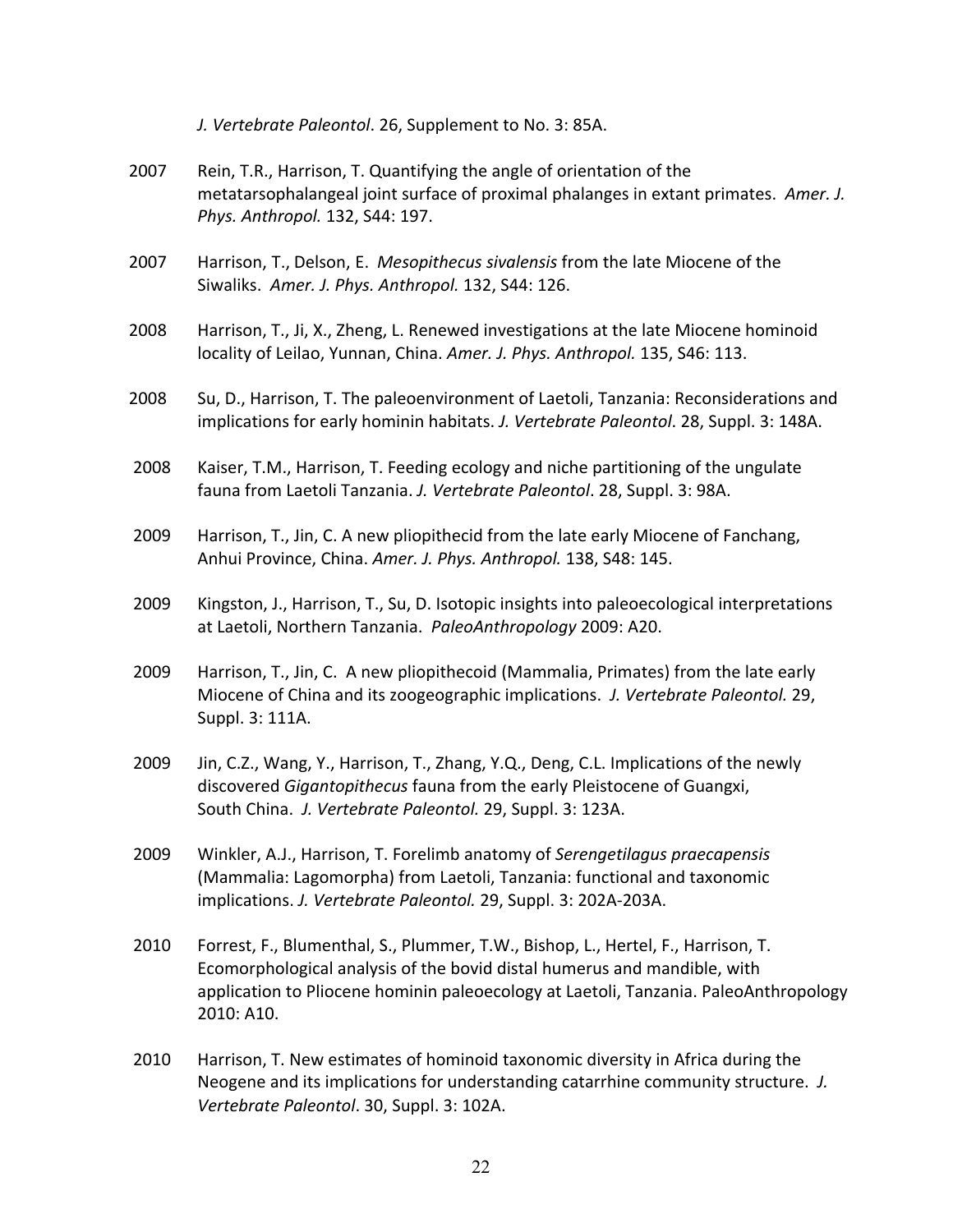*J. Vertebrate Paleontol*. 26, Supplement to No. 3: 85A.

2007 Rein, T.R., Harrison, T. Quantifying the angle of orientation of the metatarsophalangeal joint surface of proximal phalanges in extant primates. *Amer. J. Phys. Anthropol.* 132, S44: 197.

2007 Harrison, T., Delson, E. *Mesopithecus sivalensis* from the late Miocene of the Siwaliks. *Amer. J. Phys. Anthropol.* 132, S44: 126.

2008 Harrison, T., Ji, X., Zheng, L. Renewed investigations at the late Miocene hominoid locality of Leilao, Yunnan, China. *Amer. J. Phys. Anthropol.* 135, S46: 113.

2008 Su, D., Harrison, T. The paleoenvironment of Laetoli, Tanzania: Reconsiderations and implications for early hominin habitats. *J. Vertebrate Paleontol*. 28, Suppl. 3: 148A.

2008 Kaiser, T.M., Harrison, T. Feeding ecology and niche partitioning of the ungulate fauna from Laetoli Tanzania. *J. Vertebrate Paleontol*. 28, Suppl. 3: 98A.

2009 Harrison, T., Jin, C. A new pliopithecid from the late early Miocene of Fanchang, Anhui Province, China. *Amer. J. Phys. Anthropol.* 138, S48: 145.

2009 Kingston, J., Harrison, T., Su, D. Isotopic insights into paleoecological interpretations at Laetoli, Northern Tanzania. *PaleoAnthropology* 2009: A20.

2009 Harrison, T., Jin, C. A new pliopithecoid (Mammalia, Primates) from the late early Miocene of China and its zoogeographic implications. *J. Vertebrate Paleontol.* 29, Suppl. 3: 111A.

2009 Jin, C.Z., Wang, Y., Harrison, T., Zhang, Y.Q., Deng, C.L. Implications of the newly discovered *Gigantopithecus* fauna from the early Pleistocene of Guangxi, South China. *J. Vertebrate Paleontol.* 29, Suppl. 3: 123A.

2009 Winkler, A.J., Harrison, T. Forelimb anatomy of *Serengetilagus praecapensis* (Mammalia: Lagomorpha) from Laetoli, Tanzania: functional and taxonomic implications. *J. Vertebrate Paleontol.* 29, Suppl. 3: 202A-203A.

2010 Forrest, F., Blumenthal, S., Plummer, T.W., Bishop, L., Hertel, F., Harrison, T. Ecomorphological analysis of the bovid distal humerus and mandible, with application to Pliocene hominin paleoecology at Laetoli, Tanzania. PaleoAnthropology 2010: A10.

2010 Harrison, T. New estimates of hominoid taxonomic diversity in Africa during the Neogene and its implications for understanding catarrhine community structure. *J. Vertebrate Paleontol*. 30, Suppl. 3: 102A.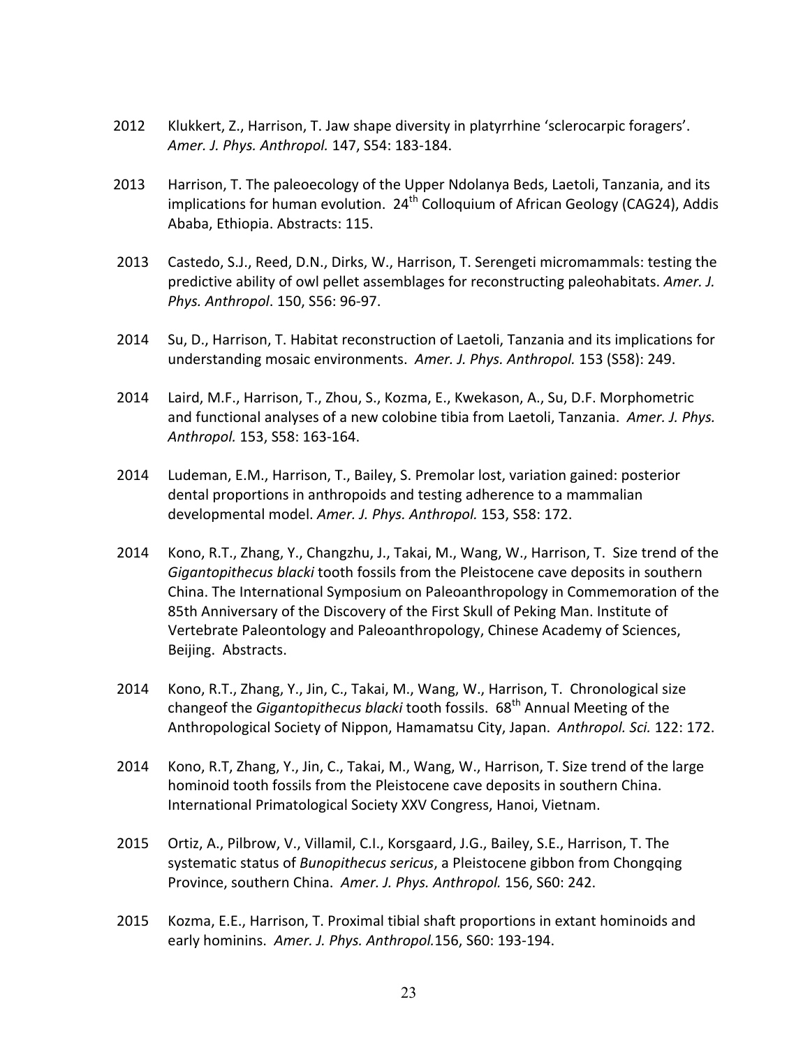2012 Klukkert, Z., Harrison, T. Jaw shape diversity in platyrrhine 'sclerocarpic foragers'. *Amer. J. Phys. Anthropol.* 147, S54: 183-184.

2013 Harrison, T. The paleoecology of the Upper Ndolanya Beds, Laetoli, Tanzania, and its implications for human evolution. 24th Colloquium of African Geology (CAG24), Addis Ababa, Ethiopia. Abstracts: 115.

2013 Castedo, S.J., Reed, D.N., Dirks, W., Harrison, T. Serengeti micromammals: testing the predictive ability of owl pellet assemblages for reconstructing paleohabitats. *Amer. J. Phys. Anthropol*. 150, S56: 96-97.

2014 Su, D., Harrison, T. Habitat reconstruction of Laetoli, Tanzania and its implications for understanding mosaic environments. *Amer. J. Phys. Anthropol.* 153 (S58): 249.

2014 Laird, M.F., Harrison, T., Zhou, S., Kozma, E., Kwekason, A., Su, D.F. Morphometric and functional analyses of a new colobine tibia from Laetoli, Tanzania. *Amer. J. Phys. Anthropol.* 153, S58: 163-164.

2014 Ludeman, E.M., Harrison, T., Bailey, S. Premolar lost, variation gained: posterior dental proportions in anthropoids and testing adherence to a mammalian developmental model. *Amer. J. Phys. Anthropol.* 153, S58: 172.

2014 Kono, R.T., Zhang, Y., Changzhu, J., Takai, M., Wang, W., Harrison, T. Size trend of the *Gigantopithecus blacki* tooth fossils from the Pleistocene cave deposits in southern China. The International Symposium on Paleoanthropology in Commemoration of the 85th Anniversary of the Discovery of the First Skull of Peking Man. Institute of Vertebrate Paleontology and Paleoanthropology, Chinese Academy of Sciences, Beijing. Abstracts.

2014 Kono, R.T., Zhang, Y., Jin, C., Takai, M., Wang, W., Harrison, T. Chronological size changeof the *Gigantopithecus blacki* tooth fossils. 68th Annual Meeting of the Anthropological Society of Nippon, Hamamatsu City, Japan. *Anthropol. Sci.* 122: 172.

2014 Kono, R.T, Zhang, Y., Jin, C., Takai, M., Wang, W., Harrison, T. Size trend of the large hominoid tooth fossils from the Pleistocene cave deposits in southern China. International Primatological Society XXV Congress, Hanoi, Vietnam.

2015 Ortiz, A., Pilbrow, V., Villamil, C.I., Korsgaard, J.G., Bailey, S.E., Harrison, T. The systematic status of *Bunopithecus sericus*, a Pleistocene gibbon from Chongqing Province, southern China. *Amer. J. Phys. Anthropol.* 156, S60: 242.

2015 Kozma, E.E., Harrison, T. Proximal tibial shaft proportions in extant hominoids and early hominins. *Amer. J. Phys. Anthropol.*156, S60: 193-194.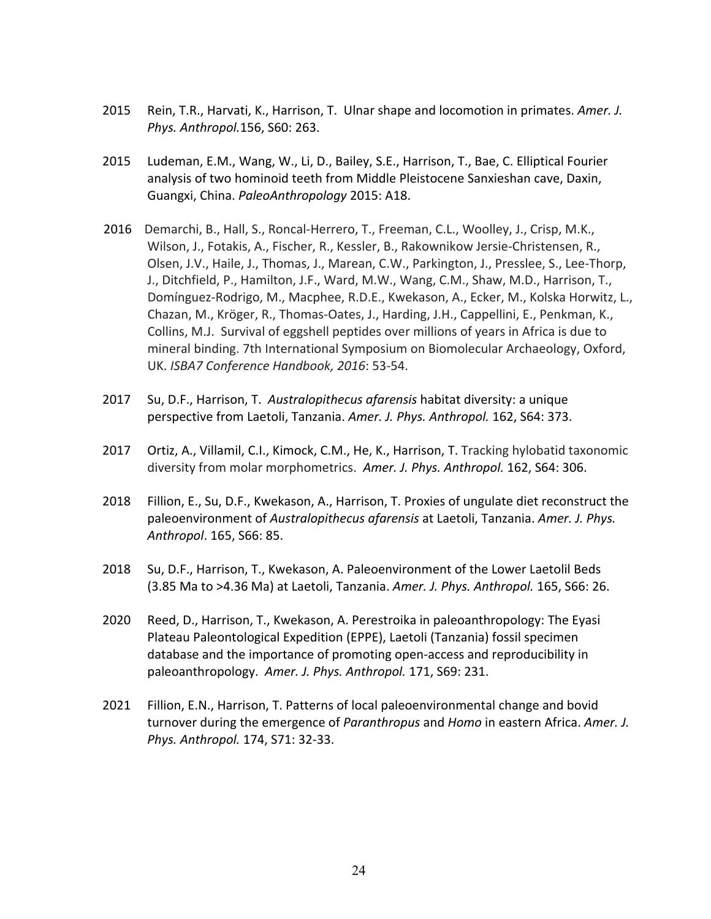2015 Rein, T.R., Harvati, K., Harrison, T. Ulnar shape and locomotion in primates. *Amer. J. Phys. Anthropol.*156, S60: 263.

2015 Ludeman, E.M., Wang, W., Li, D., Bailey, S.E., Harrison, T., Bae, C. Elliptical Fourier analysis of two hominoid teeth from Middle Pleistocene Sanxieshan cave, Daxin, Guangxi, China. *PaleoAnthropology* 2015: A18.

2016 Demarchi, B., Hall, S., Roncal-Herrero, T., Freeman, C.L., Woolley, J., Crisp, M.K., Wilson, J., Fotakis, A., Fischer, R., Kessler, B., Rakownikow Jersie-Christensen, R., Olsen, J.V., Haile, J., Thomas, J., Marean, C.W., Parkington, J., Presslee, S., Lee-Thorp, J., Ditchfield, P., Hamilton, J.F., Ward, M.W., Wang, C.M., Shaw, M.D., Harrison, T., Domínguez-Rodrigo, M., Macphee, R.D.E., Kwekason, A., Ecker, M., Kolska Horwitz, L., Chazan, M., Kröger, R., Thomas-Oates, J., Harding, J.H., Cappellini, E., Penkman, K., Collins, M.J. Survival of eggshell peptides over millions of years in Africa is due to mineral binding. 7th International Symposium on Biomolecular Archaeology, Oxford, UK. *ISBA7 Conference Handbook, 2016*: 53-54.

2017 Su, D.F., Harrison, T. *Australopithecus afarensis* habitat diversity: a unique perspective from Laetoli, Tanzania. *Amer. J. Phys. Anthropol.* 162, S64: 373.

2017 Ortiz, A., Villamil, C.I., Kimock, C.M., He, K., Harrison, T. Tracking hylobatid taxonomic diversity from molar morphometrics. *Amer. J. Phys. Anthropol.* 162, S64: 306.

2018 Fillion, E., Su, D.F., Kwekason, A., Harrison, T. Proxies of ungulate diet reconstruct the paleoenvironment of *Australopithecus afarensis* at Laetoli, Tanzania. *Amer. J. Phys. Anthropol*. 165, S66: 85.

2018 Su, D.F., Harrison, T., Kwekason, A. Paleoenvironment of the Lower Laetolil Beds (3.85 Ma to >4.36 Ma) at Laetoli, Tanzania. *Amer. J. Phys. Anthropol.* 165, S66: 26.

2020 Reed, D., Harrison, T., Kwekason, A. Perestroika in paleoanthropology: The Eyasi Plateau Paleontological Expedition (EPPE), Laetoli (Tanzania) fossil specimen database and the importance of promoting open-access and reproducibility in paleoanthropology. *Amer. J. Phys. Anthropol.* 171, S69: 231.

2021 Fillion, E.N., Harrison, T. Patterns of local paleoenvironmental change and bovid turnover during the emergence of *Paranthropus* and *Homo* in eastern Africa. *Amer. J. Phys. Anthropol.* 174, S71: 32-33.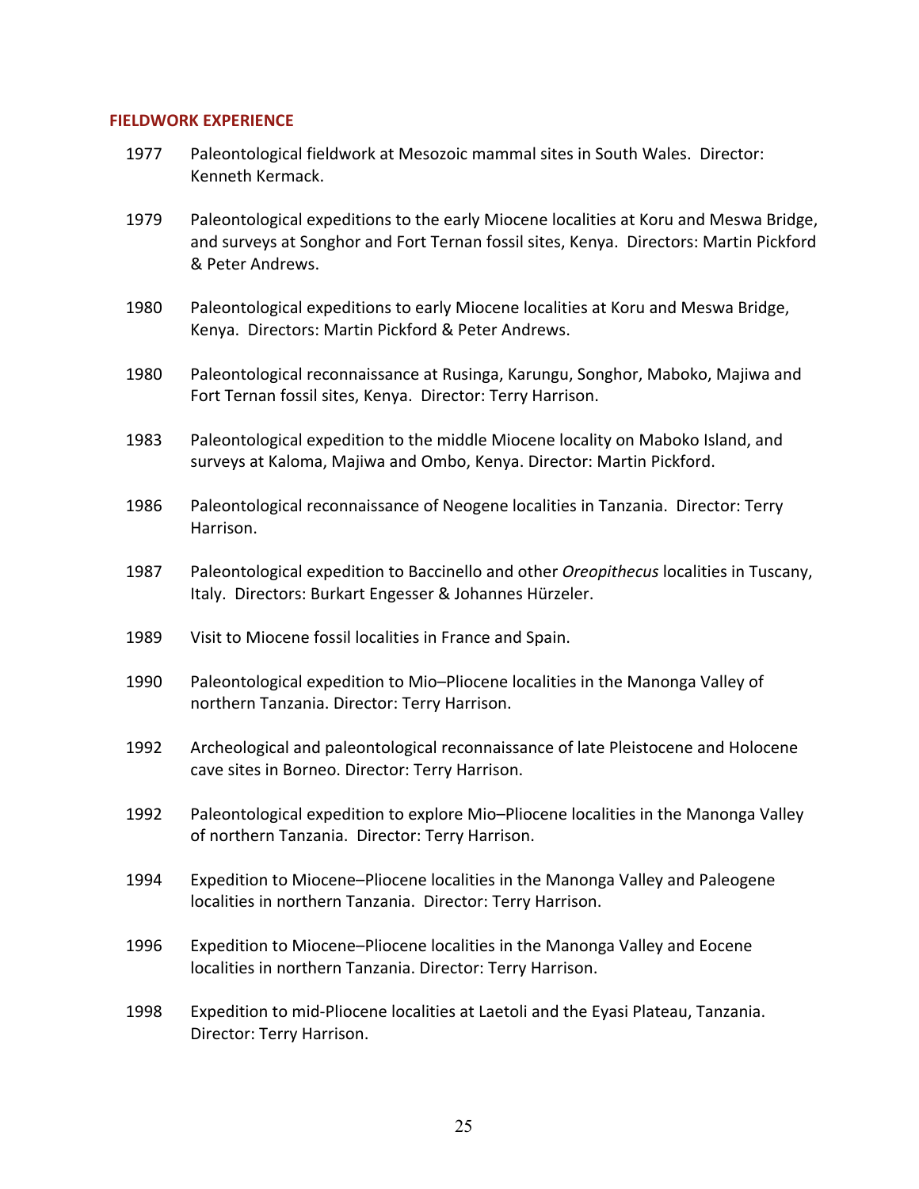## FIELDWORK EXPERIENCE

1977 Paleontological fieldwork at Mesozoic mammal sites in South Wales. Director: Kenneth Kermack.

1979 Paleontological expeditions to the early Miocene localities at Koru and Meswa Bridge, and surveys at Songhor and Fort Ternan fossil sites, Kenya. Directors: Martin Pickford & Peter Andrews.

1980 Paleontological expeditions to early Miocene localities at Koru and Meswa Bridge, Kenya. Directors: Martin Pickford & Peter Andrews.

1980 Paleontological reconnaissance at Rusinga, Karungu, Songhor, Maboko, Majiwa and Fort Ternan fossil sites, Kenya. Director: Terry Harrison.

1983 Paleontological expedition to the middle Miocene locality on Maboko Island, and surveys at Kaloma, Majiwa and Ombo, Kenya. Director: Martin Pickford.

1986 Paleontological reconnaissance of Neogene localities in Tanzania. Director: Terry Harrison.

1987 Paleontological expedition to Baccinello and other *Oreopithecus* localities in Tuscany, Italy. Directors: Burkart Engesser & Johannes Hürzeler.

1989 Visit to Miocene fossil localities in France and Spain.

1990 Paleontological expedition to Mio–Pliocene localities in the Manonga Valley of northern Tanzania. Director: Terry Harrison.

1992 Archeological and paleontological reconnaissance of late Pleistocene and Holocene cave sites in Borneo. Director: Terry Harrison.

1992 Paleontological expedition to explore Mio–Pliocene localities in the Manonga Valley of northern Tanzania. Director: Terry Harrison.

1994 Expedition to Miocene–Pliocene localities in the Manonga Valley and Paleogene localities in northern Tanzania. Director: Terry Harrison.

1996 Expedition to Miocene–Pliocene localities in the Manonga Valley and Eocene localities in northern Tanzania. Director: Terry Harrison.

1998 Expedition to mid-Pliocene localities at Laetoli and the Eyasi Plateau, Tanzania. Director: Terry Harrison.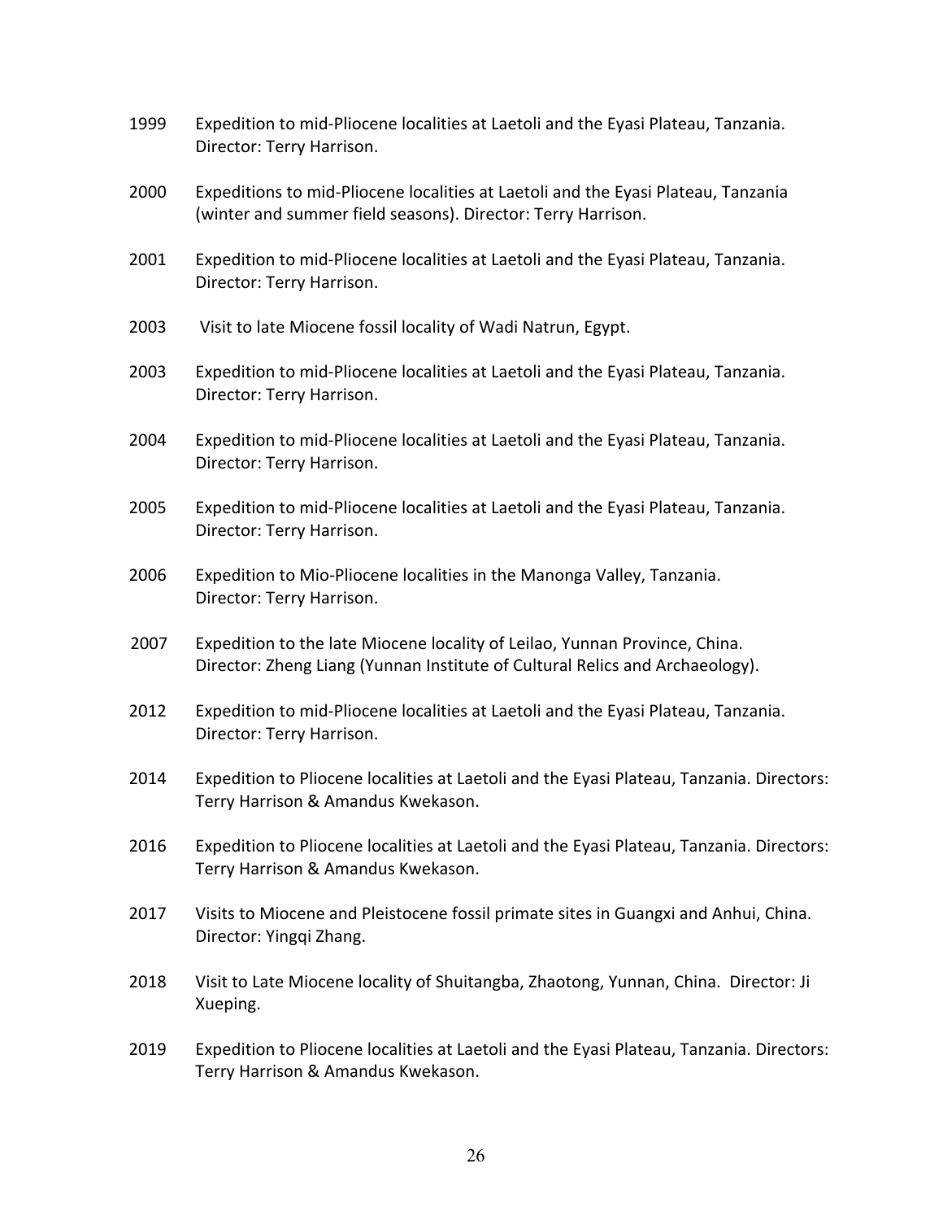1999 Expedition to mid-Pliocene localities at Laetoli and the Eyasi Plateau, Tanzania. Director: Terry Harrison.

2000 Expeditions to mid-Pliocene localities at Laetoli and the Eyasi Plateau, Tanzania (winter and summer field seasons). Director: Terry Harrison.

2001 Expedition to mid-Pliocene localities at Laetoli and the Eyasi Plateau, Tanzania. Director: Terry Harrison.

2003 Visit to late Miocene fossil locality of Wadi Natrun, Egypt.

2003 Expedition to mid-Pliocene localities at Laetoli and the Eyasi Plateau, Tanzania. Director: Terry Harrison.

2004 Expedition to mid-Pliocene localities at Laetoli and the Eyasi Plateau, Tanzania. Director: Terry Harrison.

2005 Expedition to mid-Pliocene localities at Laetoli and the Eyasi Plateau, Tanzania. Director: Terry Harrison.

2006 Expedition to Mio-Pliocene localities in the Manonga Valley, Tanzania. Director: Terry Harrison.

2007 Expedition to the late Miocene locality of Leilao, Yunnan Province, China. Director: Zheng Liang (Yunnan Institute of Cultural Relics and Archaeology).

2012 Expedition to mid-Pliocene localities at Laetoli and the Eyasi Plateau, Tanzania. Director: Terry Harrison.

2014 Expedition to Pliocene localities at Laetoli and the Eyasi Plateau, Tanzania. Directors: Terry Harrison & Amandus Kwekason.

2016 Expedition to Pliocene localities at Laetoli and the Eyasi Plateau, Tanzania. Directors: Terry Harrison & Amandus Kwekason.

2017 Visits to Miocene and Pleistocene fossil primate sites in Guangxi and Anhui, China. Director: Yingqi Zhang.

2018 Visit to Late Miocene locality of Shuitangba, Zhaotong, Yunnan, China. Director: Ji Xueping.

2019 Expedition to Pliocene localities at Laetoli and the Eyasi Plateau, Tanzania. Directors: Terry Harrison & Amandus Kwekason.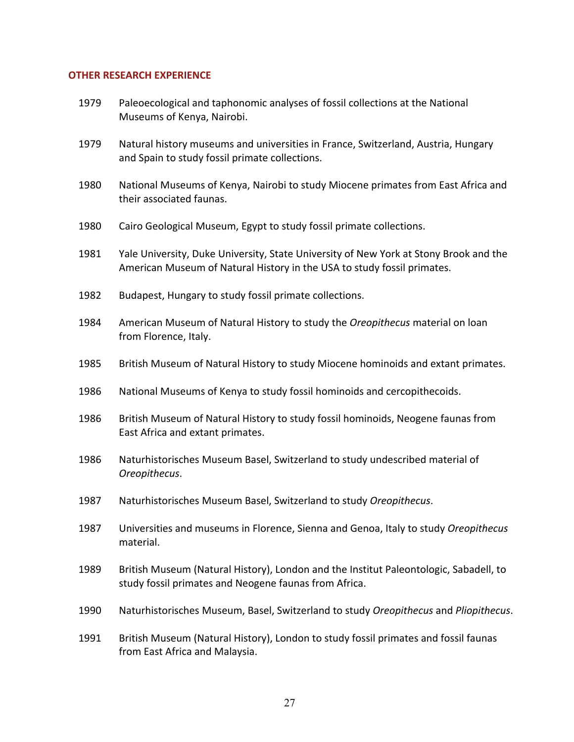## OTHER RESEARCH EXPERIENCE

1979 Paleoecological and taphonomic analyses of fossil collections at the National Museums of Kenya, Nairobi.

1979 Natural history museums and universities in France, Switzerland, Austria, Hungary and Spain to study fossil primate collections.

1980 National Museums of Kenya, Nairobi to study Miocene primates from East Africa and their associated faunas.

1980 Cairo Geological Museum, Egypt to study fossil primate collections.

1981 Yale University, Duke University, State University of New York at Stony Brook and the American Museum of Natural History in the USA to study fossil primates.

1982 Budapest, Hungary to study fossil primate collections.

1984 American Museum of Natural History to study the *Oreopithecus* material on loan from Florence, Italy.

1985 British Museum of Natural History to study Miocene hominoids and extant primates.

1986 National Museums of Kenya to study fossil hominoids and cercopithecoids.

1986 British Museum of Natural History to study fossil hominoids, Neogene faunas from East Africa and extant primates.

1986 Naturhistorisches Museum Basel, Switzerland to study undescribed material of *Oreopithecus*.

1987 Naturhistorisches Museum Basel, Switzerland to study *Oreopithecus*.

1987 Universities and museums in Florence, Sienna and Genoa, Italy to study *Oreopithecus* material.

1989 British Museum (Natural History), London and the Institut Paleontologic, Sabadell, to study fossil primates and Neogene faunas from Africa.

1990 Naturhistorisches Museum, Basel, Switzerland to study *Oreopithecus* and *Pliopithecus*.

1991 British Museum (Natural History), London to study fossil primates and fossil faunas from East Africa and Malaysia.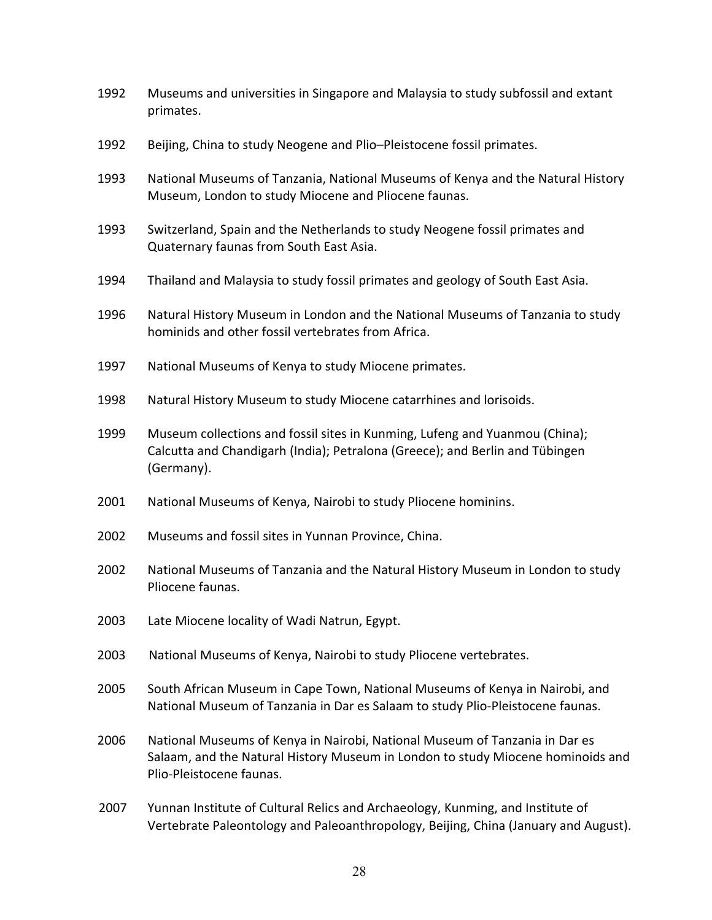1992 Museums and universities in Singapore and Malaysia to study subfossil and extant primates.

1992 Beijing, China to study Neogene and Plio–Pleistocene fossil primates.

1993 National Museums of Tanzania, National Museums of Kenya and the Natural History Museum, London to study Miocene and Pliocene faunas.

1993 Switzerland, Spain and the Netherlands to study Neogene fossil primates and Quaternary faunas from South East Asia.

1994 Thailand and Malaysia to study fossil primates and geology of South East Asia.

1996 Natural History Museum in London and the National Museums of Tanzania to study hominids and other fossil vertebrates from Africa.

1997 National Museums of Kenya to study Miocene primates.

1998 Natural History Museum to study Miocene catarrhines and lorisoids.

1999 Museum collections and fossil sites in Kunming, Lufeng and Yuanmou (China); Calcutta and Chandigarh (India); Petralona (Greece); and Berlin and Tübingen (Germany).

2001 National Museums of Kenya, Nairobi to study Pliocene hominins.

2002 Museums and fossil sites in Yunnan Province, China.

2002 National Museums of Tanzania and the Natural History Museum in London to study Pliocene faunas.

2003 Late Miocene locality of Wadi Natrun, Egypt.

2003 National Museums of Kenya, Nairobi to study Pliocene vertebrates.

2005 South African Museum in Cape Town, National Museums of Kenya in Nairobi, and National Museum of Tanzania in Dar es Salaam to study Plio-Pleistocene faunas.

2006 National Museums of Kenya in Nairobi, National Museum of Tanzania in Dar es Salaam, and the Natural History Museum in London to study Miocene hominoids and Plio-Pleistocene faunas.

2007 Yunnan Institute of Cultural Relics and Archaeology, Kunming, and Institute of Vertebrate Paleontology and Paleoanthropology, Beijing, China (January and August).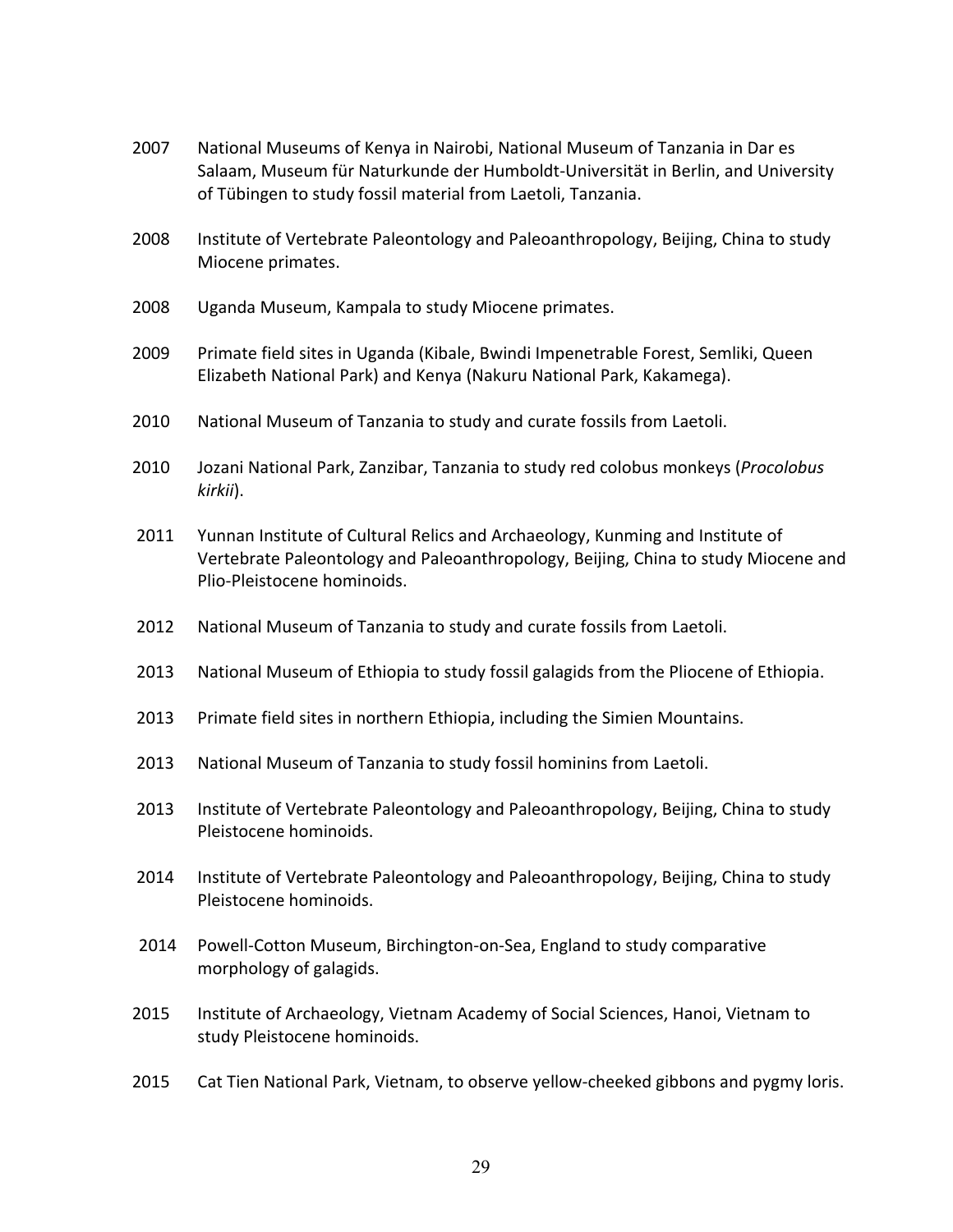2007 National Museums of Kenya in Nairobi, National Museum of Tanzania in Dar es Salaam, Museum für Naturkunde der Humboldt-Universität in Berlin, and University of Tübingen to study fossil material from Laetoli, Tanzania.

2008 Institute of Vertebrate Paleontology and Paleoanthropology, Beijing, China to study Miocene primates.

2008 Uganda Museum, Kampala to study Miocene primates.

2009 Primate field sites in Uganda (Kibale, Bwindi Impenetrable Forest, Semliki, Queen Elizabeth National Park) and Kenya (Nakuru National Park, Kakamega).

2010 National Museum of Tanzania to study and curate fossils from Laetoli.

2010 Jozani National Park, Zanzibar, Tanzania to study red colobus monkeys (*Procolobus kirkii*).

2011 Yunnan Institute of Cultural Relics and Archaeology, Kunming and Institute of Vertebrate Paleontology and Paleoanthropology, Beijing, China to study Miocene and Plio-Pleistocene hominoids.

2012 National Museum of Tanzania to study and curate fossils from Laetoli.

2013 National Museum of Ethiopia to study fossil galagids from the Pliocene of Ethiopia.

2013 Primate field sites in northern Ethiopia, including the Simien Mountains.

2013 National Museum of Tanzania to study fossil hominins from Laetoli.

2013 Institute of Vertebrate Paleontology and Paleoanthropology, Beijing, China to study Pleistocene hominoids.

2014 Institute of Vertebrate Paleontology and Paleoanthropology, Beijing, China to study Pleistocene hominoids.

2014 Powell-Cotton Museum, Birchington-on-Sea, England to study comparative morphology of galagids.

2015 Institute of Archaeology, Vietnam Academy of Social Sciences, Hanoi, Vietnam to study Pleistocene hominoids.

2015 Cat Tien National Park, Vietnam, to observe yellow-cheeked gibbons and pygmy loris.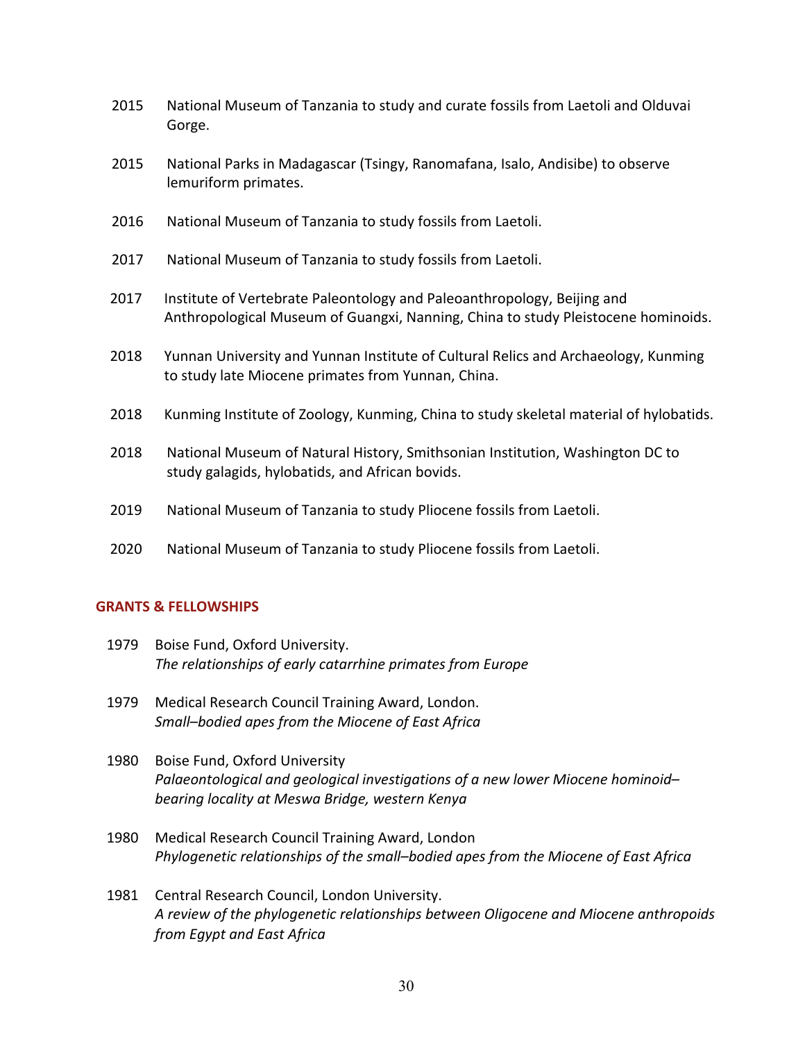2015 National Museum of Tanzania to study and curate fossils from Laetoli and Olduvai Gorge.

2015 National Parks in Madagascar (Tsingy, Ranomafana, Isalo, Andisibe) to observe lemuriform primates.

2016 National Museum of Tanzania to study fossils from Laetoli.

2017 National Museum of Tanzania to study fossils from Laetoli.

2017 Institute of Vertebrate Paleontology and Paleoanthropology, Beijing and Anthropological Museum of Guangxi, Nanning, China to study Pleistocene hominoids.

2018 Yunnan University and Yunnan Institute of Cultural Relics and Archaeology, Kunming to study late Miocene primates from Yunnan, China.

2018 Kunming Institute of Zoology, Kunming, China to study skeletal material of hylobatids.

2018 National Museum of Natural History, Smithsonian Institution, Washington DC to study galagids, hylobatids, and African bovids.

2019 National Museum of Tanzania to study Pliocene fossils from Laetoli.

2020 National Museum of Tanzania to study Pliocene fossils from Laetoli.

## GRANTS & FELLOWSHIPS

1979 Boise Fund, Oxford University.
*The relationships of early catarrhine primates from Europe*

1979 Medical Research Council Training Award, London.
*Small–bodied apes from the Miocene of East Africa*

1980 Boise Fund, Oxford University
*Palaeontological and geological investigations of a new lower Miocene hominoid–bearing locality at Meswa Bridge, western Kenya*

1980 Medical Research Council Training Award, London
*Phylogenetic relationships of the small–bodied apes from the Miocene of East Africa*

1981 Central Research Council, London University.
*A review of the phylogenetic relationships between Oligocene and Miocene anthropoids from Egypt and East Africa*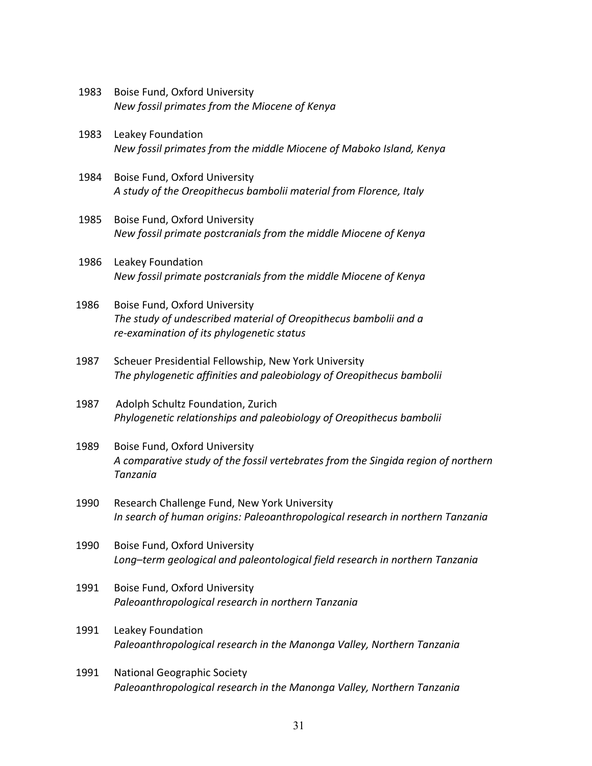1983 Boise Fund, Oxford University
*New fossil primates from the Miocene of Kenya*

1983 Leakey Foundation
*New fossil primates from the middle Miocene of Maboko Island, Kenya*

1984 Boise Fund, Oxford University
*A study of the Oreopithecus bambolii material from Florence, Italy*

1985 Boise Fund, Oxford University
*New fossil primate postcranials from the middle Miocene of Kenya*

1986 Leakey Foundation
*New fossil primate postcranials from the middle Miocene of Kenya*

1986 Boise Fund, Oxford University
*The study of undescribed material of Oreopithecus bambolii and a re-examination of its phylogenetic status*

1987 Scheuer Presidential Fellowship, New York University
*The phylogenetic affinities and paleobiology of Oreopithecus bambolii*

1987 Adolph Schultz Foundation, Zurich
*Phylogenetic relationships and paleobiology of Oreopithecus bambolii*

1989 Boise Fund, Oxford University
*A comparative study of the fossil vertebrates from the Singida region of northern Tanzania*

1990 Research Challenge Fund, New York University
*In search of human origins: Paleoanthropological research in northern Tanzania*

1990 Boise Fund, Oxford University
*Long–term geological and paleontological field research in northern Tanzania*

1991 Boise Fund, Oxford University
*Paleoanthropological research in northern Tanzania*

1991 Leakey Foundation
*Paleoanthropological research in the Manonga Valley, Northern Tanzania*

1991 National Geographic Society
*Paleoanthropological research in the Manonga Valley, Northern Tanzania*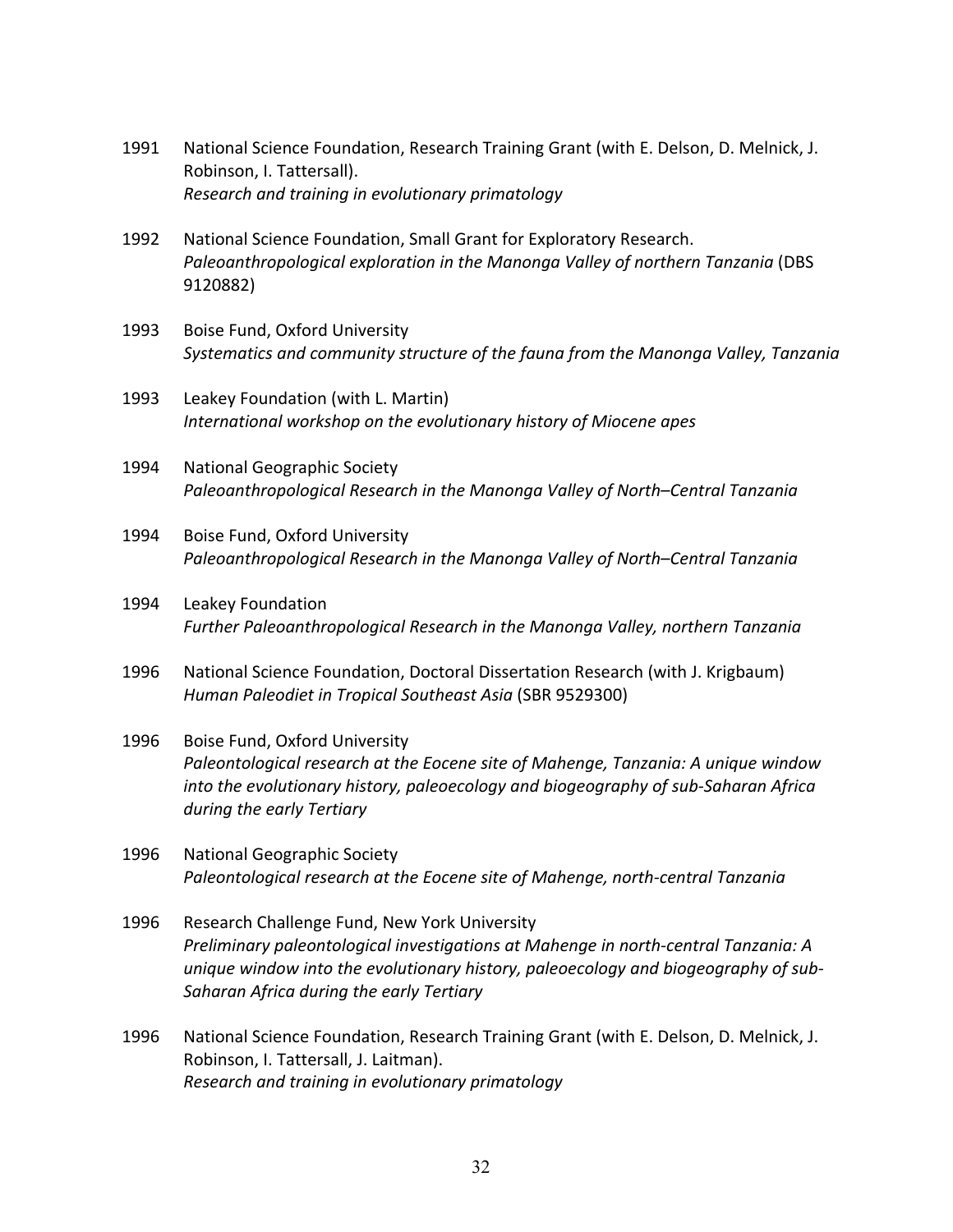1991 National Science Foundation, Research Training Grant (with E. Delson, D. Melnick, J. Robinson, I. Tattersall).
*Research and training in evolutionary primatology*

1992 National Science Foundation, Small Grant for Exploratory Research.
*Paleoanthropological exploration in the Manonga Valley of northern Tanzania* (DBS 9120882)

1993 Boise Fund, Oxford University
*Systematics and community structure of the fauna from the Manonga Valley, Tanzania*

1993 Leakey Foundation (with L. Martin)
*International workshop on the evolutionary history of Miocene apes*

1994 National Geographic Society
*Paleoanthropological Research in the Manonga Valley of North–Central Tanzania*

1994 Boise Fund, Oxford University
*Paleoanthropological Research in the Manonga Valley of North–Central Tanzania*

1994 Leakey Foundation
*Further Paleoanthropological Research in the Manonga Valley, northern Tanzania*

1996 National Science Foundation, Doctoral Dissertation Research (with J. Krigbaum)
*Human Paleodiet in Tropical Southeast Asia* (SBR 9529300)

1996 Boise Fund, Oxford University
*Paleontological research at the Eocene site of Mahenge, Tanzania: A unique window into the evolutionary history, paleoecology and biogeography of sub-Saharan Africa during the early Tertiary*

1996 National Geographic Society
*Paleontological research at the Eocene site of Mahenge, north-central Tanzania*

1996 Research Challenge Fund, New York University
*Preliminary paleontological investigations at Mahenge in north-central Tanzania: A unique window into the evolutionary history, paleoecology and biogeography of sub-Saharan Africa during the early Tertiary*

1996 National Science Foundation, Research Training Grant (with E. Delson, D. Melnick, J. Robinson, I. Tattersall, J. Laitman).
*Research and training in evolutionary primatology*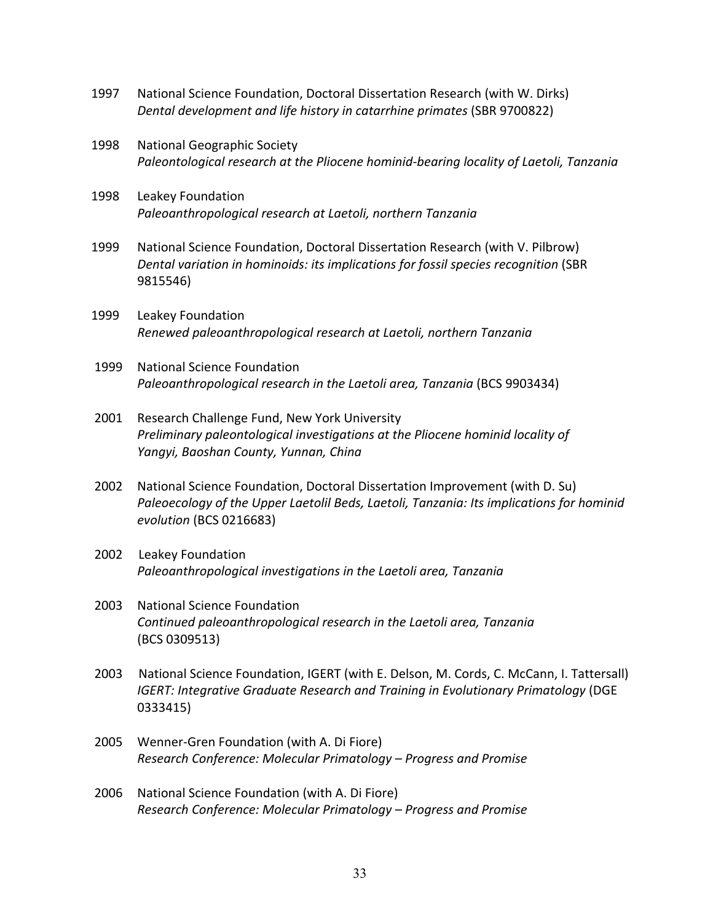1997 National Science Foundation, Doctoral Dissertation Research (with W. Dirks)
*Dental development and life history in catarrhine primates* (SBR 9700822)

1998 National Geographic Society
*Paleontological research at the Pliocene hominid-bearing locality of Laetoli, Tanzania*

1998 Leakey Foundation
*Paleoanthropological research at Laetoli, northern Tanzania*

1999 National Science Foundation, Doctoral Dissertation Research (with V. Pilbrow)
*Dental variation in hominoids: its implications for fossil species recognition* (SBR 9815546)

1999 Leakey Foundation
*Renewed paleoanthropological research at Laetoli, northern Tanzania*

1999 National Science Foundation
*Paleoanthropological research in the Laetoli area, Tanzania* (BCS 9903434)

2001 Research Challenge Fund, New York University
*Preliminary paleontological investigations at the Pliocene hominid locality of Yangyi, Baoshan County, Yunnan, China*

2002 National Science Foundation, Doctoral Dissertation Improvement (with D. Su)
*Paleoecology of the Upper Laetolil Beds, Laetoli, Tanzania: Its implications for hominid evolution* (BCS 0216683)

2002 Leakey Foundation
*Paleoanthropological investigations in the Laetoli area, Tanzania*

2003 National Science Foundation
*Continued paleoanthropological research in the Laetoli area, Tanzania* (BCS 0309513)

2003 National Science Foundation, IGERT (with E. Delson, M. Cords, C. McCann, I. Tattersall)
*IGERT: Integrative Graduate Research and Training in Evolutionary Primatology* (DGE 0333415)

2005 Wenner-Gren Foundation (with A. Di Fiore)
*Research Conference: Molecular Primatology – Progress and Promise*

2006 National Science Foundation (with A. Di Fiore)
*Research Conference: Molecular Primatology – Progress and Promise*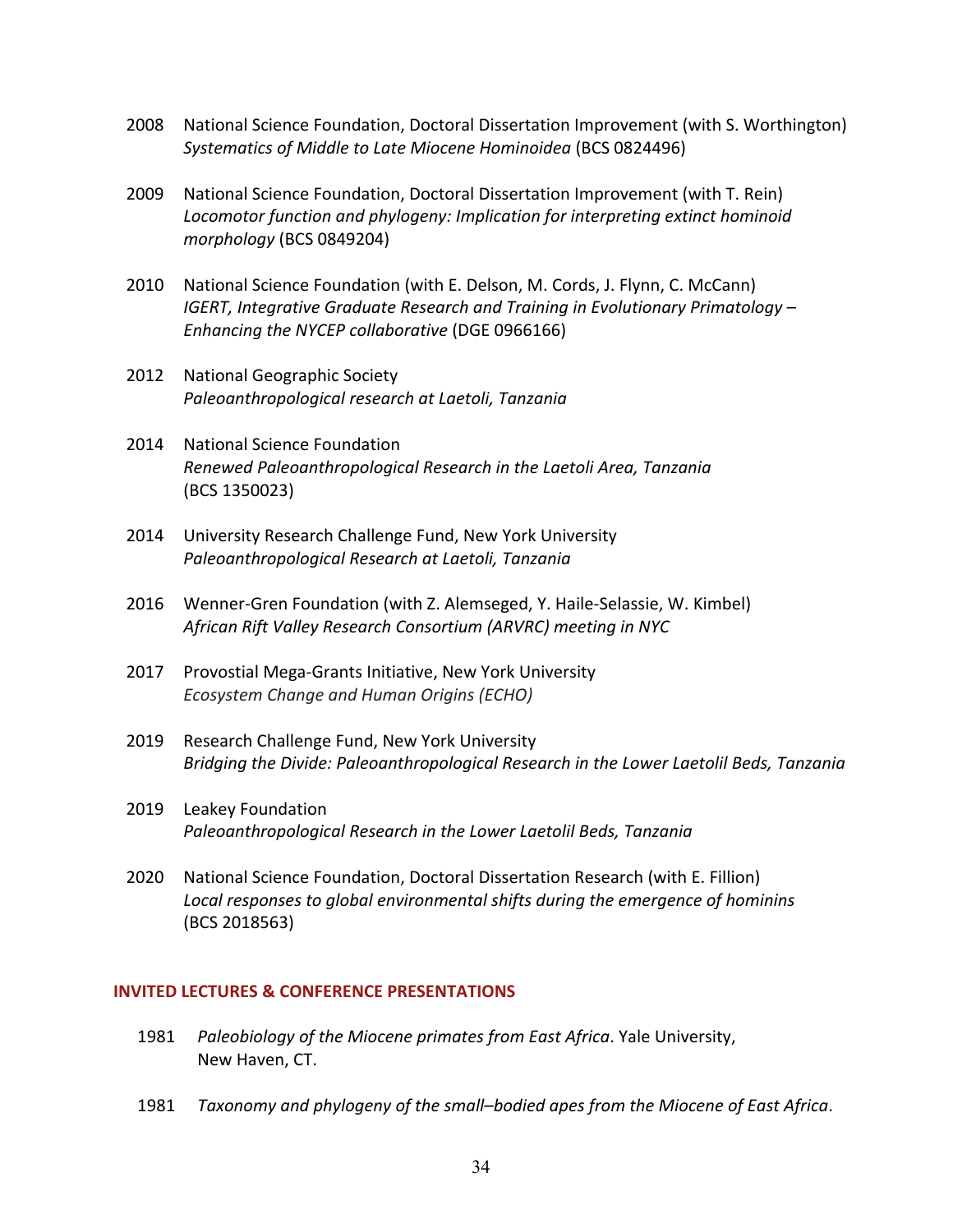2008 National Science Foundation, Doctoral Dissertation Improvement (with S. Worthington) *Systematics of Middle to Late Miocene Hominoidea* (BCS 0824496)

2009 National Science Foundation, Doctoral Dissertation Improvement (with T. Rein) *Locomotor function and phylogeny: Implication for interpreting extinct hominoid morphology* (BCS 0849204)

2010 National Science Foundation (with E. Delson, M. Cords, J. Flynn, C. McCann) *IGERT, Integrative Graduate Research and Training in Evolutionary Primatology – Enhancing the NYCEP collaborative* (DGE 0966166)

2012 National Geographic Society *Paleoanthropological research at Laetoli, Tanzania*

2014 National Science Foundation *Renewed Paleoanthropological Research in the Laetoli Area, Tanzania* (BCS 1350023)

2014 University Research Challenge Fund, New York University *Paleoanthropological Research at Laetoli, Tanzania*

2016 Wenner-Gren Foundation (with Z. Alemseged, Y. Haile-Selassie, W. Kimbel) *African Rift Valley Research Consortium (ARVRC) meeting in NYC*

2017 Provostial Mega-Grants Initiative, New York University *Ecosystem Change and Human Origins (ECHO)*

2019 Research Challenge Fund, New York University *Bridging the Divide: Paleoanthropological Research in the Lower Laetolil Beds, Tanzania*

2019 Leakey Foundation *Paleoanthropological Research in the Lower Laetolil Beds, Tanzania*

2020 National Science Foundation, Doctoral Dissertation Research (with E. Fillion) *Local responses to global environmental shifts during the emergence of hominins* (BCS 2018563)

## INVITED LECTURES & CONFERENCE PRESENTATIONS

1981 *Paleobiology of the Miocene primates from East Africa*. Yale University, New Haven, CT.

1981 *Taxonomy and phylogeny of the small–bodied apes from the Miocene of East Africa*.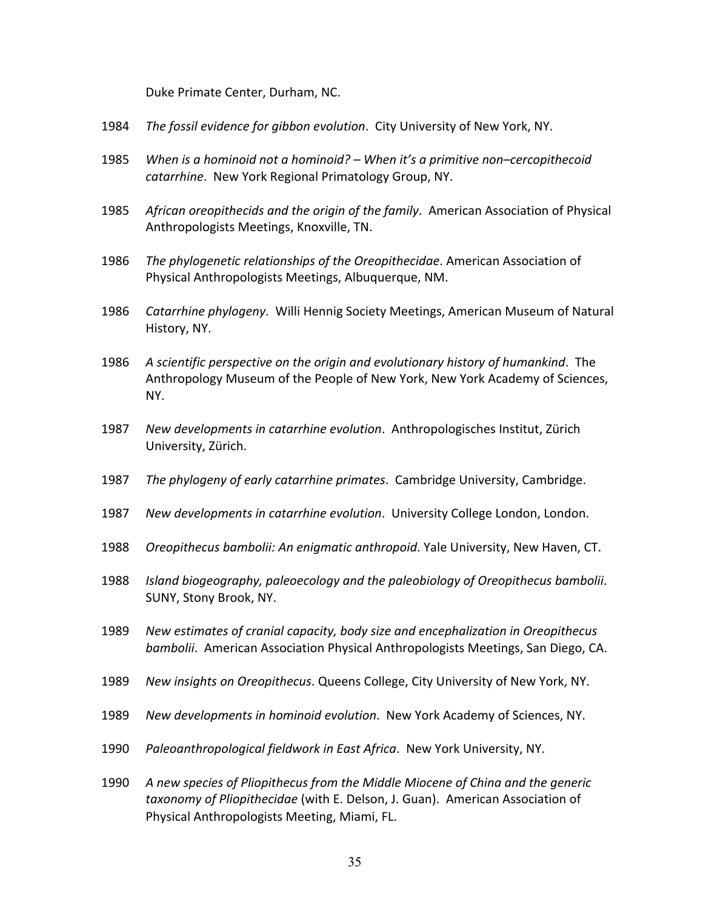Duke Primate Center, Durham, NC.

1984 *The fossil evidence for gibbon evolution*. City University of New York, NY.

1985 *When is a hominoid not a hominoid? – When it's a primitive non–cercopithecoid catarrhine*. New York Regional Primatology Group, NY.

1985 *African oreopithecids and the origin of the family*. American Association of Physical Anthropologists Meetings, Knoxville, TN.

1986 *The phylogenetic relationships of the Oreopithecidae*. American Association of Physical Anthropologists Meetings, Albuquerque, NM.

1986 *Catarrhine phylogeny*. Willi Hennig Society Meetings, American Museum of Natural History, NY.

1986 *A scientific perspective on the origin and evolutionary history of humankind*. The Anthropology Museum of the People of New York, New York Academy of Sciences, NY.

1987 *New developments in catarrhine evolution*. Anthropologisches Institut, Zürich University, Zürich.

1987 *The phylogeny of early catarrhine primates*. Cambridge University, Cambridge.

1987 *New developments in catarrhine evolution*. University College London, London.

1988 *Oreopithecus bambolii: An enigmatic anthropoid*. Yale University, New Haven, CT.

1988 *Island biogeography, paleoecology and the paleobiology of Oreopithecus bambolii*. SUNY, Stony Brook, NY.

1989 *New estimates of cranial capacity, body size and encephalization in Oreopithecus bambolii*. American Association Physical Anthropologists Meetings, San Diego, CA.

1989 *New insights on Oreopithecus*. Queens College, City University of New York, NY.

1989 *New developments in hominoid evolution*. New York Academy of Sciences, NY.

1990 *Paleoanthropological fieldwork in East Africa*. New York University, NY.

1990 *A new species of Pliopithecus from the Middle Miocene of China and the generic taxonomy of Pliopithecidae* (with E. Delson, J. Guan). American Association of Physical Anthropologists Meeting, Miami, FL.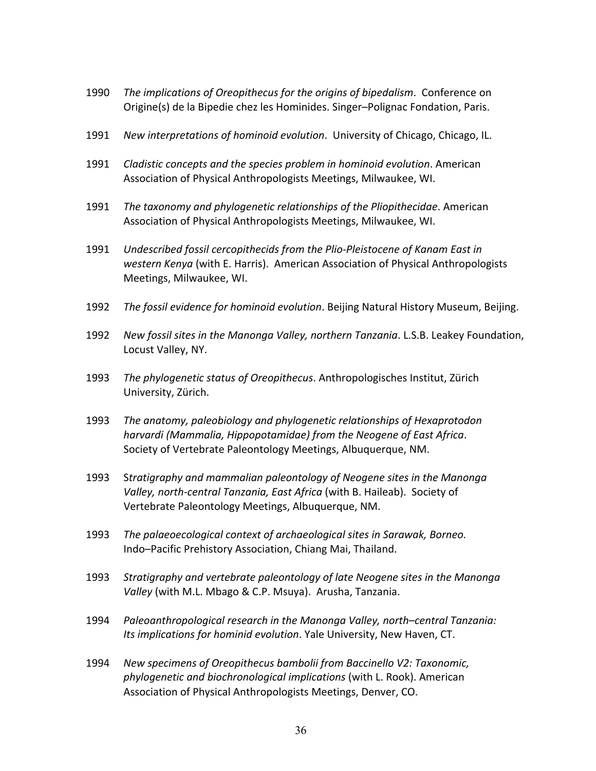1990 *The implications of Oreopithecus for the origins of bipedalism*. Conference on Origine(s) de la Bipedie chez les Hominides. Singer–Polignac Fondation, Paris.

1991 *New interpretations of hominoid evolution*. University of Chicago, Chicago, IL.

1991 *Cladistic concepts and the species problem in hominoid evolution*. American Association of Physical Anthropologists Meetings, Milwaukee, WI.

1991 *The taxonomy and phylogenetic relationships of the Pliopithecidae*. American Association of Physical Anthropologists Meetings, Milwaukee, WI.

1991 *Undescribed fossil cercopithecids from the Plio-Pleistocene of Kanam East in western Kenya* (with E. Harris). American Association of Physical Anthropologists Meetings, Milwaukee, WI.

1992 *The fossil evidence for hominoid evolution*. Beijing Natural History Museum, Beijing.

1992 *New fossil sites in the Manonga Valley, northern Tanzania*. L.S.B. Leakey Foundation, Locust Valley, NY.

1993 *The phylogenetic status of Oreopithecus*. Anthropologisches Institut, Zürich University, Zürich.

1993 *The anatomy, paleobiology and phylogenetic relationships of Hexaprotodon harvardi (Mammalia, Hippopotamidae) from the Neogene of East Africa*. Society of Vertebrate Paleontology Meetings, Albuquerque, NM.

1993 S*tratigraphy and mammalian paleontology of Neogene sites in the Manonga Valley, north-central Tanzania, East Africa* (with B. Haileab). Society of Vertebrate Paleontology Meetings, Albuquerque, NM.

1993 *The palaeoecological context of archaeological sites in Sarawak, Borneo.* Indo–Pacific Prehistory Association, Chiang Mai, Thailand.

1993 *Stratigraphy and vertebrate paleontology of late Neogene sites in the Manonga Valley* (with M.L. Mbago & C.P. Msuya). Arusha, Tanzania.

1994 *Paleoanthropological research in the Manonga Valley, north–central Tanzania: Its implications for hominid evolution*. Yale University, New Haven, CT.

1994 *New specimens of Oreopithecus bambolii from Baccinello V2: Taxonomic, phylogenetic and biochronological implications* (with L. Rook). American Association of Physical Anthropologists Meetings, Denver, CO.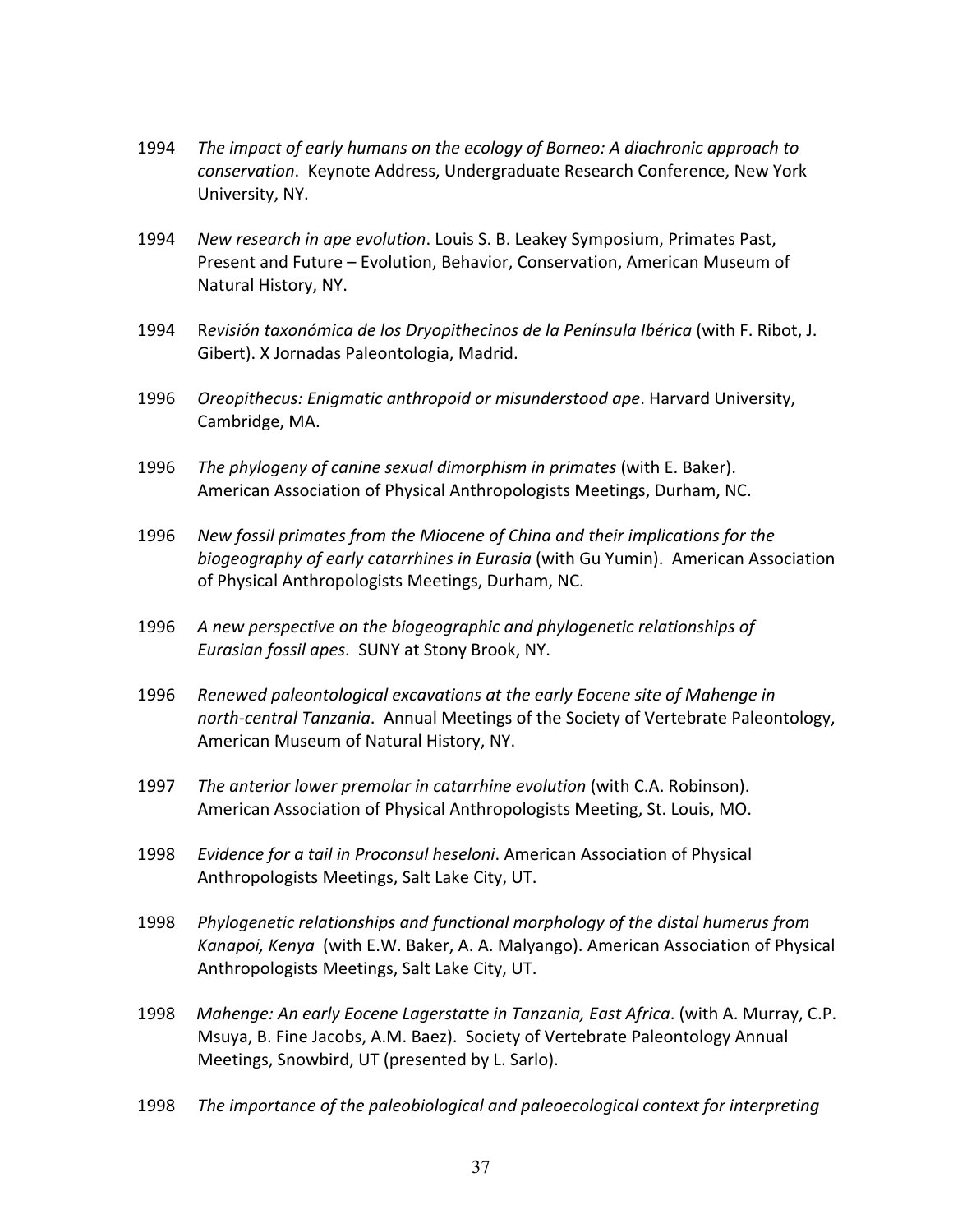1994 *The impact of early humans on the ecology of Borneo: A diachronic approach to conservation*. Keynote Address, Undergraduate Research Conference, New York University, NY.

1994 *New research in ape evolution*. Louis S. B. Leakey Symposium, Primates Past, Present and Future – Evolution, Behavior, Conservation, American Museum of Natural History, NY.

1994 R*evisión taxonómica de los Dryopithecinos de la Península Ibérica* (with F. Ribot, J. Gibert). X Jornadas Paleontologia, Madrid.

1996 *Oreopithecus: Enigmatic anthropoid or misunderstood ape*. Harvard University, Cambridge, MA.

1996 *The phylogeny of canine sexual dimorphism in primates* (with E. Baker). American Association of Physical Anthropologists Meetings, Durham, NC.

1996 *New fossil primates from the Miocene of China and their implications for the biogeography of early catarrhines in Eurasia* (with Gu Yumin). American Association of Physical Anthropologists Meetings, Durham, NC.

1996 *A new perspective on the biogeographic and phylogenetic relationships of Eurasian fossil apes*. SUNY at Stony Brook, NY.

1996 *Renewed paleontological excavations at the early Eocene site of Mahenge in north-central Tanzania*. Annual Meetings of the Society of Vertebrate Paleontology, American Museum of Natural History, NY.

1997 *The anterior lower premolar in catarrhine evolution* (with C.A. Robinson). American Association of Physical Anthropologists Meeting, St. Louis, MO.

1998 *Evidence for a tail in Proconsul heseloni*. American Association of Physical Anthropologists Meetings, Salt Lake City, UT.

1998 *Phylogenetic relationships and functional morphology of the distal humerus from Kanapoi, Kenya* (with E.W. Baker, A. A. Malyango). American Association of Physical Anthropologists Meetings, Salt Lake City, UT.

1998 *Mahenge: An early Eocene Lagerstatte in Tanzania, East Africa*. (with A. Murray, C.P. Msuya, B. Fine Jacobs, A.M. Baez). Society of Vertebrate Paleontology Annual Meetings, Snowbird, UT (presented by L. Sarlo).

1998 *The importance of the paleobiological and paleoecological context for interpreting*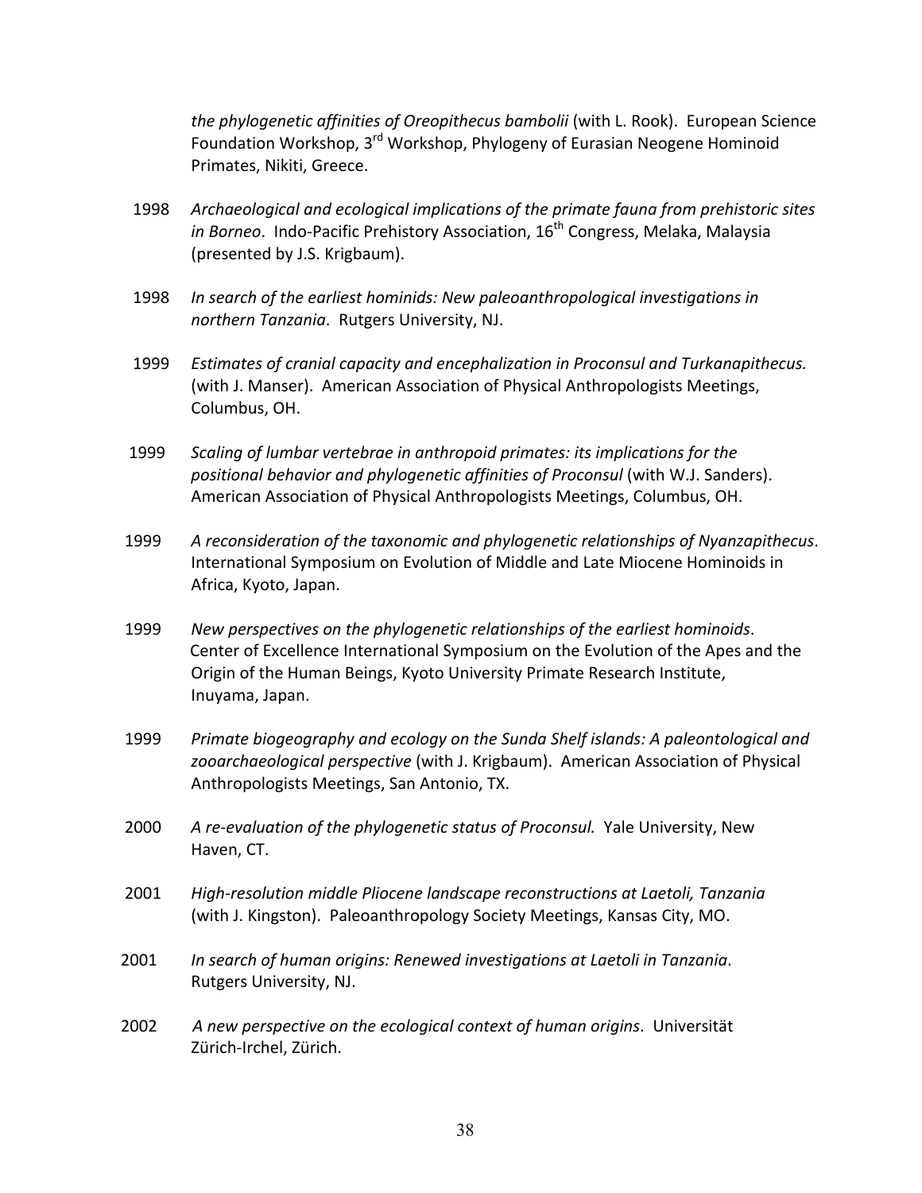*the phylogenetic affinities of Oreopithecus bambolii* (with L. Rook). European Science Foundation Workshop, 3rd Workshop, Phylogeny of Eurasian Neogene Hominoid Primates, Nikiti, Greece.

1998 *Archaeological and ecological implications of the primate fauna from prehistoric sites in Borneo*. Indo-Pacific Prehistory Association, 16th Congress, Melaka, Malaysia (presented by J.S. Krigbaum).

1998 *In search of the earliest hominids: New paleoanthropological investigations in northern Tanzania*. Rutgers University, NJ.

1999 *Estimates of cranial capacity and encephalization in Proconsul and Turkanapithecus.* (with J. Manser). American Association of Physical Anthropologists Meetings, Columbus, OH.

1999 *Scaling of lumbar vertebrae in anthropoid primates: its implications for the positional behavior and phylogenetic affinities of Proconsul* (with W.J. Sanders). American Association of Physical Anthropologists Meetings, Columbus, OH.

1999 *A reconsideration of the taxonomic and phylogenetic relationships of Nyanzapithecus*. International Symposium on Evolution of Middle and Late Miocene Hominoids in Africa, Kyoto, Japan.

1999 *New perspectives on the phylogenetic relationships of the earliest hominoids*. Center of Excellence International Symposium on the Evolution of the Apes and the Origin of the Human Beings, Kyoto University Primate Research Institute, Inuyama, Japan.

1999 *Primate biogeography and ecology on the Sunda Shelf islands: A paleontological and zooarchaeological perspective* (with J. Krigbaum). American Association of Physical Anthropologists Meetings, San Antonio, TX.

2000 *A re-evaluation of the phylogenetic status of Proconsul.* Yale University, New Haven, CT.

2001 *High-resolution middle Pliocene landscape reconstructions at Laetoli, Tanzania* (with J. Kingston). Paleoanthropology Society Meetings, Kansas City, MO.

2001 *In search of human origins: Renewed investigations at Laetoli in Tanzania*. Rutgers University, NJ.

2002 *A new perspective on the ecological context of human origins*. Universität Zürich-Irchel, Zürich.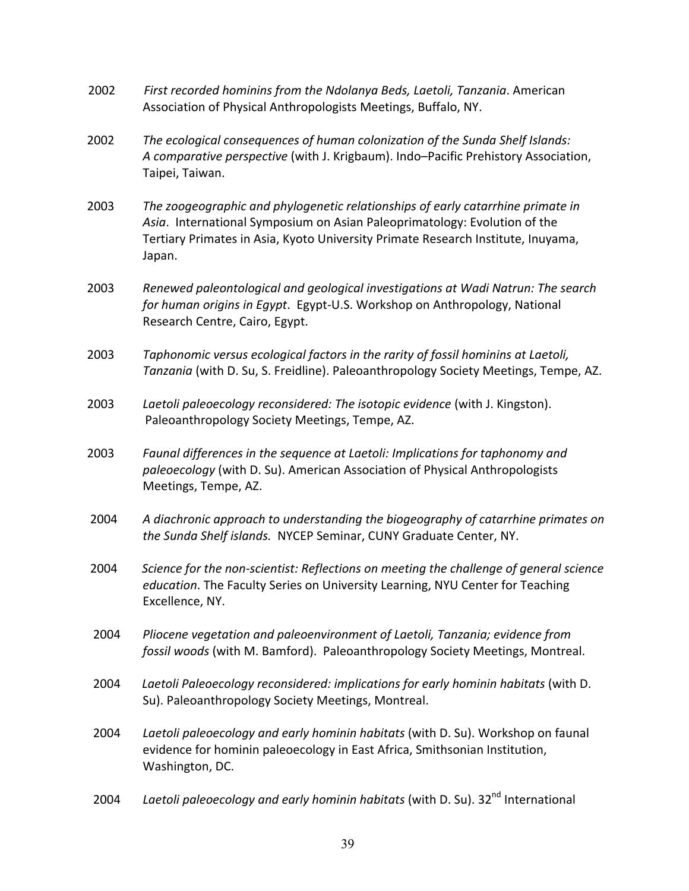2002 *First recorded hominins from the Ndolanya Beds, Laetoli, Tanzania*. American Association of Physical Anthropologists Meetings, Buffalo, NY.

2002 *The ecological consequences of human colonization of the Sunda Shelf Islands: A comparative perspective* (with J. Krigbaum). Indo–Pacific Prehistory Association, Taipei, Taiwan.

2003 *The zoogeographic and phylogenetic relationships of early catarrhine primate in Asia*. International Symposium on Asian Paleoprimatology: Evolution of the Tertiary Primates in Asia, Kyoto University Primate Research Institute, Inuyama, Japan.

2003 *Renewed paleontological and geological investigations at Wadi Natrun: The search for human origins in Egypt*. Egypt-U.S. Workshop on Anthropology, National Research Centre, Cairo, Egypt.

2003 *Taphonomic versus ecological factors in the rarity of fossil hominins at Laetoli, Tanzania* (with D. Su, S. Freidline). Paleoanthropology Society Meetings, Tempe, AZ.

2003 *Laetoli paleoecology reconsidered: The isotopic evidence* (with J. Kingston). Paleoanthropology Society Meetings, Tempe, AZ.

2003 *Faunal differences in the sequence at Laetoli: Implications for taphonomy and paleoecology* (with D. Su). American Association of Physical Anthropologists Meetings, Tempe, AZ.

2004 *A diachronic approach to understanding the biogeography of catarrhine primates on the Sunda Shelf islands.* NYCEP Seminar, CUNY Graduate Center, NY.

2004 *Science for the non-scientist: Reflections on meeting the challenge of general science education*. The Faculty Series on University Learning, NYU Center for Teaching Excellence, NY.

2004 *Pliocene vegetation and paleoenvironment of Laetoli, Tanzania; evidence from fossil woods* (with M. Bamford). Paleoanthropology Society Meetings, Montreal.

2004 *Laetoli Paleoecology reconsidered: implications for early hominin habitats* (with D. Su). Paleoanthropology Society Meetings, Montreal.

2004 *Laetoli paleoecology and early hominin habitats* (with D. Su). Workshop on faunal evidence for hominin paleoecology in East Africa, Smithsonian Institution, Washington, DC.

2004 *Laetoli paleoecology and early hominin habitats* (with D. Su). 32nd International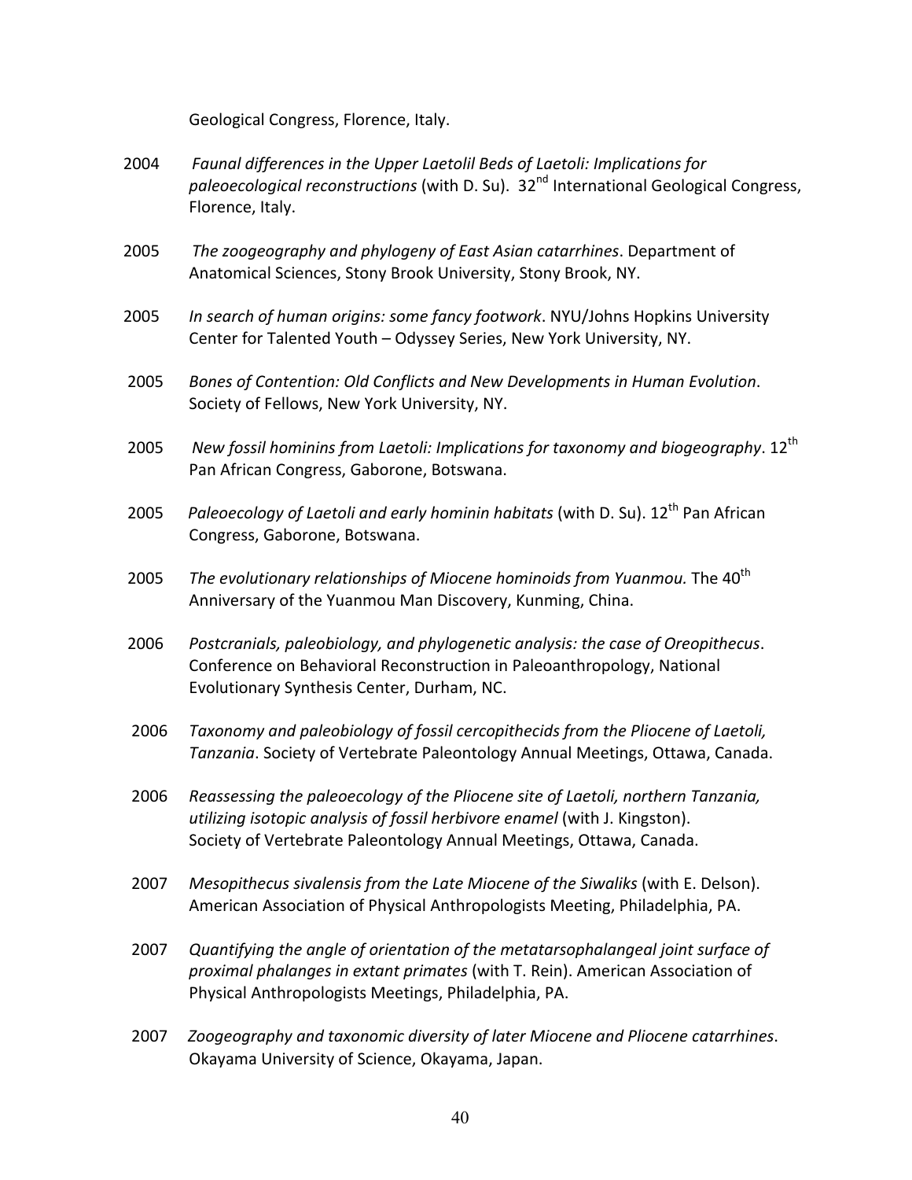Geological Congress, Florence, Italy.

2004 *Faunal differences in the Upper Laetolil Beds of Laetoli: Implications for paleoecological reconstructions* (with D. Su). 32nd International Geological Congress, Florence, Italy.

2005 *The zoogeography and phylogeny of East Asian catarrhines*. Department of Anatomical Sciences, Stony Brook University, Stony Brook, NY.

2005 *In search of human origins: some fancy footwork*. NYU/Johns Hopkins University Center for Talented Youth – Odyssey Series, New York University, NY.

2005 *Bones of Contention: Old Conflicts and New Developments in Human Evolution*. Society of Fellows, New York University, NY.

2005 *New fossil hominins from Laetoli: Implications for taxonomy and biogeography*. 12th Pan African Congress, Gaborone, Botswana.

2005 *Paleoecology of Laetoli and early hominin habitats* (with D. Su). 12th Pan African Congress, Gaborone, Botswana.

2005 *The evolutionary relationships of Miocene hominoids from Yuanmou.* The 40th Anniversary of the Yuanmou Man Discovery, Kunming, China.

2006 *Postcranials, paleobiology, and phylogenetic analysis: the case of Oreopithecus*. Conference on Behavioral Reconstruction in Paleoanthropology, National Evolutionary Synthesis Center, Durham, NC.

2006 *Taxonomy and paleobiology of fossil cercopithecids from the Pliocene of Laetoli, Tanzania*. Society of Vertebrate Paleontology Annual Meetings, Ottawa, Canada.

2006 *Reassessing the paleoecology of the Pliocene site of Laetoli, northern Tanzania, utilizing isotopic analysis of fossil herbivore enamel* (with J. Kingston). Society of Vertebrate Paleontology Annual Meetings, Ottawa, Canada.

2007 *Mesopithecus sivalensis from the Late Miocene of the Siwaliks* (with E. Delson). American Association of Physical Anthropologists Meeting, Philadelphia, PA.

2007 *Quantifying the angle of orientation of the metatarsophalangeal joint surface of proximal phalanges in extant primates* (with T. Rein). American Association of Physical Anthropologists Meetings, Philadelphia, PA.

2007 *Zoogeography and taxonomic diversity of later Miocene and Pliocene catarrhines*. Okayama University of Science, Okayama, Japan.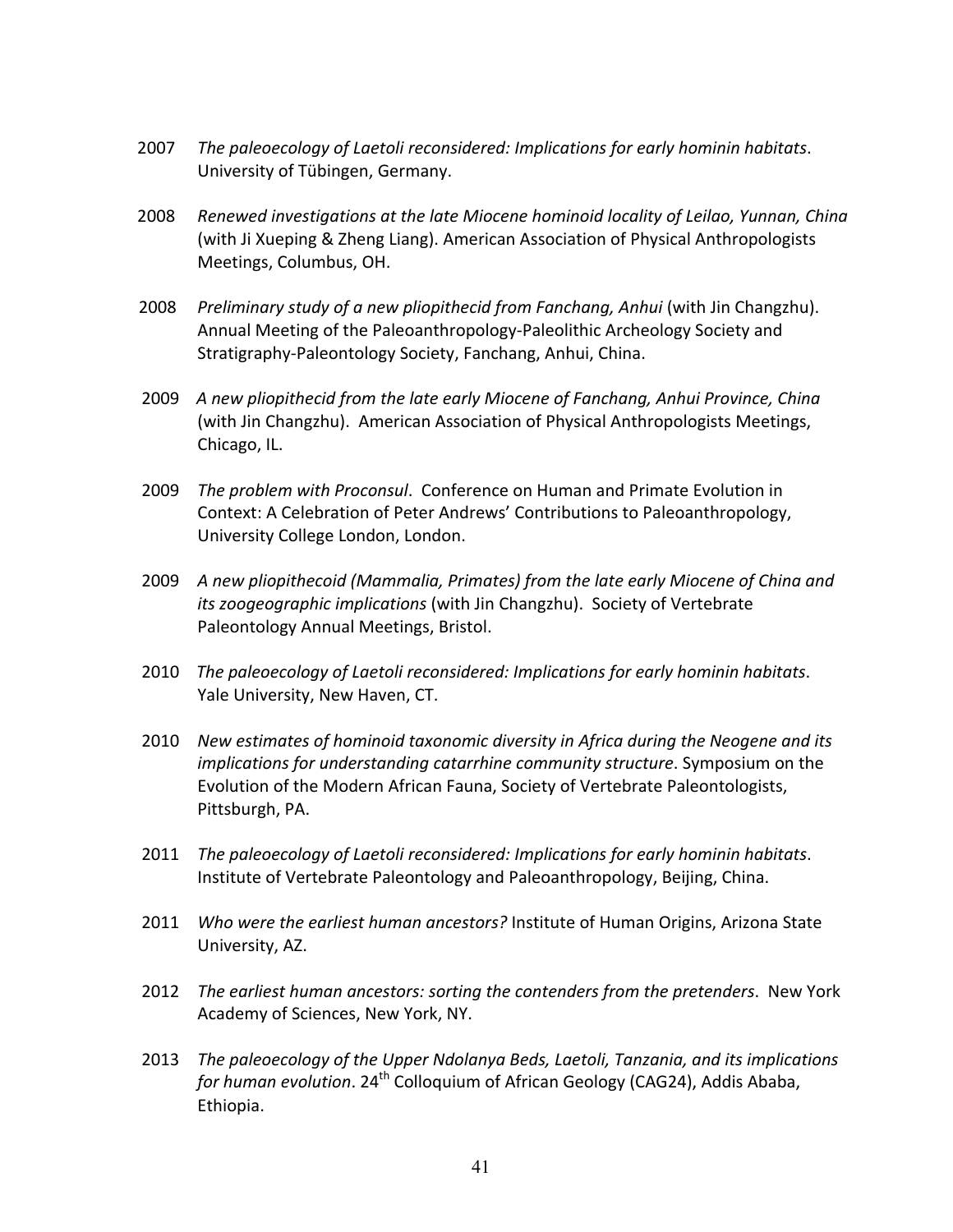2007 *The paleoecology of Laetoli reconsidered: Implications for early hominin habitats*. University of Tübingen, Germany.

2008 *Renewed investigations at the late Miocene hominoid locality of Leilao, Yunnan, China* (with Ji Xueping & Zheng Liang). American Association of Physical Anthropologists Meetings, Columbus, OH.

2008 *Preliminary study of a new pliopithecid from Fanchang, Anhui* (with Jin Changzhu). Annual Meeting of the Paleoanthropology-Paleolithic Archeology Society and Stratigraphy-Paleontology Society, Fanchang, Anhui, China.

2009 *A new pliopithecid from the late early Miocene of Fanchang, Anhui Province, China* (with Jin Changzhu). American Association of Physical Anthropologists Meetings, Chicago, IL.

2009 *The problem with Proconsul*. Conference on Human and Primate Evolution in Context: A Celebration of Peter Andrews' Contributions to Paleoanthropology, University College London, London.

2009 *A new pliopithecoid (Mammalia, Primates) from the late early Miocene of China and its zoogeographic implications* (with Jin Changzhu). Society of Vertebrate Paleontology Annual Meetings, Bristol.

2010 *The paleoecology of Laetoli reconsidered: Implications for early hominin habitats*. Yale University, New Haven, CT.

2010 *New estimates of hominoid taxonomic diversity in Africa during the Neogene and its implications for understanding catarrhine community structure*. Symposium on the Evolution of the Modern African Fauna, Society of Vertebrate Paleontologists, Pittsburgh, PA.

2011 *The paleoecology of Laetoli reconsidered: Implications for early hominin habitats*. Institute of Vertebrate Paleontology and Paleoanthropology, Beijing, China.

2011 *Who were the earliest human ancestors?* Institute of Human Origins, Arizona State University, AZ.

2012 *The earliest human ancestors: sorting the contenders from the pretenders*. New York Academy of Sciences, New York, NY.

2013 *The paleoecology of the Upper Ndolanya Beds, Laetoli, Tanzania, and its implications for human evolution*. 24th Colloquium of African Geology (CAG24), Addis Ababa, Ethiopia.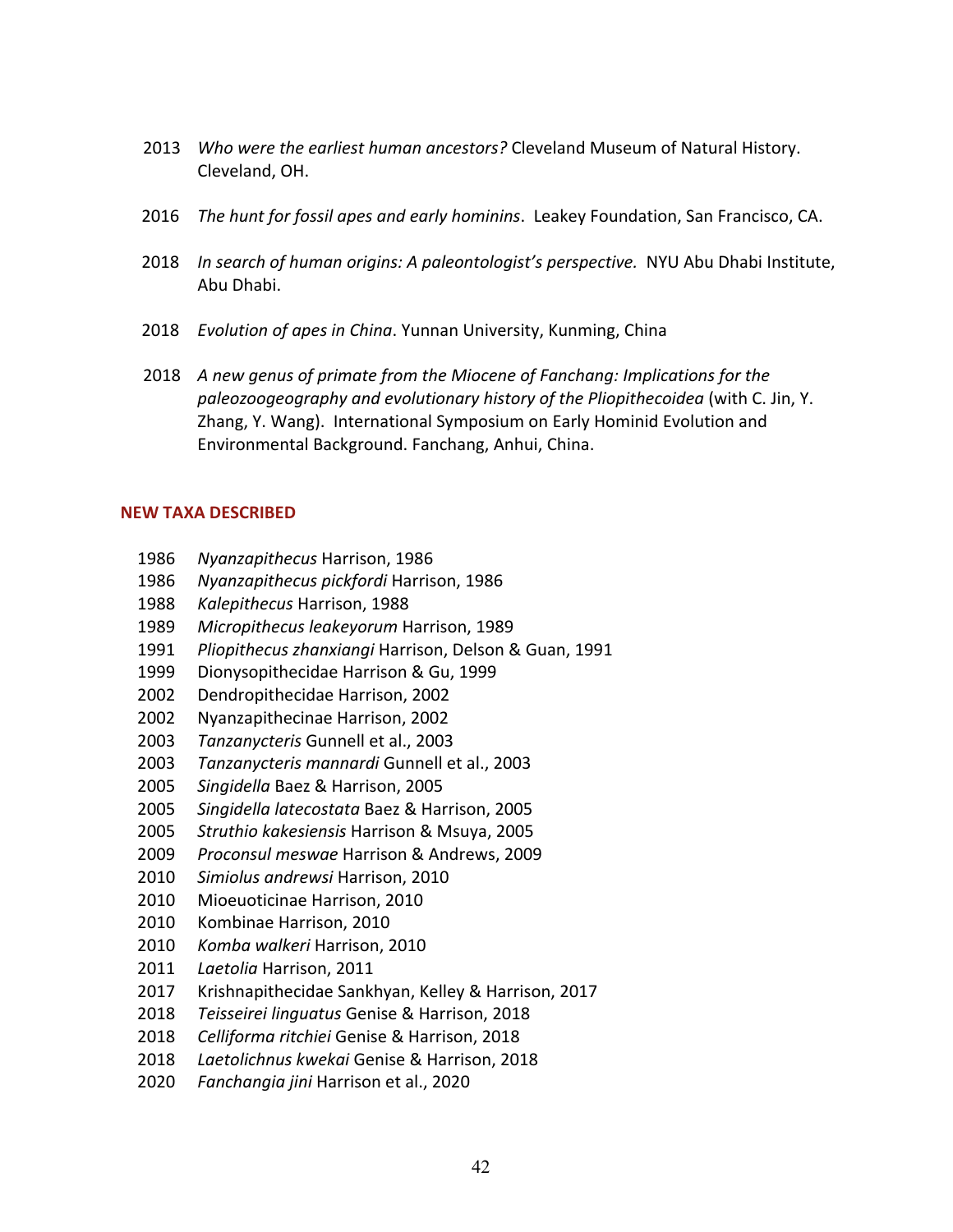2013 *Who were the earliest human ancestors?* Cleveland Museum of Natural History. Cleveland, OH.

2016 *The hunt for fossil apes and early hominins*. Leakey Foundation, San Francisco, CA.

2018 *In search of human origins: A paleontologist's perspective.* NYU Abu Dhabi Institute, Abu Dhabi.

2018 *Evolution of apes in China*. Yunnan University, Kunming, China

2018 *A new genus of primate from the Miocene of Fanchang: Implications for the paleozoogeography and evolutionary history of the Pliopithecoidea* (with C. Jin, Y. Zhang, Y. Wang). International Symposium on Early Hominid Evolution and Environmental Background. Fanchang, Anhui, China.

## NEW TAXA DESCRIBED

1986 *Nyanzapithecus* Harrison, 1986
1986 *Nyanzapithecus pickfordi* Harrison, 1986
1988 *Kalepithecus* Harrison, 1988
1989 *Micropithecus leakeyorum* Harrison, 1989
1991 *Pliopithecus zhanxiangi* Harrison, Delson & Guan, 1991
1999 Dionysopithecidae Harrison & Gu, 1999
2002 Dendropithecidae Harrison, 2002
2002 Nyanzapithecinae Harrison, 2002
2003 *Tanzanycteris* Gunnell et al., 2003
2003 *Tanzanycteris mannardi* Gunnell et al., 2003
2005 *Singidella* Baez & Harrison, 2005
2005 *Singidella latecostata* Baez & Harrison, 2005
2005 *Struthio kakesiensis* Harrison & Msuya, 2005
2009 *Proconsul meswae* Harrison & Andrews, 2009
2010 *Simiolus andrewsi* Harrison, 2010
2010 Mioeuoticinae Harrison, 2010
2010 Kombinae Harrison, 2010
2010 *Komba walkeri* Harrison, 2010
2011 *Laetolia* Harrison, 2011
2017 Krishnapithecidae Sankhyan, Kelley & Harrison, 2017
2018 *Teisseirei linguatus* Genise & Harrison, 2018
2018 *Celliforma ritchiei* Genise & Harrison, 2018
2018 *Laetolichnus kwekai* Genise & Harrison, 2018
2020 *Fanchangia jini* Harrison et al., 2020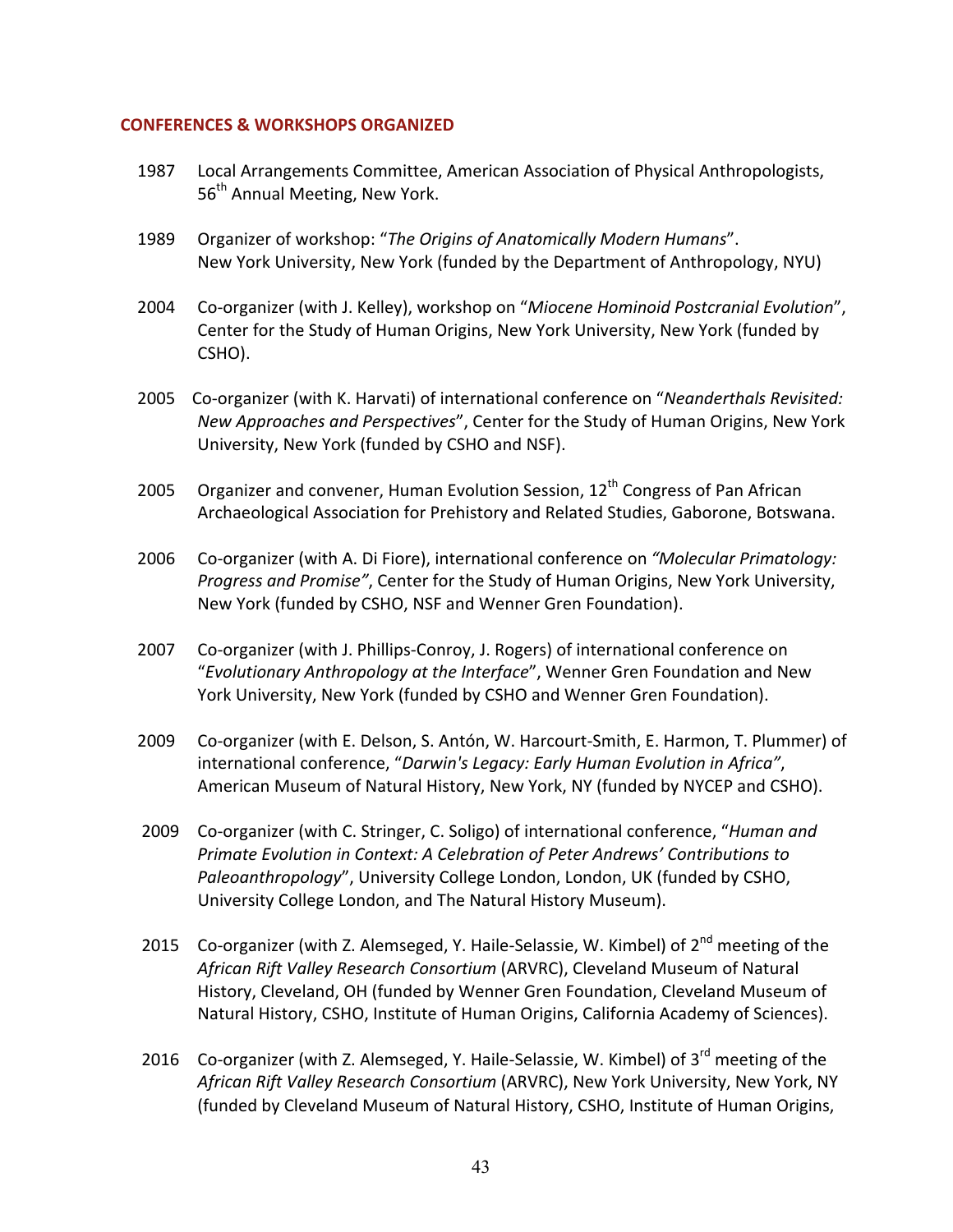## CONFERENCES & WORKSHOPS ORGANIZED

1987 Local Arrangements Committee, American Association of Physical Anthropologists, 56th Annual Meeting, New York.

1989 Organizer of workshop: "*The Origins of Anatomically Modern Humans*". New York University, New York (funded by the Department of Anthropology, NYU)

2004 Co-organizer (with J. Kelley), workshop on "*Miocene Hominoid Postcranial Evolution*", Center for the Study of Human Origins, New York University, New York (funded by CSHO).

2005 Co-organizer (with K. Harvati) of international conference on "*Neanderthals Revisited: New Approaches and Perspectives*", Center for the Study of Human Origins, New York University, New York (funded by CSHO and NSF).

2005 Organizer and convener, Human Evolution Session, 12th Congress of Pan African Archaeological Association for Prehistory and Related Studies, Gaborone, Botswana.

2006 Co-organizer (with A. Di Fiore), international conference on *"Molecular Primatology: Progress and Promise"*, Center for the Study of Human Origins, New York University, New York (funded by CSHO, NSF and Wenner Gren Foundation).

2007 Co-organizer (with J. Phillips-Conroy, J. Rogers) of international conference on "*Evolutionary Anthropology at the Interface*", Wenner Gren Foundation and New York University, New York (funded by CSHO and Wenner Gren Foundation).

2009 Co-organizer (with E. Delson, S. Antón, W. Harcourt-Smith, E. Harmon, T. Plummer) of international conference, "*Darwin's Legacy: Early Human Evolution in Africa"*, American Museum of Natural History, New York, NY (funded by NYCEP and CSHO).

2009 Co-organizer (with C. Stringer, C. Soligo) of international conference, "*Human and Primate Evolution in Context: A Celebration of Peter Andrews' Contributions to Paleoanthropology*", University College London, London, UK (funded by CSHO, University College London, and The Natural History Museum).

2015 Co-organizer (with Z. Alemseged, Y. Haile-Selassie, W. Kimbel) of 2nd meeting of the *African Rift Valley Research Consortium* (ARVRC), Cleveland Museum of Natural History, Cleveland, OH (funded by Wenner Gren Foundation, Cleveland Museum of Natural History, CSHO, Institute of Human Origins, California Academy of Sciences).

2016 Co-organizer (with Z. Alemseged, Y. Haile-Selassie, W. Kimbel) of 3rd meeting of the *African Rift Valley Research Consortium* (ARVRC), New York University, New York, NY (funded by Cleveland Museum of Natural History, CSHO, Institute of Human Origins,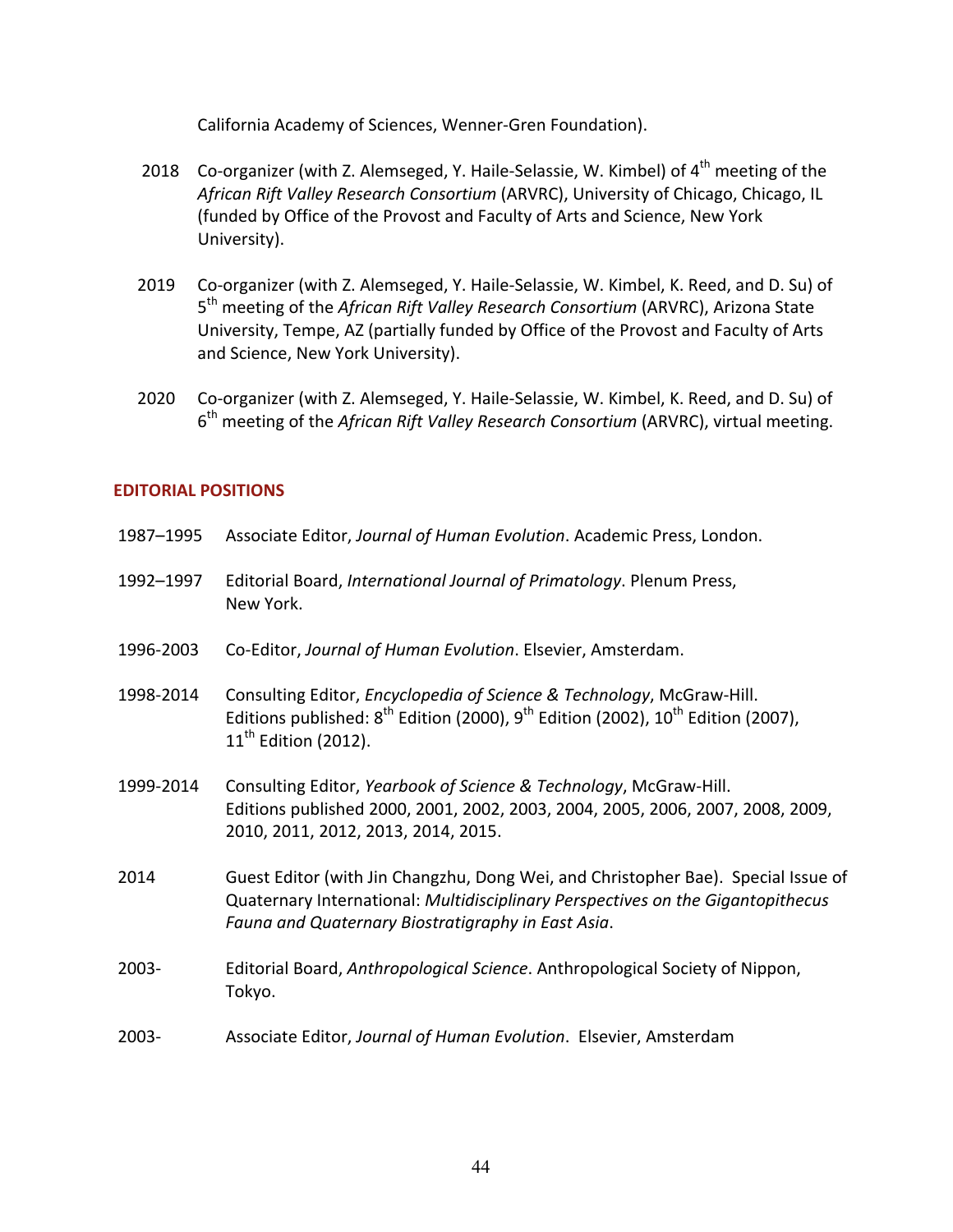California Academy of Sciences, Wenner-Gren Foundation).

2018 Co-organizer (with Z. Alemseged, Y. Haile-Selassie, W. Kimbel) of 4th meeting of the *African Rift Valley Research Consortium* (ARVRC), University of Chicago, Chicago, IL (funded by Office of the Provost and Faculty of Arts and Science, New York University).

2019 Co-organizer (with Z. Alemseged, Y. Haile-Selassie, W. Kimbel, K. Reed, and D. Su) of 5th meeting of the *African Rift Valley Research Consortium* (ARVRC), Arizona State University, Tempe, AZ (partially funded by Office of the Provost and Faculty of Arts and Science, New York University).

2020 Co-organizer (with Z. Alemseged, Y. Haile-Selassie, W. Kimbel, K. Reed, and D. Su) of 6th meeting of the *African Rift Valley Research Consortium* (ARVRC), virtual meeting.

## EDITORIAL POSITIONS

1987–1995 Associate Editor, *Journal of Human Evolution*. Academic Press, London.

1992–1997 Editorial Board, *International Journal of Primatology*. Plenum Press, New York.

1996-2003 Co-Editor, *Journal of Human Evolution*. Elsevier, Amsterdam.

1998-2014 Consulting Editor, *Encyclopedia of Science & Technology*, McGraw-Hill. Editions published: 8th Edition (2000), 9th Edition (2002), 10th Edition (2007), 11th Edition (2012).

1999-2014 Consulting Editor, *Yearbook of Science & Technology*, McGraw-Hill. Editions published 2000, 2001, 2002, 2003, 2004, 2005, 2006, 2007, 2008, 2009, 2010, 2011, 2012, 2013, 2014, 2015.

2014 Guest Editor (with Jin Changzhu, Dong Wei, and Christopher Bae). Special Issue of Quaternary International: *Multidisciplinary Perspectives on the Gigantopithecus Fauna and Quaternary Biostratigraphy in East Asia*.

2003- Editorial Board, *Anthropological Science*. Anthropological Society of Nippon, Tokyo.

2003- Associate Editor, *Journal of Human Evolution*. Elsevier, Amsterdam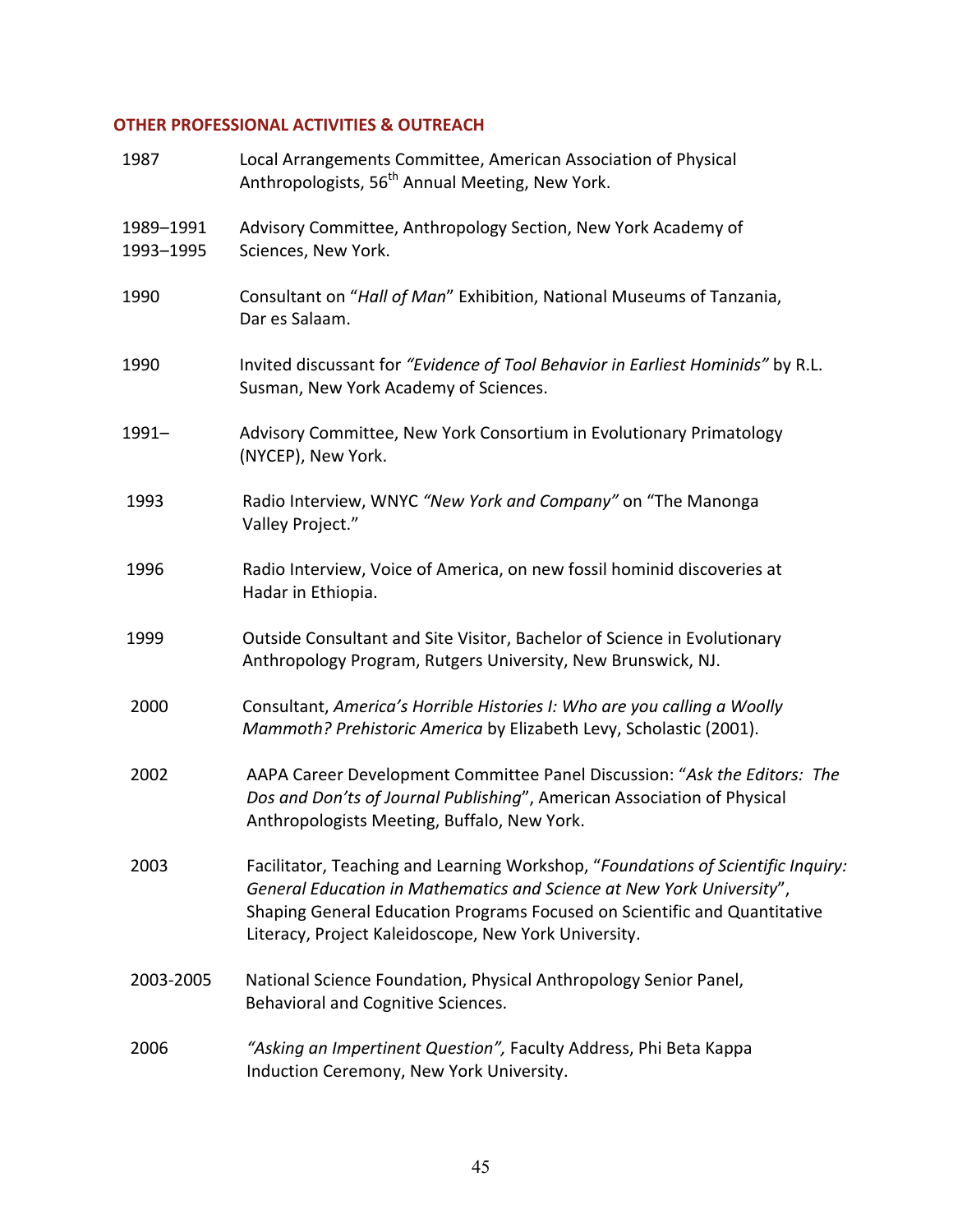## OTHER PROFESSIONAL ACTIVITIES & OUTREACH

| | |
|---|---|
| 1987 | Local Arrangements Committee, American Association of Physical Anthropologists, 56th Annual Meeting, New York. |
| 1989–1991<br>1993–1995 | Advisory Committee, Anthropology Section, New York Academy of Sciences, New York. |
| 1990 | Consultant on "*Hall of Man*" Exhibition, National Museums of Tanzania, Dar es Salaam. |
| 1990 | Invited discussant for *"Evidence of Tool Behavior in Earliest Hominids"* by R.L. Susman, New York Academy of Sciences. |
| 1991– | Advisory Committee, New York Consortium in Evolutionary Primatology (NYCEP), New York. |
| 1993 | Radio Interview, WNYC *"New York and Company"* on "The Manonga Valley Project." |
| 1996 | Radio Interview, Voice of America, on new fossil hominid discoveries at Hadar in Ethiopia. |
| 1999 | Outside Consultant and Site Visitor, Bachelor of Science in Evolutionary Anthropology Program, Rutgers University, New Brunswick, NJ. |
| 2000 | Consultant, *America's Horrible Histories I: Who are you calling a Woolly Mammoth? Prehistoric America* by Elizabeth Levy, Scholastic (2001). |
| 2002 | AAPA Career Development Committee Panel Discussion: "*Ask the Editors: The Dos and Don'ts of Journal Publishing*", American Association of Physical Anthropologists Meeting, Buffalo, New York. |
| 2003 | Facilitator, Teaching and Learning Workshop, "*Foundations of Scientific Inquiry: General Education in Mathematics and Science at New York University*", Shaping General Education Programs Focused on Scientific and Quantitative Literacy, Project Kaleidoscope, New York University. |
| 2003-2005 | National Science Foundation, Physical Anthropology Senior Panel, Behavioral and Cognitive Sciences. |
| 2006 | *"Asking an Impertinent Question",* Faculty Address, Phi Beta Kappa Induction Ceremony, New York University. |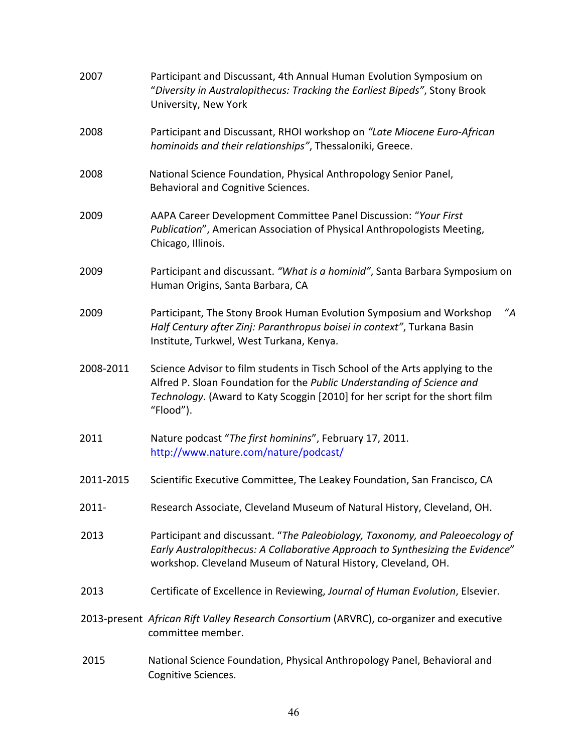2007 — Participant and Discussant, 4th Annual Human Evolution Symposium on "*Diversity in Australopithecus: Tracking the Earliest Bipeds"*, Stony Brook University, New York

2008 — Participant and Discussant, RHOI workshop on *"Late Miocene Euro-African hominoids and their relationships"*, Thessaloniki, Greece.

2008 — National Science Foundation, Physical Anthropology Senior Panel, Behavioral and Cognitive Sciences.

2009 — AAPA Career Development Committee Panel Discussion: "*Your First Publication*", American Association of Physical Anthropologists Meeting, Chicago, Illinois.

2009 — Participant and discussant. *"What is a hominid"*, Santa Barbara Symposium on Human Origins, Santa Barbara, CA

2009 — Participant, The Stony Brook Human Evolution Symposium and Workshop "*A Half Century after Zinj: Paranthropus boisei in context"*, Turkana Basin Institute, Turkwel, West Turkana, Kenya.

2008-2011 — Science Advisor to film students in Tisch School of the Arts applying to the Alfred P. Sloan Foundation for the *Public Understanding of Science and Technology*. (Award to Katy Scoggin [2010] for her script for the short film "Flood").

2011 — Nature podcast "*The first hominins*", February 17, 2011. http://www.nature.com/nature/podcast/

2011-2015 — Scientific Executive Committee, The Leakey Foundation, San Francisco, CA

2011- — Research Associate, Cleveland Museum of Natural History, Cleveland, OH.

2013 — Participant and discussant. "*The Paleobiology, Taxonomy, and Paleoecology of Early Australopithecus: A Collaborative Approach to Synthesizing the Evidence*" workshop. Cleveland Museum of Natural History, Cleveland, OH.

2013 — Certificate of Excellence in Reviewing, *Journal of Human Evolution*, Elsevier.

2013-present — *African Rift Valley Research Consortium* (ARVRC), co-organizer and executive committee member.

2015 — National Science Foundation, Physical Anthropology Panel, Behavioral and Cognitive Sciences.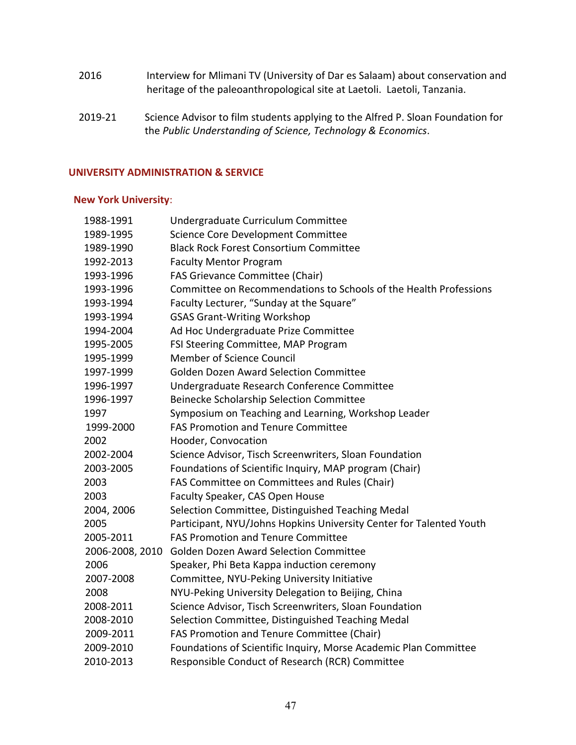2016 Interview for Mlimani TV (University of Dar es Salaam) about conservation and heritage of the paleoanthropological site at Laetoli. Laetoli, Tanzania.

2019-21 Science Advisor to film students applying to the Alfred P. Sloan Foundation for the *Public Understanding of Science, Technology & Economics*.

## UNIVERSITY ADMINISTRATION & SERVICE

### New York University:

| | |
|---|---|
| 1988-1991 | Undergraduate Curriculum Committee |
| 1989-1995 | Science Core Development Committee |
| 1989-1990 | Black Rock Forest Consortium Committee |
| 1992-2013 | Faculty Mentor Program |
| 1993-1996 | FAS Grievance Committee (Chair) |
| 1993-1996 | Committee on Recommendations to Schools of the Health Professions |
| 1993-1994 | Faculty Lecturer, "Sunday at the Square" |
| 1993-1994 | GSAS Grant-Writing Workshop |
| 1994-2004 | Ad Hoc Undergraduate Prize Committee |
| 1995-2005 | FSI Steering Committee, MAP Program |
| 1995-1999 | Member of Science Council |
| 1997-1999 | Golden Dozen Award Selection Committee |
| 1996-1997 | Undergraduate Research Conference Committee |
| 1996-1997 | Beinecke Scholarship Selection Committee |
| 1997 | Symposium on Teaching and Learning, Workshop Leader |
| 1999-2000 | FAS Promotion and Tenure Committee |
| 2002 | Hooder, Convocation |
| 2002-2004 | Science Advisor, Tisch Screenwriters, Sloan Foundation |
| 2003-2005 | Foundations of Scientific Inquiry, MAP program (Chair) |
| 2003 | FAS Committee on Committees and Rules (Chair) |
| 2003 | Faculty Speaker, CAS Open House |
| 2004, 2006 | Selection Committee, Distinguished Teaching Medal |
| 2005 | Participant, NYU/Johns Hopkins University Center for Talented Youth |
| 2005-2011 | FAS Promotion and Tenure Committee |
| 2006-2008, 2010 | Golden Dozen Award Selection Committee |
| 2006 | Speaker, Phi Beta Kappa induction ceremony |
| 2007-2008 | Committee, NYU-Peking University Initiative |
| 2008 | NYU-Peking University Delegation to Beijing, China |
| 2008-2011 | Science Advisor, Tisch Screenwriters, Sloan Foundation |
| 2008-2010 | Selection Committee, Distinguished Teaching Medal |
| 2009-2011 | FAS Promotion and Tenure Committee (Chair) |
| 2009-2010 | Foundations of Scientific Inquiry, Morse Academic Plan Committee |
| 2010-2013 | Responsible Conduct of Research (RCR) Committee |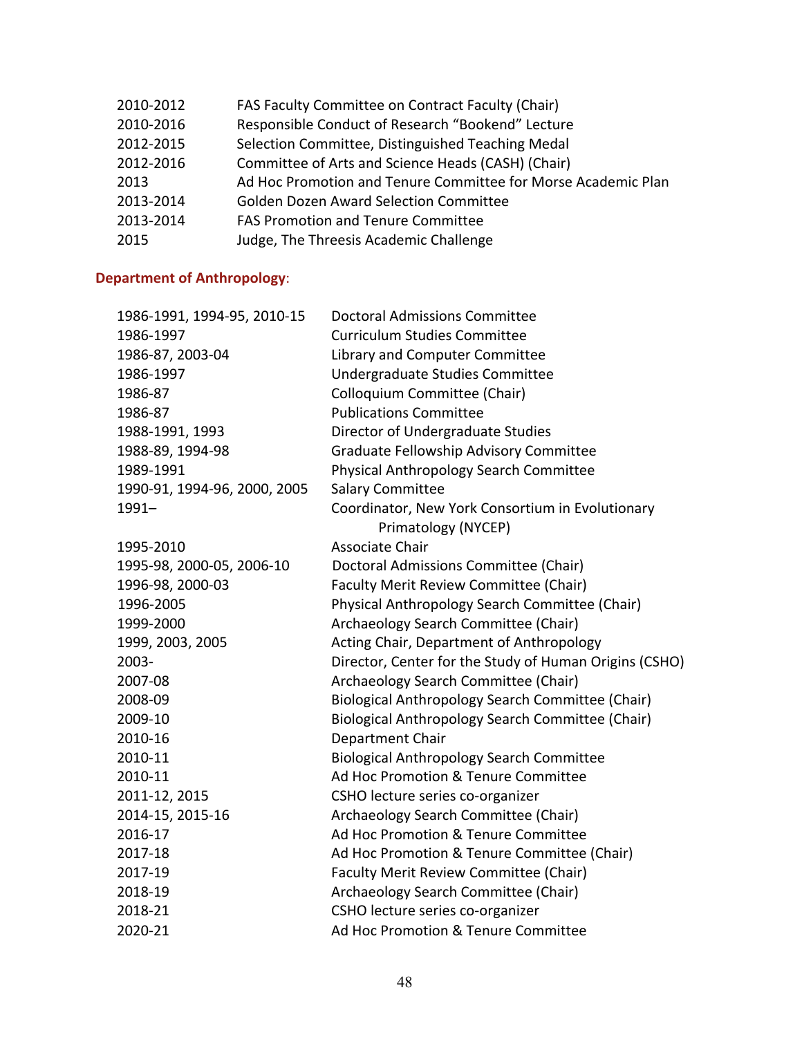| | |
|---|---|
| 2010-2012 | FAS Faculty Committee on Contract Faculty (Chair) |
| 2010-2016 | Responsible Conduct of Research "Bookend" Lecture |
| 2012-2015 | Selection Committee, Distinguished Teaching Medal |
| 2012-2016 | Committee of Arts and Science Heads (CASH) (Chair) |
| 2013 | Ad Hoc Promotion and Tenure Committee for Morse Academic Plan |
| 2013-2014 | Golden Dozen Award Selection Committee |
| 2013-2014 | FAS Promotion and Tenure Committee |
| 2015 | Judge, The Threesis Academic Challenge |

**Department of Anthropology**:

| | |
|---|---|
| 1986-1991, 1994-95, 2010-15 | Doctoral Admissions Committee |
| 1986-1997 | Curriculum Studies Committee |
| 1986-87, 2003-04 | Library and Computer Committee |
| 1986-1997 | Undergraduate Studies Committee |
| 1986-87 | Colloquium Committee (Chair) |
| 1986-87 | Publications Committee |
| 1988-1991, 1993 | Director of Undergraduate Studies |
| 1988-89, 1994-98 | Graduate Fellowship Advisory Committee |
| 1989-1991 | Physical Anthropology Search Committee |
| 1990-91, 1994-96, 2000, 2005 | Salary Committee |
| 1991– | Coordinator, New York Consortium in Evolutionary Primatology (NYCEP) |
| 1995-2010 | Associate Chair |
| 1995-98, 2000-05, 2006-10 | Doctoral Admissions Committee (Chair) |
| 1996-98, 2000-03 | Faculty Merit Review Committee (Chair) |
| 1996-2005 | Physical Anthropology Search Committee (Chair) |
| 1999-2000 | Archaeology Search Committee (Chair) |
| 1999, 2003, 2005 | Acting Chair, Department of Anthropology |
| 2003- | Director, Center for the Study of Human Origins (CSHO) |
| 2007-08 | Archaeology Search Committee (Chair) |
| 2008-09 | Biological Anthropology Search Committee (Chair) |
| 2009-10 | Biological Anthropology Search Committee (Chair) |
| 2010-16 | Department Chair |
| 2010-11 | Biological Anthropology Search Committee |
| 2010-11 | Ad Hoc Promotion & Tenure Committee |
| 2011-12, 2015 | CSHO lecture series co-organizer |
| 2014-15, 2015-16 | Archaeology Search Committee (Chair) |
| 2016-17 | Ad Hoc Promotion & Tenure Committee |
| 2017-18 | Ad Hoc Promotion & Tenure Committee (Chair) |
| 2017-19 | Faculty Merit Review Committee (Chair) |
| 2018-19 | Archaeology Search Committee (Chair) |
| 2018-21 | CSHO lecture series co-organizer |
| 2020-21 | Ad Hoc Promotion & Tenure Committee |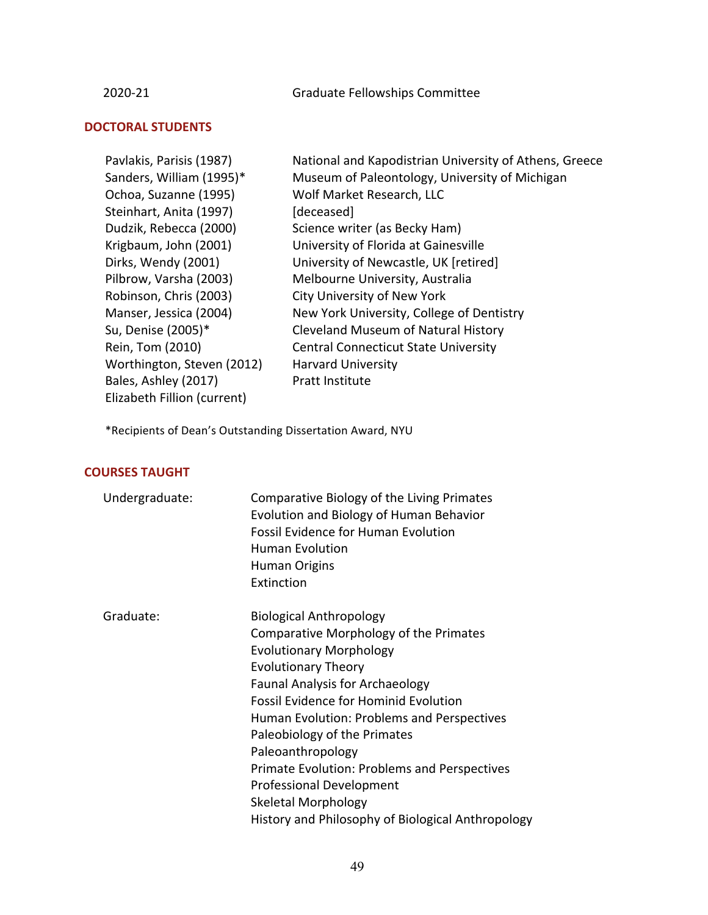| | |
|---|---|
| 2020-21 | Graduate Fellowships Committee |

## DOCTORAL STUDENTS

| | |
|---|---|
| Pavlakis, Parisis (1987) | National and Kapodistrian University of Athens, Greece |
| Sanders, William (1995)* | Museum of Paleontology, University of Michigan |
| Ochoa, Suzanne (1995) | Wolf Market Research, LLC |
| Steinhart, Anita (1997) | [deceased] |
| Dudzik, Rebecca (2000) | Science writer (as Becky Ham) |
| Krigbaum, John (2001) | University of Florida at Gainesville |
| Dirks, Wendy (2001) | University of Newcastle, UK [retired] |
| Pilbrow, Varsha (2003) | Melbourne University, Australia |
| Robinson, Chris (2003) | City University of New York |
| Manser, Jessica (2004) | New York University, College of Dentistry |
| Su, Denise (2005)* | Cleveland Museum of Natural History |
| Rein, Tom (2010) | Central Connecticut State University |
| Worthington, Steven (2012) | Harvard University |
| Bales, Ashley (2017) | Pratt Institute |
| Elizabeth Fillion (current) | |

*Recipients of Dean's Outstanding Dissertation Award, NYU

## COURSES TAUGHT

Undergraduate:

- Comparative Biology of the Living Primates
- Evolution and Biology of Human Behavior
- Fossil Evidence for Human Evolution
- Human Evolution
- Human Origins
- Extinction

Graduate:

- Biological Anthropology
- Comparative Morphology of the Primates
- Evolutionary Morphology
- Evolutionary Theory
- Faunal Analysis for Archaeology
- Fossil Evidence for Hominid Evolution
- Human Evolution: Problems and Perspectives
- Paleobiology of the Primates
- Paleoanthropology
- Primate Evolution: Problems and Perspectives
- Professional Development
- Skeletal Morphology
- History and Philosophy of Biological Anthropology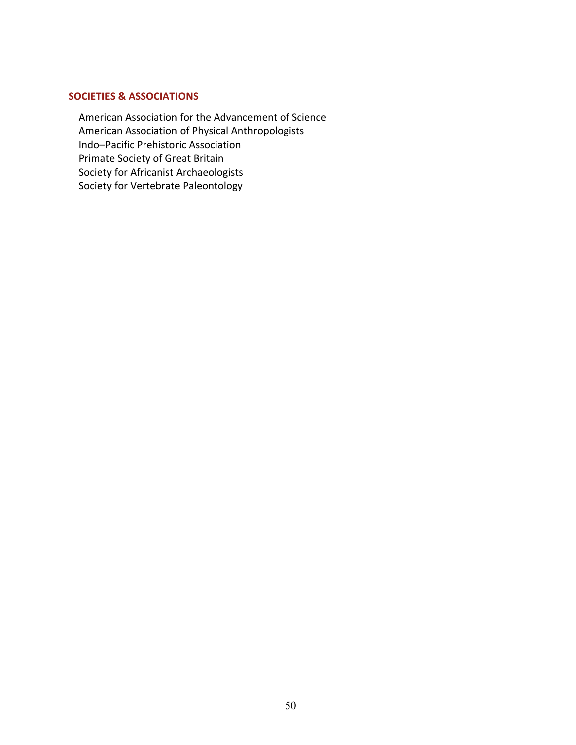## SOCIETIES & ASSOCIATIONS

American Association for the Advancement of Science
American Association of Physical Anthropologists
Indo–Pacific Prehistoric Association
Primate Society of Great Britain
Society for Africanist Archaeologists
Society for Vertebrate Paleontology